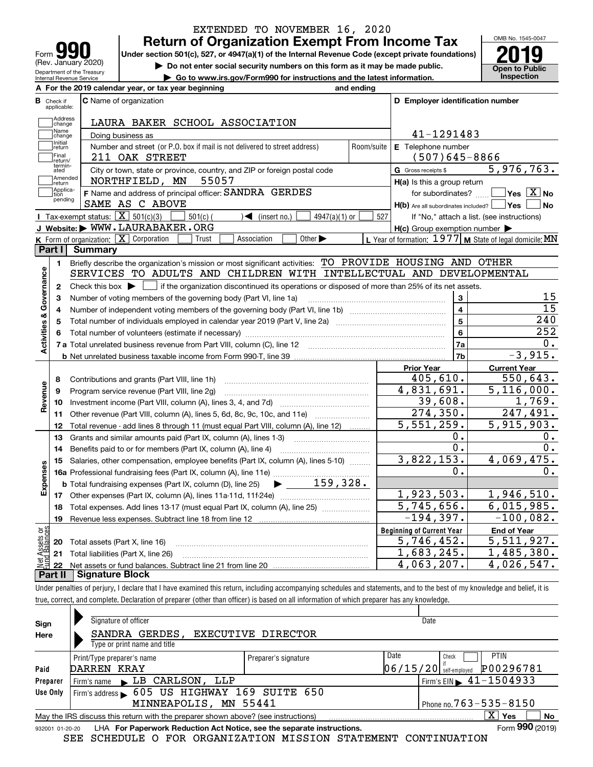EXTENDED TO NOVEMBER 16, 2020

# Form 990 — Return of Organization Exempt From Income Tax

Form **990** (Rev. January 2020) Department of the Treasury Internal Revenue Service

Under section 501(c), 527, or 4947(a)(1) of the Internal Revenue Code (except private foundations)

▶ Do not enter social security numbers on this form as it may be made public.

▶ Go to www.irs.gov/Form990 for instructions and the latest information.

OMB No. 1545-0047 — **2019** — Open to Public Inspection

**A** For the 2019 calendar year, or tax year beginning and ending

**B** Check if applicable: Address change, Name change, Initial return, Final return/terminated, Amended return, Application pending

**C** Name of organization: LAURA BAKER SCHOOL ASSOCIATION

Doing business as

Number and street (or P.O. box if mail is not delivered to street address): 211 OAK STREET — Room/suite

City or town, state or province, country, and ZIP or foreign postal code: NORTHFIELD, MN 55057

**D** Employer identification number: 41-1291483

**E** Telephone number: (507)645-8866

**G** Gross receipts $ 5,976,763.

**F** Name and address of principal officer: SANDRA GERDES, SAME AS C ABOVE

**H(a)** Is this a group return for subordinates? ☐ Yes ☒ No

**H(b)** Are all subordinates included? ☐ Yes ☐ No — If "No," attach a list. (see instructions)

**H(c)** Group exemption number ▶

**I** Tax-exempt status: ☒ 501(c)(3) ☐ 501(c) ( ) ◀ (insert no.) ☐ 4947(a)(1) or ☐ 527

**J** Website: ▶ WWW.LAURABAKER.ORG

**K** Form of organization: ☒ Corporation ☐ Trust ☐ Association ☐ Other ▶

**L** Year of formation: 1977 **M** State of legal domicile: MN

## Part I Summary

**Activities & Governance**

1. Briefly describe the organization's mission or most significant activities: TO PROVIDE HOUSING AND OTHER SERVICES TO ADULTS AND CHILDREN WITH INTELLECTUAL AND DEVELOPMENTAL
2. Check this box ▶ ☐ if the organization discontinued its operations or disposed of more than 25% of its net assets.

| Line | Description | No. | Value |
|---|---|---|---|
| 3 | Number of voting members of the governing body (Part VI, line 1a) | 3 | 15 |
| 4 | Number of independent voting members of the governing body (Part VI, line 1b) | 4 | 15 |
| 5 | Total number of individuals employed in calendar year 2019 (Part V, line 2a) | 5 | 240 |
| 6 | Total number of volunteers (estimate if necessary) | 6 | 252 |
| 7a | Total unrelated business revenue from Part VIII, column (C), line 12 | 7a | 0. |
| 7b | Net unrelated business taxable income from Form 990-T, line 39 | 7b | -3,915. |

| Line | Description | Prior Year | Current Year |
|---|---|---|---|
| **Revenue** | | | |
| 8 | Contributions and grants (Part VIII, line 1h) | 405,610. | 550,643. |
| 9 | Program service revenue (Part VIII, line 2g) | 4,831,691. | 5,116,000. |
| 10 | Investment income (Part VIII, column (A), lines 3, 4, and 7d) | 39,608. | 1,769. |
| 11 | Other revenue (Part VIII, column (A), lines 5, 6d, 8c, 9c, 10c, and 11e) | 274,350. | 247,491. |
| 12 | Total revenue - add lines 8 through 11 (must equal Part VIII, column (A), line 12) | 5,551,259. | 5,915,903. |
| **Expenses** | | | |
| 13 | Grants and similar amounts paid (Part IX, column (A), lines 1-3) | 0. | 0. |
| 14 | Benefits paid to or for members (Part IX, column (A), line 4) | 0. | 0. |
| 15 | Salaries, other compensation, employee benefits (Part IX, column (A), lines 5-10) | 3,822,153. | 4,069,475. |
| 16a | Professional fundraising fees (Part IX, column (A), line 11e) | 0. | 0. |
| b | Total fundraising expenses (Part IX, column (D), line 25) ▶ 159,328. | | |
| 17 | Other expenses (Part IX, column (A), lines 11a-11d, 11f-24e) | 1,923,503. | 1,946,510. |
| 18 | Total expenses. Add lines 13-17 (must equal Part IX, column (A), line 25) | 5,745,656. | 6,015,985. |
| 19 | Revenue less expenses. Subtract line 18 from line 12 | -194,397. | -100,082. |
| **Net Assets or Fund Balances** | | **Beginning of Current Year** | **End of Year** |
| 20 | Total assets (Part X, line 16) | 5,746,452. | 5,511,927. |
| 21 | Total liabilities (Part X, line 26) | 1,683,245. | 1,485,380. |
| 22 | Net assets or fund balances. Subtract line 21 from line 20 | 4,063,207. | 4,026,547. |

## Part II Signature Block

Under penalties of perjury, I declare that I have examined this return, including accompanying schedules and statements, and to the best of my knowledge and belief, it is true, correct, and complete. Declaration of preparer (other than officer) is based on all information of which preparer has any knowledge.

**Sign Here**

Signature of officer — Date

SANDRA GERDES, EXECUTIVE DIRECTOR

Type or print name and title

**Paid Preparer Use Only**

| Print/Type preparer's name | Preparer's signature | Date | Check if self-employed | PTIN |
|---|---|---|---|---|
| DARREN KRAY | | 06/15/20 | ☐ | P00296781 |

Firm's name ▶ LB CARLSON, LLP — Firm's EIN ▶ 41-1504933

Firm's address ▶ 605 US HIGHWAY 169 SUITE 650, MINNEAPOLIS, MN 55441 — Phone no. 763-535-8150

May the IRS discuss this return with the preparer shown above? (see instructions) ☒ Yes ☐ No

932001 01-20-20 LHA **For Paperwork Reduction Act Notice, see the separate instructions.** Form **990** (2019)

SEE SCHEDULE O FOR ORGANIZATION MISSION STATEMENT CONTINUATION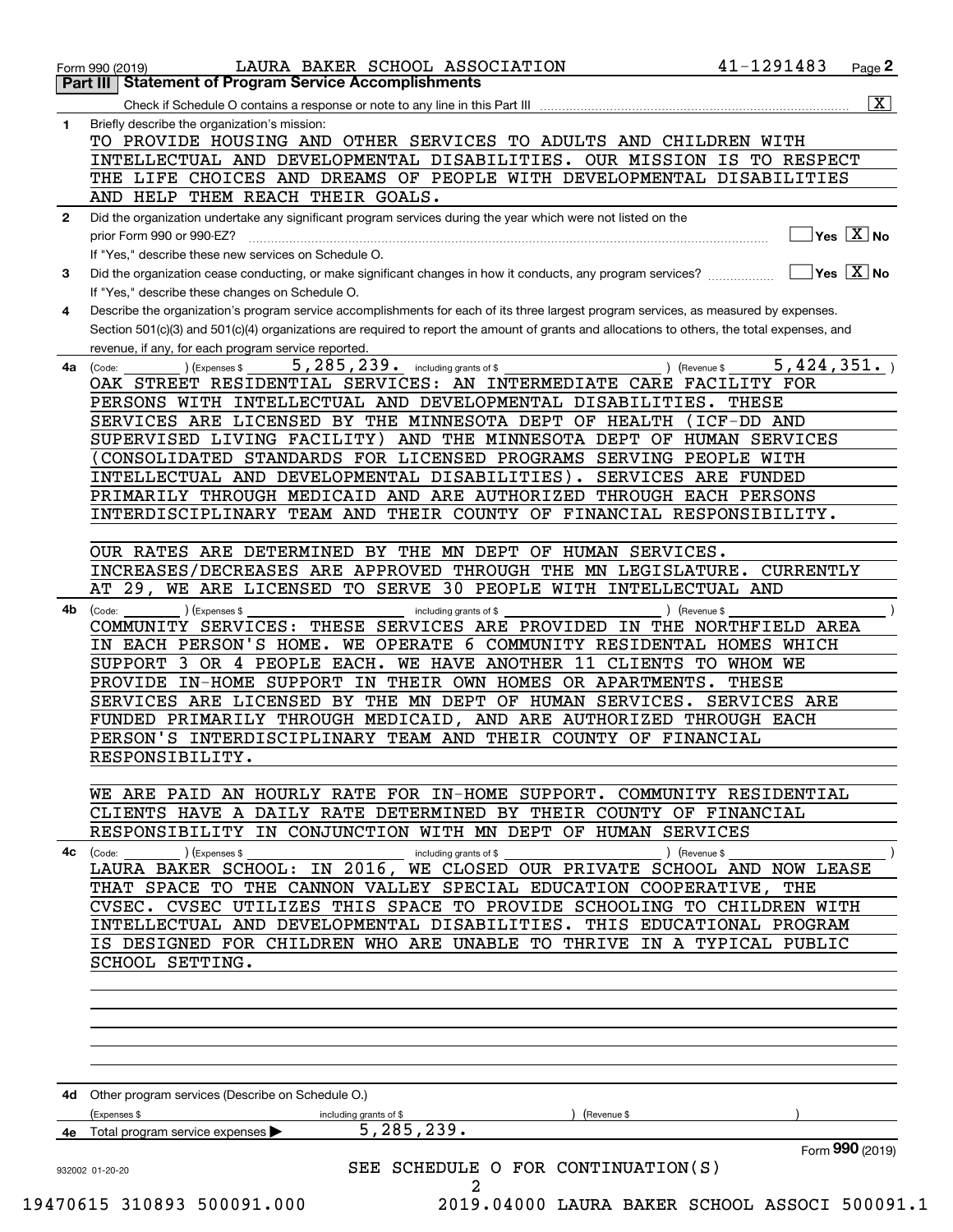Form 990 (2019) LAURA BAKER SCHOOL ASSOCIATION 41-1291483 Page **2**

## Part III Statement of Program Service Accomplishments

Check if Schedule O contains a response or note to any line in this Part III [X]

**1** Briefly describe the organization's mission:

TO PROVIDE HOUSING AND OTHER SERVICES TO ADULTS AND CHILDREN WITH INTELLECTUAL AND DEVELOPMENTAL DISABILITIES. OUR MISSION IS TO RESPECT THE LIFE CHOICES AND DREAMS OF PEOPLE WITH DEVELOPMENTAL DISABILITIES AND HELP THEM REACH THEIR GOALS.

**2** Did the organization undertake any significant program services during the year which were not listed on the prior Form 990 or 990-EZ? [ ] Yes [X] No

If "Yes," describe these new services on Schedule O.

**3** Did the organization cease conducting, or make significant changes in how it conducts, any program services? [ ] Yes [X] No

If "Yes," describe these changes on Schedule O.

**4** Describe the organization's program service accomplishments for each of its three largest program services, as measured by expenses. Section 501(c)(3) and 501(c)(4) organizations are required to report the amount of grants and allocations to others, the total expenses, and revenue, if any, for each program service reported.

**4a** (Code: ) (Expenses $ 5,285,239. including grants of $ ) (Revenue $ 5,424,351. )

OAK STREET RESIDENTIAL SERVICES: AN INTERMEDIATE CARE FACILITY FOR PERSONS WITH INTELLECTUAL AND DEVELOPMENTAL DISABILITIES. THESE SERVICES ARE LICENSED BY THE MINNESOTA DEPT OF HEALTH (ICF-DD AND SUPERVISED LIVING FACILITY) AND THE MINNESOTA DEPT OF HUMAN SERVICES (CONSOLIDATED STANDARDS FOR LICENSED PROGRAMS SERVING PEOPLE WITH INTELLECTUAL AND DEVELOPMENTAL DISABILITIES). SERVICES ARE FUNDED PRIMARILY THROUGH MEDICAID AND ARE AUTHORIZED THROUGH EACH PERSONS INTERDISCIPLINARY TEAM AND THEIR COUNTY OF FINANCIAL RESPONSIBILITY.

OUR RATES ARE DETERMINED BY THE MN DEPT OF HUMAN SERVICES. INCREASES/DECREASES ARE APPROVED THROUGH THE MN LEGISLATURE. CURRENTLY AT 29, WE ARE LICENSED TO SERVE 30 PEOPLE WITH INTELLECTUAL AND

**4b** (Code: ) (Expenses $ including grants of $ ) (Revenue $ )

COMMUNITY SERVICES: THESE SERVICES ARE PROVIDED IN THE NORTHFIELD AREA IN EACH PERSON'S HOME. WE OPERATE 6 COMMUNITY RESIDENTAL HOMES WHICH SUPPORT 3 OR 4 PEOPLE EACH. WE HAVE ANOTHER 11 CLIENTS TO WHOM WE PROVIDE IN-HOME SUPPORT IN THEIR OWN HOMES OR APARTMENTS. THESE SERVICES ARE LICENSED BY THE MN DEPT OF HUMAN SERVICES. SERVICES ARE FUNDED PRIMARILY THROUGH MEDICAID, AND ARE AUTHORIZED THROUGH EACH PERSON'S INTERDISCIPLINARY TEAM AND THEIR COUNTY OF FINANCIAL RESPONSIBILITY.

WE ARE PAID AN HOURLY RATE FOR IN-HOME SUPPORT. COMMUNITY RESIDENTIAL CLIENTS HAVE A DAILY RATE DETERMINED BY THEIR COUNTY OF FINANCIAL RESPONSIBILITY IN CONJUNCTION WITH MN DEPT OF HUMAN SERVICES

**4c** (Code: ) (Expenses $ including grants of $ ) (Revenue $ )

LAURA BAKER SCHOOL: IN 2016, WE CLOSED OUR PRIVATE SCHOOL AND NOW LEASE THAT SPACE TO THE CANNON VALLEY SPECIAL EDUCATION COOPERATIVE, THE CVSEC. CVSEC UTILIZES THIS SPACE TO PROVIDE SCHOOLING TO CHILDREN WITH INTELLECTUAL AND DEVELOPMENTAL DISABILITIES. THIS EDUCATIONAL PROGRAM IS DESIGNED FOR CHILDREN WHO ARE UNABLE TO THRIVE IN A TYPICAL PUBLIC SCHOOL SETTING.

**4d** Other program services (Describe on Schedule O.)

(Expenses $ including grants of $ ) (Revenue $ )

**4e** Total program service expenses ▶ 5,285,239.

Form **990** (2019)

SEE SCHEDULE O FOR CONTINUATION(S)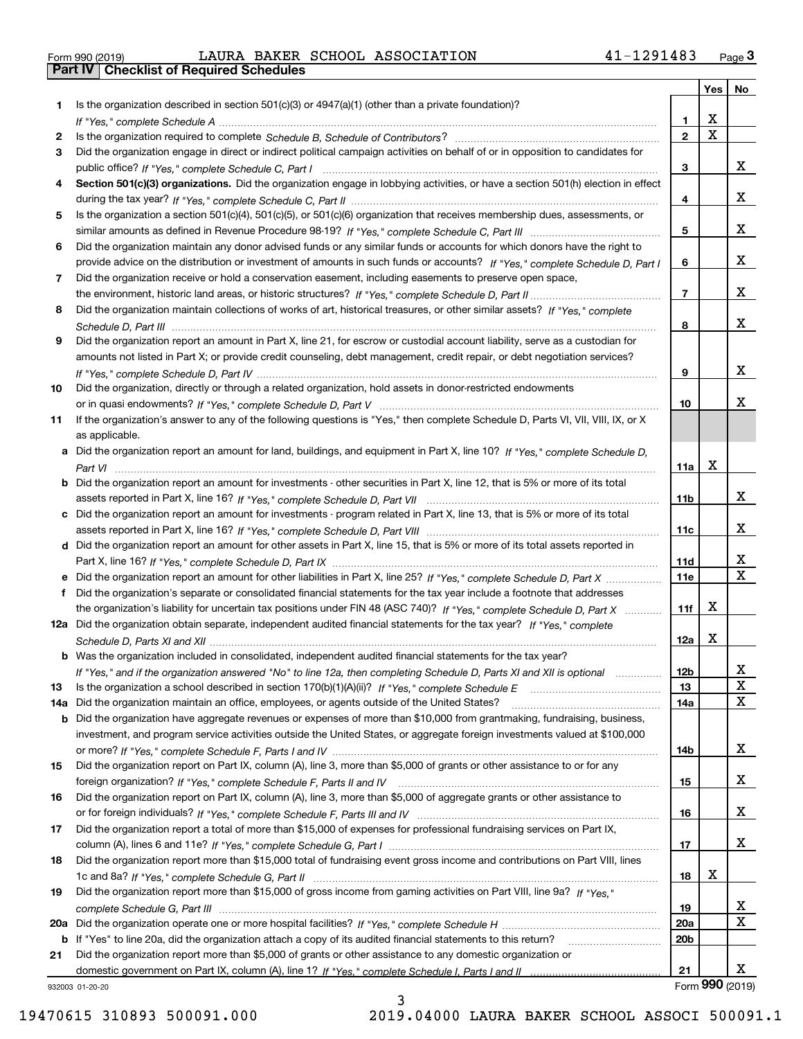Form 990 (2019) LAURA BAKER SCHOOL ASSOCIATION 41-1291483 Page 3

## Part IV Checklist of Required Schedules

| | | | Yes | No |
|---|---|---|---|---|
| 1 | Is the organization described in section 501(c)(3) or 4947(a)(1) (other than a private foundation)? *If "Yes," complete Schedule A* | 1 | X | |
| 2 | Is the organization required to complete *Schedule B, Schedule of Contributors*? | 2 | X | |
| 3 | Did the organization engage in direct or indirect political campaign activities on behalf of or in opposition to candidates for public office? *If "Yes," complete Schedule C, Part I* | 3 | | X |
| 4 | **Section 501(c)(3) organizations.** Did the organization engage in lobbying activities, or have a section 501(h) election in effect during the tax year? *If "Yes," complete Schedule C, Part II* | 4 | | X |
| 5 | Is the organization a section 501(c)(4), 501(c)(5), or 501(c)(6) organization that receives membership dues, assessments, or similar amounts as defined in Revenue Procedure 98-19? *If "Yes," complete Schedule C, Part III* | 5 | | X |
| 6 | Did the organization maintain any donor advised funds or any similar funds or accounts for which donors have the right to provide advice on the distribution or investment of amounts in such funds or accounts? *If "Yes," complete Schedule D, Part I* | 6 | | X |
| 7 | Did the organization receive or hold a conservation easement, including easements to preserve open space, the environment, historic land areas, or historic structures? *If "Yes," complete Schedule D, Part II* | 7 | | X |
| 8 | Did the organization maintain collections of works of art, historical treasures, or other similar assets? *If "Yes," complete Schedule D, Part III* | 8 | | X |
| 9 | Did the organization report an amount in Part X, line 21, for escrow or custodial account liability, serve as a custodian for amounts not listed in Part X; or provide credit counseling, debt management, credit repair, or debt negotiation services? *If "Yes," complete Schedule D, Part IV* | 9 | | X |
| 10 | Did the organization, directly or through a related organization, hold assets in donor-restricted endowments or in quasi endowments? *If "Yes," complete Schedule D, Part V* | 10 | | X |
| 11 | If the organization's answer to any of the following questions is "Yes," then complete Schedule D, Parts VI, VII, VIII, IX, or X as applicable. | | | |
| a | Did the organization report an amount for land, buildings, and equipment in Part X, line 10? *If "Yes," complete Schedule D, Part VI* | 11a | X | |
| b | Did the organization report an amount for investments - other securities in Part X, line 12, that is 5% or more of its total assets reported in Part X, line 16? *If "Yes," complete Schedule D, Part VII* | 11b | | X |
| c | Did the organization report an amount for investments - program related in Part X, line 13, that is 5% or more of its total assets reported in Part X, line 16? *If "Yes," complete Schedule D, Part VIII* | 11c | | X |
| d | Did the organization report an amount for other assets in Part X, line 15, that is 5% or more of its total assets reported in Part X, line 16? *If "Yes," complete Schedule D, Part IX* | 11d | | X |
| e | Did the organization report an amount for other liabilities in Part X, line 25? *If "Yes," complete Schedule D, Part X* | 11e | | X |
| f | Did the organization's separate or consolidated financial statements for the tax year include a footnote that addresses the organization's liability for uncertain tax positions under FIN 48 (ASC 740)? *If "Yes," complete Schedule D, Part X* | 11f | X | |
| 12a | Did the organization obtain separate, independent audited financial statements for the tax year? *If "Yes," complete Schedule D, Parts XI and XII* | 12a | X | |
| b | Was the organization included in consolidated, independent audited financial statements for the tax year? *If "Yes," and if the organization answered "No" to line 12a, then completing Schedule D, Parts XI and XII is optional* | 12b | | X |
| 13 | Is the organization a school described in section 170(b)(1)(A)(ii)? *If "Yes," complete Schedule E* | 13 | | X |
| 14a | Did the organization maintain an office, employees, or agents outside of the United States? | 14a | | X |
| b | Did the organization have aggregate revenues or expenses of more than $10,000 from grantmaking, fundraising, business, investment, and program service activities outside the United States, or aggregate foreign investments valued at $100,000 or more? *If "Yes," complete Schedule F, Parts I and IV* | 14b | | X |
| 15 | Did the organization report on Part IX, column (A), line 3, more than $5,000 of grants or other assistance to or for any foreign organization? *If "Yes," complete Schedule F, Parts II and IV* | 15 | | X |
| 16 | Did the organization report on Part IX, column (A), line 3, more than $5,000 of aggregate grants or other assistance to or for foreign individuals? *If "Yes," complete Schedule F, Parts III and IV* | 16 | | X |
| 17 | Did the organization report a total of more than $15,000 of expenses for professional fundraising services on Part IX, column (A), lines 6 and 11e? *If "Yes," complete Schedule G, Part I* | 17 | | X |
| 18 | Did the organization report more than $15,000 total of fundraising event gross income and contributions on Part VIII, lines 1c and 8a? *If "Yes," complete Schedule G, Part II* | 18 | X | |
| 19 | Did the organization report more than $15,000 of gross income from gaming activities on Part VIII, line 9a? *If "Yes," complete Schedule G, Part III* | 19 | | X |
| 20a | Did the organization operate one or more hospital facilities? *If "Yes," complete Schedule H* | 20a | | X |
| b | If "Yes" to line 20a, did the organization attach a copy of its audited financial statements to this return? | 20b | | |
| 21 | Did the organization report more than $5,000 of grants or other assistance to any domestic organization or domestic government on Part IX, column (A), line 1? *If "Yes," complete Schedule I, Parts I and II* | 21 | | X |

932003 01-20-20

Form **990** (2019)

19470615 310893 500091.000 2019.04000 LAURA BAKER SCHOOL ASSOCI 500091.1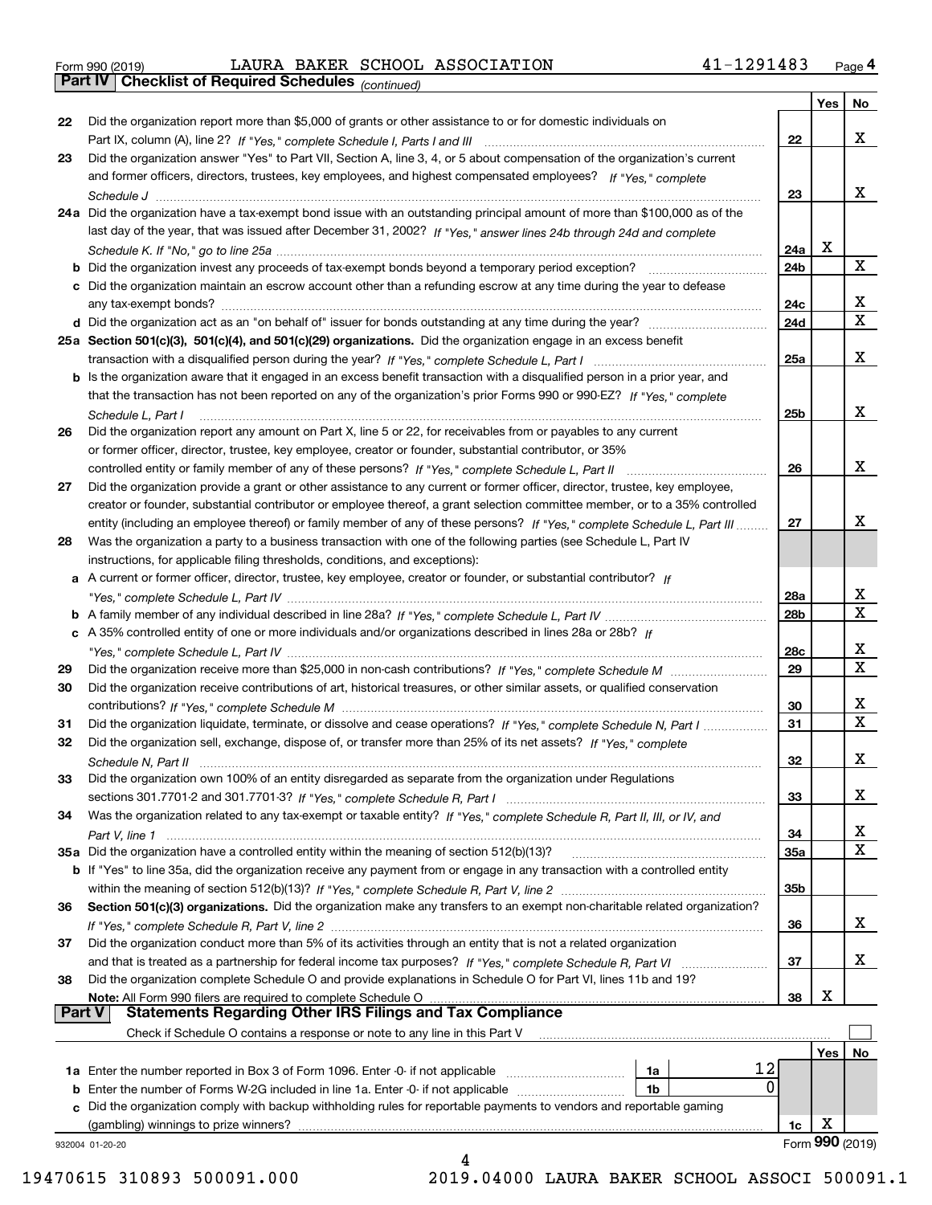Form 990 (2019) LAURA BAKER SCHOOL ASSOCIATION 41-1291483

## Part IV Checklist of Required Schedules *(continued)*

| | | | Yes | No |
|---|---|---|---|---|
| 22 | Did the organization report more than $5,000 of grants or other assistance to or for domestic individuals on Part IX, column (A), line 2? *If "Yes," complete Schedule I, Parts I and III* | 22 | | X |
| 23 | Did the organization answer "Yes" to Part VII, Section A, line 3, 4, or 5 about compensation of the organization's current and former officers, directors, trustees, key employees, and highest compensated employees? *If "Yes," complete Schedule J* | 23 | | X |
| 24a | Did the organization have a tax-exempt bond issue with an outstanding principal amount of more than $100,000 as of the last day of the year, that was issued after December 31, 2002? *If "Yes," answer lines 24b through 24d and complete Schedule K. If "No," go to line 25a* | 24a | X | |
| b | Did the organization invest any proceeds of tax-exempt bonds beyond a temporary period exception? | 24b | | X |
| c | Did the organization maintain an escrow account other than a refunding escrow at any time during the year to defease any tax-exempt bonds? | 24c | | X |
| d | Did the organization act as an "on behalf of" issuer for bonds outstanding at any time during the year? | 24d | | X |
| 25a | **Section 501(c)(3), 501(c)(4), and 501(c)(29) organizations.** Did the organization engage in an excess benefit transaction with a disqualified person during the year? *If "Yes," complete Schedule L, Part I* | 25a | | X |
| b | Is the organization aware that it engaged in an excess benefit transaction with a disqualified person in a prior year, and that the transaction has not been reported on any of the organization's prior Forms 990 or 990-EZ? *If "Yes," complete Schedule L, Part I* | 25b | | X |
| 26 | Did the organization report any amount on Part X, line 5 or 22, for receivables from or payables to any current or former officer, director, trustee, key employee, creator or founder, substantial contributor, or 35% controlled entity or family member of any of these persons? *If "Yes," complete Schedule L, Part II* | 26 | | X |
| 27 | Did the organization provide a grant or other assistance to any current or former officer, director, trustee, key employee, creator or founder, substantial contributor or employee thereof, a grant selection committee member, or to a 35% controlled entity (including an employee thereof) or family member of any of these persons? *If "Yes," complete Schedule L, Part III* | 27 | | X |
| 28 | Was the organization a party to a business transaction with one of the following parties (see Schedule L, Part IV instructions, for applicable filing thresholds, conditions, and exceptions): | | | |
| a | A current or former officer, director, trustee, key employee, creator or founder, or substantial contributor? *If "Yes," complete Schedule L, Part IV* | 28a | | X |
| b | A family member of any individual described in line 28a? *If "Yes," complete Schedule L, Part IV* | 28b | | X |
| c | A 35% controlled entity of one or more individuals and/or organizations described in lines 28a or 28b? *If "Yes," complete Schedule L, Part IV* | 28c | | X |
| 29 | Did the organization receive more than $25,000 in non-cash contributions? *If "Yes," complete Schedule M* | 29 | | X |
| 30 | Did the organization receive contributions of art, historical treasures, or other similar assets, or qualified conservation contributions? *If "Yes," complete Schedule M* | 30 | | X |
| 31 | Did the organization liquidate, terminate, or dissolve and cease operations? *If "Yes," complete Schedule N, Part I* | 31 | | X |
| 32 | Did the organization sell, exchange, dispose of, or transfer more than 25% of its net assets? *If "Yes," complete Schedule N, Part II* | 32 | | X |
| 33 | Did the organization own 100% of an entity disregarded as separate from the organization under Regulations sections 301.7701-2 and 301.7701-3? *If "Yes," complete Schedule R, Part I* | 33 | | X |
| 34 | Was the organization related to any tax-exempt or taxable entity? *If "Yes," complete Schedule R, Part II, III, or IV, and Part V, line 1* | 34 | | X |
| 35a | Did the organization have a controlled entity within the meaning of section 512(b)(13)? | 35a | | X |
| b | If "Yes" to line 35a, did the organization receive any payment from or engage in any transaction with a controlled entity within the meaning of section 512(b)(13)? *If "Yes," complete Schedule R, Part V, line 2* | 35b | | |
| 36 | **Section 501(c)(3) organizations.** Did the organization make any transfers to an exempt non-charitable related organization? *If "Yes," complete Schedule R, Part V, line 2* | 36 | | X |
| 37 | Did the organization conduct more than 5% of its activities through an entity that is not a related organization and that is treated as a partnership for federal income tax purposes? *If "Yes," complete Schedule R, Part VI* | 37 | | X |
| 38 | Did the organization complete Schedule O and provide explanations in Schedule O for Part VI, lines 11b and 19? **Note:** All Form 990 filers are required to complete Schedule O | 38 | X | |

## Part V Statements Regarding Other IRS Filings and Tax Compliance

Check if Schedule O contains a response or note to any line in this Part V ☐

| | | | | | Yes | No |
|---|---|---|---|---|---|---|
| 1a | Enter the number reported in Box 3 of Form 1096. Enter -0- if not applicable | 1a | 12 | | | |
| b | Enter the number of Forms W-2G included in line 1a. Enter -0- if not applicable | 1b | 0 | | | |
| c | Did the organization comply with backup withholding rules for reportable payments to vendors and reportable gaming (gambling) winnings to prize winners? | | | 1c | X | |

932004 01-20-20 Form **990** (2019)

19470615 310893 500091.000 2019.04000 LAURA BAKER SCHOOL ASSOCI 500091.1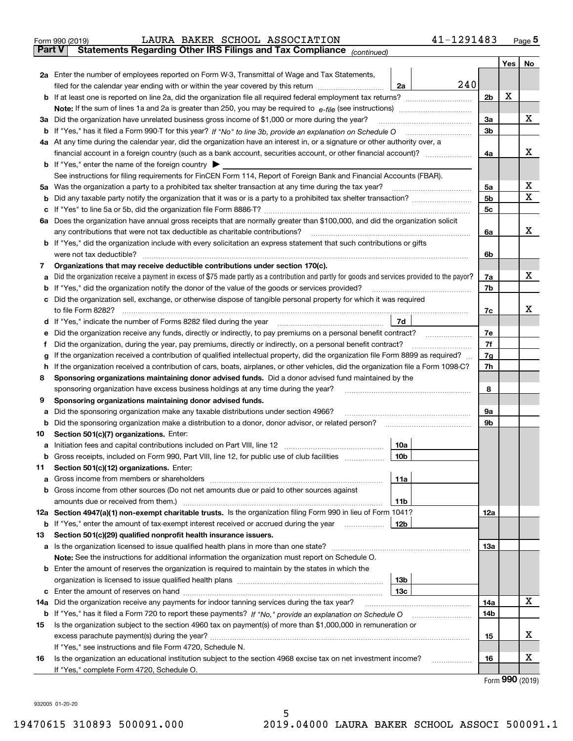Form 990 (2019) LAURA BAKER SCHOOL ASSOCIATION 41-1291483 Page **5**

**Part V Statements Regarding Other IRS Filings and Tax Compliance** *(continued)*

| | | | | | Yes | No |
|---|---|---|---|---|---|---|
| **2a** | Enter the number of employees reported on Form W-3, Transmittal of Wage and Tax Statements, filed for the calendar year ending with or within the year covered by this return | 2a | 240 | | | |
| **b** | If at least one is reported on line 2a, did the organization file all required federal employment tax returns? | | | 2b | X | |
| | **Note:** If the sum of lines 1a and 2a is greater than 250, you may be required to *e-file* (see instructions) | | | | | |
| **3a** | Did the organization have unrelated business gross income of $1,000 or more during the year? | | | 3a | | X |
| **b** | If "Yes," has it filed a Form 990-T for this year? *If "No" to line 3b, provide an explanation on Schedule O* | | | 3b | | |
| **4a** | At any time during the calendar year, did the organization have an interest in, or a signature or other authority over, a financial account in a foreign country (such as a bank account, securities account, or other financial account)? | | | 4a | | X |
| **b** | If "Yes," enter the name of the foreign country ▶ | | | | | |
| | See instructions for filing requirements for FinCEN Form 114, Report of Foreign Bank and Financial Accounts (FBAR). | | | | | |
| **5a** | Was the organization a party to a prohibited tax shelter transaction at any time during the tax year? | | | 5a | | X |
| **b** | Did any taxable party notify the organization that it was or is a party to a prohibited tax shelter transaction? | | | 5b | | X |
| **c** | If "Yes" to line 5a or 5b, did the organization file Form 8886-T? | | | 5c | | |
| **6a** | Does the organization have annual gross receipts that are normally greater than $100,000, and did the organization solicit any contributions that were not tax deductible as charitable contributions? | | | 6a | | X |
| **b** | If "Yes," did the organization include with every solicitation an express statement that such contributions or gifts were not tax deductible? | | | 6b | | |
| **7** | **Organizations that may receive deductible contributions under section 170(c).** | | | | | |
| **a** | Did the organization receive a payment in excess of $75 made partly as a contribution and partly for goods and services provided to the payor? | | | 7a | | X |
| **b** | If "Yes," did the organization notify the donor of the value of the goods or services provided? | | | 7b | | |
| **c** | Did the organization sell, exchange, or otherwise dispose of tangible personal property for which it was required to file Form 8282? | | | 7c | | X |
| **d** | If "Yes," indicate the number of Forms 8282 filed during the year | 7d | | | | |
| **e** | Did the organization receive any funds, directly or indirectly, to pay premiums on a personal benefit contract? | | | 7e | | |
| **f** | Did the organization, during the year, pay premiums, directly or indirectly, on a personal benefit contract? | | | 7f | | |
| **g** | If the organization received a contribution of qualified intellectual property, did the organization file Form 8899 as required? | | | 7g | | |
| **h** | If the organization received a contribution of cars, boats, airplanes, or other vehicles, did the organization file a Form 1098-C? | | | 7h | | |
| **8** | **Sponsoring organizations maintaining donor advised funds.** Did a donor advised fund maintained by the sponsoring organization have excess business holdings at any time during the year? | | | 8 | | |
| **9** | **Sponsoring organizations maintaining donor advised funds.** | | | | | |
| **a** | Did the sponsoring organization make any taxable distributions under section 4966? | | | 9a | | |
| **b** | Did the sponsoring organization make a distribution to a donor, donor advisor, or related person? | | | 9b | | |
| **10** | **Section 501(c)(7) organizations.** Enter: | | | | | |
| **a** | Initiation fees and capital contributions included on Part VIII, line 12 | 10a | | | | |
| **b** | Gross receipts, included on Form 990, Part VIII, line 12, for public use of club facilities | 10b | | | | |
| **11** | **Section 501(c)(12) organizations.** Enter: | | | | | |
| **a** | Gross income from members or shareholders | 11a | | | | |
| **b** | Gross income from other sources (Do not net amounts due or paid to other sources against amounts due or received from them.) | 11b | | | | |
| **12a** | **Section 4947(a)(1) non-exempt charitable trusts.** Is the organization filing Form 990 in lieu of Form 1041? | | | 12a | | |
| **b** | If "Yes," enter the amount of tax-exempt interest received or accrued during the year | 12b | | | | |
| **13** | **Section 501(c)(29) qualified nonprofit health insurance issuers.** | | | | | |
| **a** | Is the organization licensed to issue qualified health plans in more than one state? | | | 13a | | |
| | **Note:** See the instructions for additional information the organization must report on Schedule O. | | | | | |
| **b** | Enter the amount of reserves the organization is required to maintain by the states in which the organization is licensed to issue qualified health plans | 13b | | | | |
| **c** | Enter the amount of reserves on hand | 13c | | | | |
| **14a** | Did the organization receive any payments for indoor tanning services during the tax year? | | | 14a | | X |
| **b** | If "Yes," has it filed a Form 720 to report these payments? *If "No," provide an explanation on Schedule O* | | | 14b | | |
| **15** | Is the organization subject to the section 4960 tax on payment(s) of more than $1,000,000 in remuneration or excess parachute payment(s) during the year? | | | 15 | | X |
| | If "Yes," see instructions and file Form 4720, Schedule N. | | | | | |
| **16** | Is the organization an educational institution subject to the section 4968 excise tax on net investment income? | | | 16 | | X |
| | If "Yes," complete Form 4720, Schedule O. | | | | | |

Form **990** (2019)

932005 01-20-20

19470615 310893 500091.000 2019.04000 LAURA BAKER SCHOOL ASSOCI 500091.1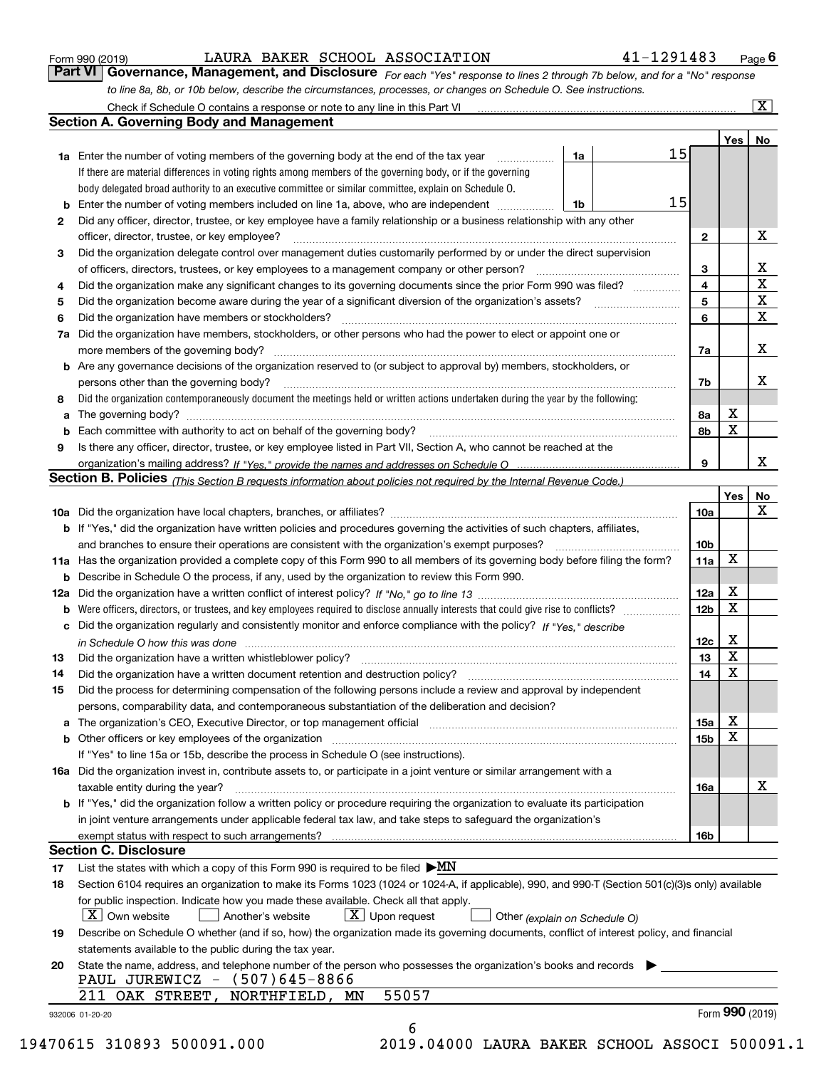Form 990 (2019) LAURA BAKER SCHOOL ASSOCIATION 41-1291483 Page 6

## Part VI Governance, Management, and Disclosure

*For each "Yes" response to lines 2 through 7b below, and for a "No" response to line 8a, 8b, or 10b below, describe the circumstances, processes, or changes on Schedule O. See instructions.*

Check if Schedule O contains a response or note to any line in this Part VI [X]

### Section A. Governing Body and Management

| | | | | Yes | No |
|---|---|---|---|---|---|
| 1a | Enter the number of voting members of the governing body at the end of the tax year. If there are material differences in voting rights among members of the governing body, or if the governing body delegated broad authority to an executive committee or similar committee, explain on Schedule O. | 1a | 15 | | |
| b | Enter the number of voting members included on line 1a, above, who are independent | 1b | 15 | | |
| 2 | Did any officer, director, trustee, or key employee have a family relationship or a business relationship with any other officer, director, trustee, or key employee? | | 2 | | X |
| 3 | Did the organization delegate control over management duties customarily performed by or under the direct supervision of officers, directors, trustees, or key employees to a management company or other person? | | 3 | | X |
| 4 | Did the organization make any significant changes to its governing documents since the prior Form 990 was filed? | | 4 | | X |
| 5 | Did the organization become aware during the year of a significant diversion of the organization's assets? | | 5 | | X |
| 6 | Did the organization have members or stockholders? | | 6 | | X |
| 7a | Did the organization have members, stockholders, or other persons who had the power to elect or appoint one or more members of the governing body? | | 7a | | X |
| b | Are any governance decisions of the organization reserved to (or subject to approval by) members, stockholders, or persons other than the governing body? | | 7b | | X |
| 8 | Did the organization contemporaneously document the meetings held or written actions undertaken during the year by the following: | | | | |
| a | The governing body? | | 8a | X | |
| b | Each committee with authority to act on behalf of the governing body? | | 8b | X | |
| 9 | Is there any officer, director, trustee, or key employee listed in Part VII, Section A, who cannot be reached at the organization's mailing address? *If "Yes," provide the names and addresses on Schedule O* | | 9 | | X |

### Section B. Policies *(This Section B requests information about policies not required by the Internal Revenue Code.)*

| | | | Yes | No |
|---|---|---|---|---|
| 10a | Did the organization have local chapters, branches, or affiliates? | 10a | | X |
| b | If "Yes," did the organization have written policies and procedures governing the activities of such chapters, affiliates, and branches to ensure their operations are consistent with the organization's exempt purposes? | 10b | | |
| 11a | Has the organization provided a complete copy of this Form 990 to all members of its governing body before filing the form? | 11a | X | |
| b | Describe in Schedule O the process, if any, used by the organization to review this Form 990. | | | |
| 12a | Did the organization have a written conflict of interest policy? *If "No," go to line 13* | 12a | X | |
| b | Were officers, directors, or trustees, and key employees required to disclose annually interests that could give rise to conflicts? | 12b | X | |
| c | Did the organization regularly and consistently monitor and enforce compliance with the policy? *If "Yes," describe in Schedule O how this was done* | 12c | X | |
| 13 | Did the organization have a written whistleblower policy? | 13 | X | |
| 14 | Did the organization have a written document retention and destruction policy? | 14 | X | |
| 15 | Did the process for determining compensation of the following persons include a review and approval by independent persons, comparability data, and contemporaneous substantiation of the deliberation and decision? | | | |
| a | The organization's CEO, Executive Director, or top management official | 15a | X | |
| b | Other officers or key employees of the organization | 15b | X | |
| | If "Yes" to line 15a or 15b, describe the process in Schedule O (see instructions). | | | |
| 16a | Did the organization invest in, contribute assets to, or participate in a joint venture or similar arrangement with a taxable entity during the year? | 16a | | X |
| b | If "Yes," did the organization follow a written policy or procedure requiring the organization to evaluate its participation in joint venture arrangements under applicable federal tax law, and take steps to safeguard the organization's exempt status with respect to such arrangements? | 16b | | |

### Section C. Disclosure

17 List the states with which a copy of this Form 990 is required to be filed ▶MN

18 Section 6104 requires an organization to make its Forms 1023 (1024 or 1024-A, if applicable), 990, and 990-T (Section 501(c)(3)s only) available for public inspection. Indicate how you made these available. Check all that apply.

[X] Own website [ ] Another's website [X] Upon request [ ] Other *(explain on Schedule O)*

19 Describe on Schedule O whether (and if so, how) the organization made its governing documents, conflict of interest policy, and financial statements available to the public during the tax year.

20 State the name, address, and telephone number of the person who possesses the organization's books and records ▶

PAUL JUREWICZ - (507)645-8866
211 OAK STREET, NORTHFIELD, MN 55057

932006 01-20-20 Form 990 (2019)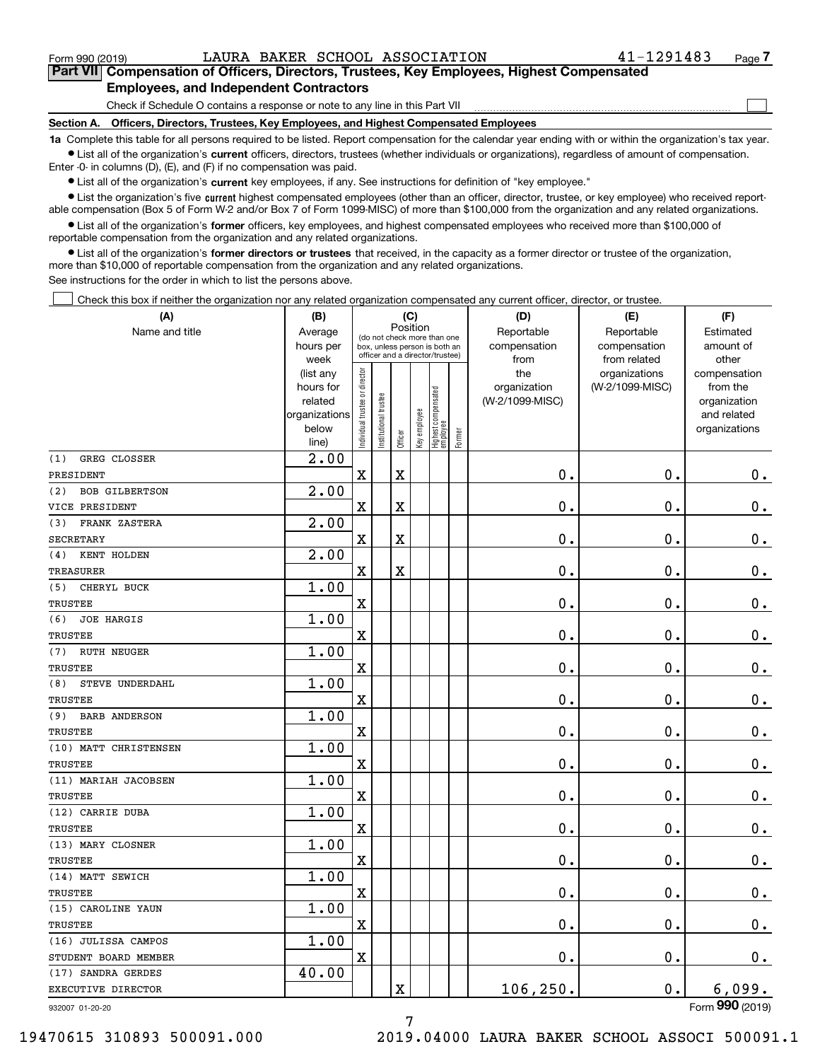Form 990 (2019) LAURA BAKER SCHOOL ASSOCIATION 41-1291483 Page 7

**Part VII Compensation of Officers, Directors, Trustees, Key Employees, Highest Compensated Employees, and Independent Contractors**

Check if Schedule O contains a response or note to any line in this Part VII ☐

**Section A. Officers, Directors, Trustees, Key Employees, and Highest Compensated Employees**

**1a** Complete this table for all persons required to be listed. Report compensation for the calendar year ending with or within the organization's tax year.

● List all of the organization's **current** officers, directors, trustees (whether individuals or organizations), regardless of amount of compensation. Enter -0- in columns (D), (E), and (F) if no compensation was paid.

● List all of the organization's **current** key employees, if any. See instructions for definition of "key employee."

● List the organization's five **current** highest compensated employees (other than an officer, director, trustee, or key employee) who received reportable compensation (Box 5 of Form W-2 and/or Box 7 of Form 1099-MISC) of more than $100,000 from the organization and any related organizations.

● List all of the organization's **former** officers, key employees, and highest compensated employees who received more than $100,000 of reportable compensation from the organization and any related organizations.

● List all of the organization's **former directors or trustees** that received, in the capacity as a former director or trustee of the organization, more than $10,000 of reportable compensation from the organization and any related organizations.

See instructions for the order in which to list the persons above.

☐ Check this box if neither the organization nor any related organization compensated any current officer, director, or trustee.

| (A) Name and title | (B) Average hours per week (list any hours for related organizations below line) | (C) Position: Individual trustee or director | Institutional trustee | Officer | Key employee | Highest compensated employee | Former | (D) Reportable compensation from the organization (W-2/1099-MISC) | (E) Reportable compensation from related organizations (W-2/1099-MISC) | (F) Estimated amount of other compensation from the organization and related organizations |
|---|---|---|---|---|---|---|---|---|---|---|
| (1) GREG CLOSSER<br>PRESIDENT | 2.00 | X | | X | | | | 0. | 0. | 0. |
| (2) BOB GILBERTSON<br>VICE PRESIDENT | 2.00 | X | | X | | | | 0. | 0. | 0. |
| (3) FRANK ZASTERA<br>SECRETARY | 2.00 | X | | X | | | | 0. | 0. | 0. |
| (4) KENT HOLDEN<br>TREASURER | 2.00 | X | | X | | | | 0. | 0. | 0. |
| (5) CHERYL BUCK<br>TRUSTEE | 1.00 | X | | | | | | 0. | 0. | 0. |
| (6) JOE HARGIS<br>TRUSTEE | 1.00 | X | | | | | | 0. | 0. | 0. |
| (7) RUTH NEUGER<br>TRUSTEE | 1.00 | X | | | | | | 0. | 0. | 0. |
| (8) STEVE UNDERDAHL<br>TRUSTEE | 1.00 | X | | | | | | 0. | 0. | 0. |
| (9) BARB ANDERSON<br>TRUSTEE | 1.00 | X | | | | | | 0. | 0. | 0. |
| (10) MATT CHRISTENSEN<br>TRUSTEE | 1.00 | X | | | | | | 0. | 0. | 0. |
| (11) MARIAH JACOBSEN<br>TRUSTEE | 1.00 | X | | | | | | 0. | 0. | 0. |
| (12) CARRIE DUBA<br>TRUSTEE | 1.00 | X | | | | | | 0. | 0. | 0. |
| (13) MARY CLOSNER<br>TRUSTEE | 1.00 | X | | | | | | 0. | 0. | 0. |
| (14) MATT SEWICH<br>TRUSTEE | 1.00 | X | | | | | | 0. | 0. | 0. |
| (15) CAROLINE YAUN<br>TRUSTEE | 1.00 | X | | | | | | 0. | 0. | 0. |
| (16) JULISSA CAMPOS<br>STUDENT BOARD MEMBER | 1.00 | X | | | | | | 0. | 0. | 0. |
| (17) SANDRA GERDES<br>EXECUTIVE DIRECTOR | 40.00 | | | X | | | | 106,250. | 0. | 6,099. |

932007 01-20-20 Form 990 (2019)

19470615 310893 500091.000 2019.04000 LAURA BAKER SCHOOL ASSOCI 500091.1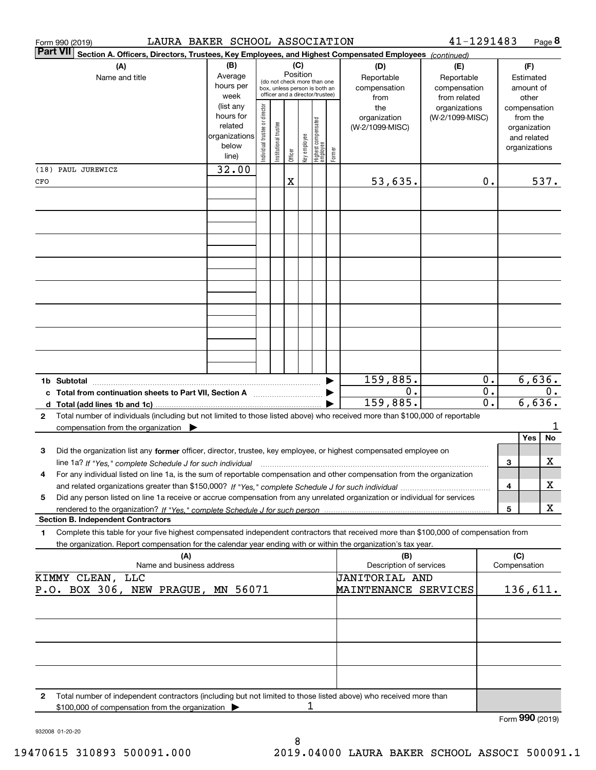Form 990 (2019) LAURA BAKER SCHOOL ASSOCIATION 41-1291483 Page 8

**Part VII Section A. Officers, Directors, Trustees, Key Employees, and Highest Compensated Employees** *(continued)*

| (A) Name and title | (B) Average hours per week (list any hours for related organizations below line) | (C) Position: Individual trustee or director | Institutional trustee | Officer | Key employee | Highest compensated employee | Former | (D) Reportable compensation from the organization (W-2/1099-MISC) | (E) Reportable compensation from related organizations (W-2/1099-MISC) | (F) Estimated amount of other compensation from the organization and related organizations |
|---|---|---|---|---|---|---|---|---|---|---|
| (18) PAUL JUREWICZ | 32.00 | | | | | | | | | |
| CFO | | | | X | | | | 53,635. | 0. | 537. |
| 1b Subtotal | | | | | | | | 159,885. | 0. | 6,636. |
| c Total from continuation sheets to Part VII, Section A | | | | | | | | 0. | 0. | 0. |
| d Total (add lines 1b and 1c) | | | | | | | | 159,885. | 0. | 6,636. |

2 Total number of individuals (including but not limited to those listed above) who received more than $100,000 of reportable compensation from the organization ▶ 1

| | | Yes | No |
|---|---|---|---|
| 3 Did the organization list any **former** officer, director, trustee, key employee, or highest compensated employee on line 1a? *If "Yes," complete Schedule J for such individual* | 3 | | X |
| 4 For any individual listed on line 1a, is the sum of reportable compensation and other compensation from the organization and related organizations greater than $150,000? *If "Yes," complete Schedule J for such individual* | 4 | | X |
| 5 Did any person listed on line 1a receive or accrue compensation from any unrelated organization or individual for services rendered to the organization? *If "Yes," complete Schedule J for such person* | 5 | | X |

**Section B. Independent Contractors**

1 Complete this table for your five highest compensated independent contractors that received more than $100,000 of compensation from the organization. Report compensation for the calendar year ending with or within the organization's tax year.

| (A) Name and business address | (B) Description of services | (C) Compensation |
|---|---|---|
| KIMMY CLEAN, LLC<br>P.O. BOX 306, NEW PRAGUE, MN 56071 | JANITORIAL AND MAINTENANCE SERVICES | 136,611. |

2 Total number of independent contractors (including but not limited to those listed above) who received more than $100,000 of compensation from the organization ▶ 1

Form **990** (2019)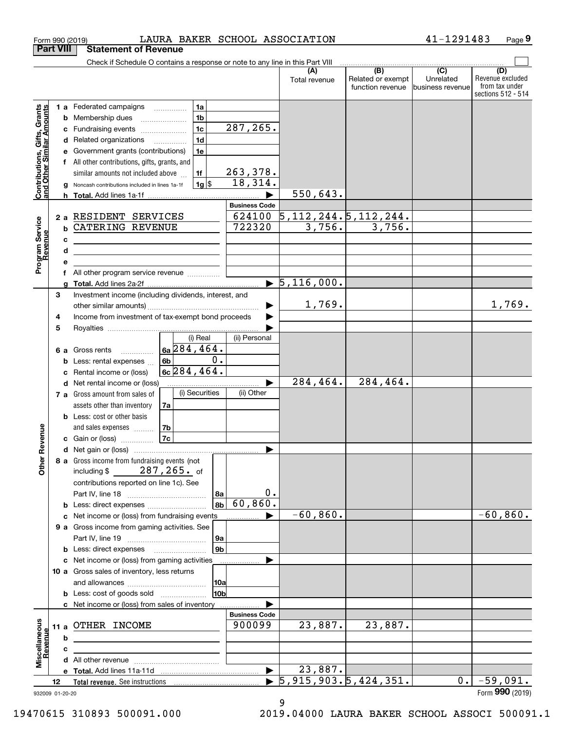Form 990 (2019) LAURA BAKER SCHOOL ASSOCIATION 41-1291483

## Part VIII Statement of Revenue

Check if Schedule O contains a response or note to any line in this Part VIII

| | | | (A) Total revenue | (B) Related or exempt function revenue | (C) Unrelated business revenue | (D) Revenue excluded from tax under sections 512 - 514 |
|---|---|---|---|---|---|---|
| **Contributions, Gifts, Grants and Other Similar Amounts** | 1 a Federated campaigns | 1a | | | | |
| | b Membership dues | 1b | | | | |
| | c Fundraising events | 1c 287,265. | | | | |
| | d Related organizations | 1d | | | | |
| | e Government grants (contributions) | 1e | | | | |
| | f All other contributions, gifts, grants, and similar amounts not included above | 1f 263,378. | | | | |
| | g Noncash contributions included in lines 1a-1f | 1g $ 18,314. | | | | |
| | h Total. Add lines 1a-1f | | 550,643. | | | |
| | | Business Code | | | | |
| **Program Service Revenue** | 2 a RESIDENT SERVICES | 624100 | 5,112,244. | 5,112,244. | | |
| | b CATERING REVENUE | 722320 | 3,756. | 3,756. | | |
| | c | | | | | |
| | d | | | | | |
| | e | | | | | |
| | f All other program service revenue | | | | | |
| | g Total. Add lines 2a-2f | | 5,116,000. | | | |
| **Other Revenue** | 3 Investment income (including dividends, interest, and other similar amounts) | | 1,769. | | | 1,769. |
| | 4 Income from investment of tax-exempt bond proceeds | | | | | |
| | 5 Royalties | | | | | |
| | 6 a Gross rents | 6a (i) Real 284,464. / (ii) Personal | | | | |
| | b Less: rental expenses | 6b (i) Real 0. | | | | |
| | c Rental income or (loss) | 6c (i) Real 284,464. | | | | |
| | d Net rental income or (loss) | | 284,464. | 284,464. | | |
| | 7 a Gross amount from sales of assets other than inventory | 7a (i) Securities / (ii) Other | | | | |
| | b Less: cost or other basis and sales expenses | 7b | | | | |
| | c Gain or (loss) | 7c | | | | |
| | d Net gain or (loss) | | | | | |
| | 8 a Gross income from fundraising events (not including $ 287,265. of contributions reported on line 1c). See Part IV, line 18 | 8a 0. | | | | |
| | b Less: direct expenses | 8b 60,860. | | | | |
| | c Net income or (loss) from fundraising events | | -60,860. | | | -60,860. |
| | 9 a Gross income from gaming activities. See Part IV, line 19 | 9a | | | | |
| | b Less: direct expenses | 9b | | | | |
| | c Net income or (loss) from gaming activities | | | | | |
| | 10 a Gross sales of inventory, less returns and allowances | 10a | | | | |
| | b Less: cost of goods sold | 10b | | | | |
| | c Net income or (loss) from sales of inventory | | | | | |
| | | Business Code | | | | |
| **Miscellaneous Revenue** | 11 a OTHER INCOME | 900099 | 23,887. | 23,887. | | |
| | b | | | | | |
| | c | | | | | |
| | d All other revenue | | | | | |
| | e Total. Add lines 11a-11d | | 23,887. | | | |
| | 12 Total revenue. See instructions | | 5,915,903. | 5,424,351. | 0. | -59,091. |

932009 01-20-20

Form 990 (2019)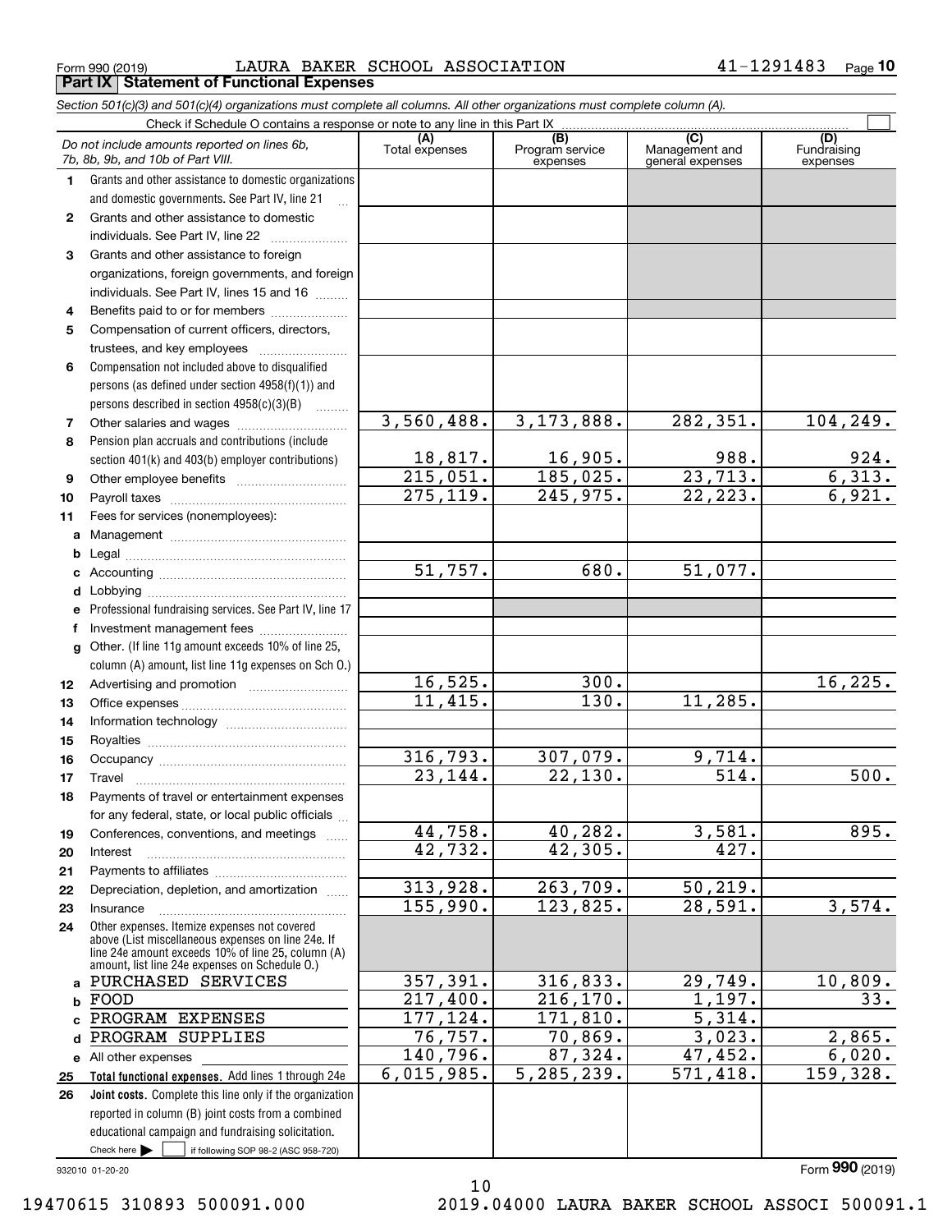Form 990 (2019) LAURA BAKER SCHOOL ASSOCIATION 41-1291483 Page 10

**Part IX Statement of Functional Expenses**

*Section 501(c)(3) and 501(c)(4) organizations must complete all columns. All other organizations must complete column (A).*

Check if Schedule O contains a response or note to any line in this Part IX

| | *Do not include amounts reported on lines 6b, 7b, 8b, 9b, and 10b of Part VIII.* | (A) Total expenses | (B) Program service expenses | (C) Management and general expenses | (D) Fundraising expenses |
|---|---|---|---|---|---|
| 1 | Grants and other assistance to domestic organizations and domestic governments. See Part IV, line 21 | | | | |
| 2 | Grants and other assistance to domestic individuals. See Part IV, line 22 | | | | |
| 3 | Grants and other assistance to foreign organizations, foreign governments, and foreign individuals. See Part IV, lines 15 and 16 | | | | |
| 4 | Benefits paid to or for members | | | | |
| 5 | Compensation of current officers, directors, trustees, and key employees | | | | |
| 6 | Compensation not included above to disqualified persons (as defined under section 4958(f)(1)) and persons described in section 4958(c)(3)(B) | | | | |
| 7 | Other salaries and wages | 3,560,488. | 3,173,888. | 282,351. | 104,249. |
| 8 | Pension plan accruals and contributions (include section 401(k) and 403(b) employer contributions) | 18,817. | 16,905. | 988. | 924. |
| 9 | Other employee benefits | 215,051. | 185,025. | 23,713. | 6,313. |
| 10 | Payroll taxes | 275,119. | 245,975. | 22,223. | 6,921. |
| 11 | Fees for services (nonemployees): | | | | |
| a | Management | | | | |
| b | Legal | | | | |
| c | Accounting | 51,757. | 680. | 51,077. | |
| d | Lobbying | | | | |
| e | Professional fundraising services. See Part IV, line 17 | | | | |
| f | Investment management fees | | | | |
| g | Other. (If line 11g amount exceeds 10% of line 25, column (A) amount, list line 11g expenses on Sch O.) | | | | |
| 12 | Advertising and promotion | 16,525. | 300. | | 16,225. |
| 13 | Office expenses | 11,415. | 130. | 11,285. | |
| 14 | Information technology | | | | |
| 15 | Royalties | | | | |
| 16 | Occupancy | 316,793. | 307,079. | 9,714. | |
| 17 | Travel | 23,144. | 22,130. | 514. | 500. |
| 18 | Payments of travel or entertainment expenses for any federal, state, or local public officials | | | | |
| 19 | Conferences, conventions, and meetings | 44,758. | 40,282. | 3,581. | 895. |
| 20 | Interest | 42,732. | 42,305. | 427. | |
| 21 | Payments to affiliates | | | | |
| 22 | Depreciation, depletion, and amortization | 313,928. | 263,709. | 50,219. | |
| 23 | Insurance | 155,990. | 123,825. | 28,591. | 3,574. |
| 24 | Other expenses. Itemize expenses not covered above (List miscellaneous expenses on line 24e. If line 24e amount exceeds 10% of line 25, column (A) amount, list line 24e expenses on Schedule O.) | | | | |
| a | PURCHASED SERVICES | 357,391. | 316,833. | 29,749. | 10,809. |
| b | FOOD | 217,400. | 216,170. | 1,197. | 33. |
| c | PROGRAM EXPENSES | 177,124. | 171,810. | 5,314. | |
| d | PROGRAM SUPPLIES | 76,757. | 70,869. | 3,023. | 2,865. |
| e | All other expenses | 140,796. | 87,324. | 47,452. | 6,020. |
| 25 | **Total functional expenses.** Add lines 1 through 24e | 6,015,985. | 5,285,239. | 571,418. | 159,328. |
| 26 | **Joint costs.** Complete this line only if the organization reported in column (B) joint costs from a combined educational campaign and fundraising solicitation. Check here ☐ if following SOP 98-2 (ASC 958-720) | | | | |

932010 01-20-20

Form **990** (2019)

19470615 310893 500091.000 2019.04000 LAURA BAKER SCHOOL ASSOCI 500091.1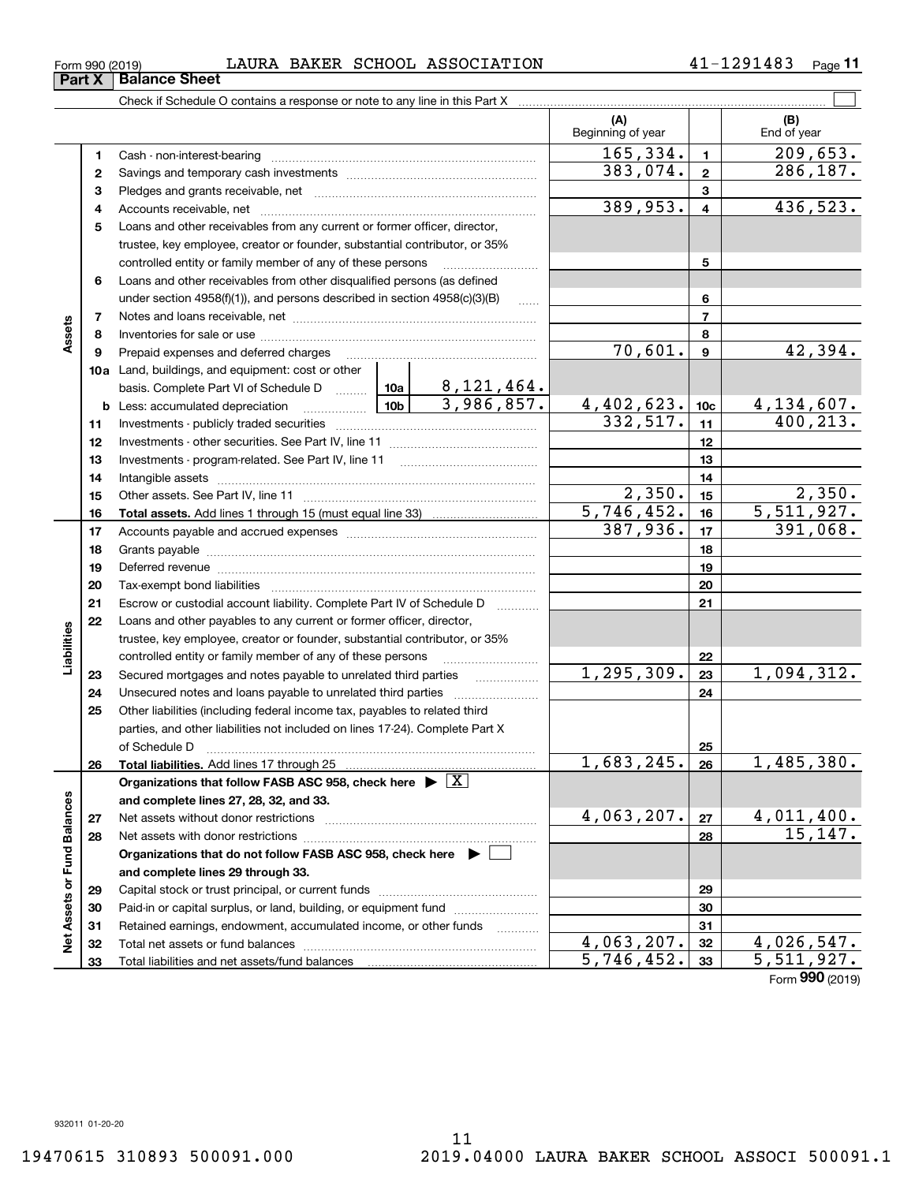Form 990 (2019) LAURA BAKER SCHOOL ASSOCIATION 41-1291483 Page **11**

## Part X Balance Sheet

Check if Schedule O contains a response or note to any line in this Part X ☐

| | | | | (A) Beginning of year | | (B) End of year |
|---|---|---|---|---|---|---|
| **Assets** | 1 | Cash - non-interest-bearing | | 165,334. | 1 | 209,653. |
| | 2 | Savings and temporary cash investments | | 383,074. | 2 | 286,187. |
| | 3 | Pledges and grants receivable, net | | | 3 | |
| | 4 | Accounts receivable, net | | 389,953. | 4 | 436,523. |
| | 5 | Loans and other receivables from any current or former officer, director, trustee, key employee, creator or founder, substantial contributor, or 35% controlled entity or family member of any of these persons | | | 5 | |
| | 6 | Loans and other receivables from other disqualified persons (as defined under section 4958(f)(1)), and persons described in section 4958(c)(3)(B) | | | 6 | |
| | 7 | Notes and loans receivable, net | | | 7 | |
| | 8 | Inventories for sale or use | | | 8 | |
| | 9 | Prepaid expenses and deferred charges | | 70,601. | 9 | 42,394. |
| | 10a | Land, buildings, and equipment: cost or other basis. Complete Part VI of Schedule D | 10a 8,121,464. | | | |
| | b | Less: accumulated depreciation | 10b 3,986,857. | 4,402,623. | 10c | 4,134,607. |
| | 11 | Investments - publicly traded securities | | 332,517. | 11 | 400,213. |
| | 12 | Investments - other securities. See Part IV, line 11 | | | 12 | |
| | 13 | Investments - program-related. See Part IV, line 11 | | | 13 | |
| | 14 | Intangible assets | | | 14 | |
| | 15 | Other assets. See Part IV, line 11 | | 2,350. | 15 | 2,350. |
| | 16 | **Total assets.** Add lines 1 through 15 (must equal line 33) | | 5,746,452. | 16 | 5,511,927. |
| **Liabilities** | 17 | Accounts payable and accrued expenses | | 387,936. | 17 | 391,068. |
| | 18 | Grants payable | | | 18 | |
| | 19 | Deferred revenue | | | 19 | |
| | 20 | Tax-exempt bond liabilities | | | 20 | |
| | 21 | Escrow or custodial account liability. Complete Part IV of Schedule D | | | 21 | |
| | 22 | Loans and other payables to any current or former officer, director, trustee, key employee, creator or founder, substantial contributor, or 35% controlled entity or family member of any of these persons | | | 22 | |
| | 23 | Secured mortgages and notes payable to unrelated third parties | | 1,295,309. | 23 | 1,094,312. |
| | 24 | Unsecured notes and loans payable to unrelated third parties | | | 24 | |
| | 25 | Other liabilities (including federal income tax, payables to related third parties, and other liabilities not included on lines 17-24). Complete Part X of Schedule D | | | 25 | |
| | 26 | **Total liabilities.** Add lines 17 through 25 | | 1,683,245. | 26 | 1,485,380. |
| **Net Assets or Fund Balances** | | **Organizations that follow FASB ASC 958, check here** ☒ **and complete lines 27, 28, 32, and 33.** | | | | |
| | 27 | Net assets without donor restrictions | | 4,063,207. | 27 | 4,011,400. |
| | 28 | Net assets with donor restrictions | | | 28 | 15,147. |
| | | **Organizations that do not follow FASB ASC 958, check here** ☐ **and complete lines 29 through 33.** | | | | |
| | 29 | Capital stock or trust principal, or current funds | | | 29 | |
| | 30 | Paid-in or capital surplus, or land, building, or equipment fund | | | 30 | |
| | 31 | Retained earnings, endowment, accumulated income, or other funds | | | 31 | |
| | 32 | Total net assets or fund balances | | 4,063,207. | 32 | 4,026,547. |
| | 33 | Total liabilities and net assets/fund balances | | 5,746,452. | 33 | 5,511,927. |

Form **990** (2019)

932011 01-20-20

19470615 310893 500091.000 2019.04000 LAURA BAKER SCHOOL ASSOCI 500091.1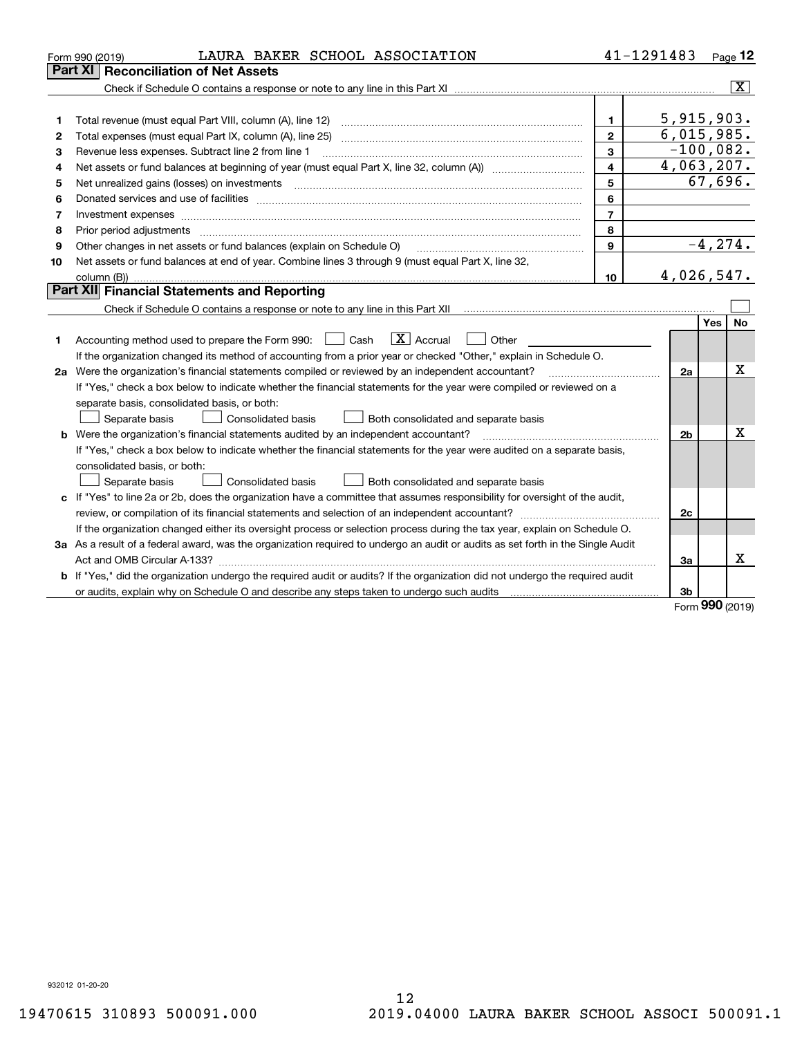Form 990 (2019) LAURA BAKER SCHOOL ASSOCIATION 41-1291483 Page 12

## Part XI Reconciliation of Net Assets

Check if Schedule O contains a response or note to any line in this Part XI [X]

| | | | |
|---|---|---|---|
| 1 | Total revenue (must equal Part VIII, column (A), line 12) | 1 | 5,915,903. |
| 2 | Total expenses (must equal Part IX, column (A), line 25) | 2 | 6,015,985. |
| 3 | Revenue less expenses. Subtract line 2 from line 1 | 3 | -100,082. |
| 4 | Net assets or fund balances at beginning of year (must equal Part X, line 32, column (A)) | 4 | 4,063,207. |
| 5 | Net unrealized gains (losses) on investments | 5 | 67,696. |
| 6 | Donated services and use of facilities | 6 | |
| 7 | Investment expenses | 7 | |
| 8 | Prior period adjustments | 8 | |
| 9 | Other changes in net assets or fund balances (explain on Schedule O) | 9 | -4,274. |
| 10 | Net assets or fund balances at end of year. Combine lines 3 through 9 (must equal Part X, line 32, column (B)) | 10 | 4,026,547. |

## Part XII Financial Statements and Reporting

Check if Schedule O contains a response or note to any line in this Part XII [ ]

| | | | Yes | No |
|---|---|---|---|---|
| 1 | Accounting method used to prepare the Form 990: [ ] Cash [X] Accrual [ ] Other ______<br>If the organization changed its method of accounting from a prior year or checked "Other," explain in Schedule O. | | | |
| 2a | Were the organization's financial statements compiled or reviewed by an independent accountant?<br>If "Yes," check a box below to indicate whether the financial statements for the year were compiled or reviewed on a separate basis, consolidated basis, or both:<br>[ ] Separate basis [ ] Consolidated basis [ ] Both consolidated and separate basis | 2a | | X |
| b | Were the organization's financial statements audited by an independent accountant?<br>If "Yes," check a box below to indicate whether the financial statements for the year were audited on a separate basis, consolidated basis, or both:<br>[ ] Separate basis [ ] Consolidated basis [ ] Both consolidated and separate basis | 2b | | X |
| c | If "Yes" to line 2a or 2b, does the organization have a committee that assumes responsibility for oversight of the audit, review, or compilation of its financial statements and selection of an independent accountant?<br>If the organization changed either its oversight process or selection process during the tax year, explain on Schedule O. | 2c | | |
| 3a | As a result of a federal award, was the organization required to undergo an audit or audits as set forth in the Single Audit Act and OMB Circular A-133? | 3a | | X |
| b | If "Yes," did the organization undergo the required audit or audits? If the organization did not undergo the required audit or audits, explain why on Schedule O and describe any steps taken to undergo such audits | 3b | | |

Form 990 (2019)

932012 01-20-20

19470615 310893 500091.000 2019.04000 LAURA BAKER SCHOOL ASSOCI 500091.1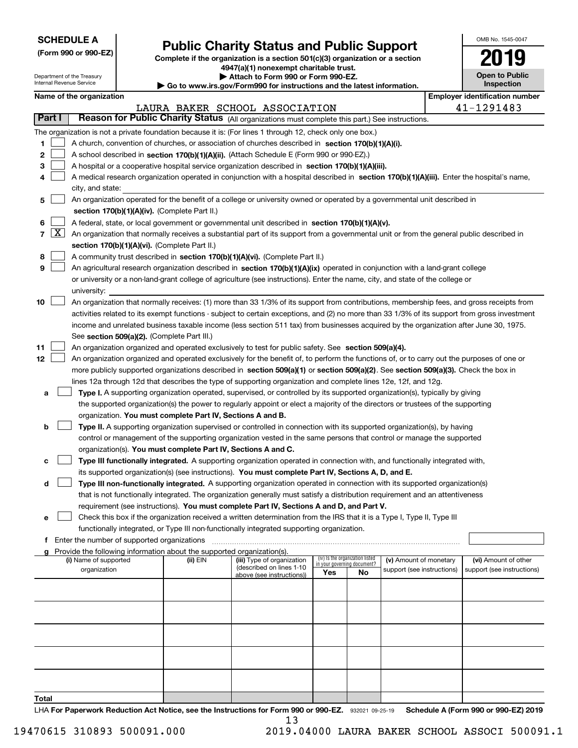**SCHEDULE A**
**(Form 990 or 990-EZ)**

Department of the Treasury
Internal Revenue Service

# Public Charity Status and Public Support

**Complete if the organization is a section 501(c)(3) organization or a section 4947(a)(1) nonexempt charitable trust.**
**▶ Attach to Form 990 or Form 990-EZ.**
**▶ Go to www.irs.gov/Form990 for instructions and the latest information.**

OMB No. 1545-0047

**2019**

**Open to Public Inspection**

**Name of the organization**
LAURA BAKER SCHOOL ASSOCIATION

**Employer identification number**
41-1291483

## Part I — Reason for Public Charity Status (All organizations must complete this part.) See instructions.

The organization is not a private foundation because it is: (For lines 1 through 12, check only one box.)

1. [ ] A church, convention of churches, or association of churches described in **section 170(b)(1)(A)(i).**
2. [ ] A school described in **section 170(b)(1)(A)(ii).** (Attach Schedule E (Form 990 or 990-EZ).)
3. [ ] A hospital or a cooperative hospital service organization described in **section 170(b)(1)(A)(iii).**
4. [ ] A medical research organization operated in conjunction with a hospital described in **section 170(b)(1)(A)(iii).** Enter the hospital's name, city, and state:
5. [ ] An organization operated for the benefit of a college or university owned or operated by a governmental unit described in **section 170(b)(1)(A)(iv).** (Complete Part II.)
6. [ ] A federal, state, or local government or governmental unit described in **section 170(b)(1)(A)(v).**
7. [X] An organization that normally receives a substantial part of its support from a governmental unit or from the general public described in **section 170(b)(1)(A)(vi).** (Complete Part II.)
8. [ ] A community trust described in **section 170(b)(1)(A)(vi).** (Complete Part II.)
9. [ ] An agricultural research organization described in **section 170(b)(1)(A)(ix)** operated in conjunction with a land-grant college or university or a non-land-grant college of agriculture (see instructions). Enter the name, city, and state of the college or university:
10. [ ] An organization that normally receives: (1) more than 33 1/3% of its support from contributions, membership fees, and gross receipts from activities related to its exempt functions - subject to certain exceptions, and (2) no more than 33 1/3% of its support from gross investment income and unrelated business taxable income (less section 511 tax) from businesses acquired by the organization after June 30, 1975. See **section 509(a)(2).** (Complete Part III.)
11. [ ] An organization organized and operated exclusively to test for public safety. See **section 509(a)(4).**
12. [ ] An organization organized and operated exclusively for the benefit of, to perform the functions of, or to carry out the purposes of one or more publicly supported organizations described in **section 509(a)(1)** or **section 509(a)(2)**. See **section 509(a)(3).** Check the box in lines 12a through 12d that describes the type of supporting organization and complete lines 12e, 12f, and 12g.
   - **a** [ ] **Type I.** A supporting organization operated, supervised, or controlled by its supported organization(s), typically by giving the supported organization(s) the power to regularly appoint or elect a majority of the directors or trustees of the supporting organization. **You must complete Part IV, Sections A and B.**
   - **b** [ ] **Type II.** A supporting organization supervised or controlled in connection with its supported organization(s), by having control or management of the supporting organization vested in the same persons that control or manage the supported organization(s). **You must complete Part IV, Sections A and C.**
   - **c** [ ] **Type III functionally integrated.** A supporting organization operated in connection with, and functionally integrated with, its supported organization(s) (see instructions). **You must complete Part IV, Sections A, D, and E.**
   - **d** [ ] **Type III non-functionally integrated.** A supporting organization operated in connection with its supported organization(s) that is not functionally integrated. The organization generally must satisfy a distribution requirement and an attentiveness requirement (see instructions). **You must complete Part IV, Sections A and D, and Part V.**
   - **e** [ ] Check this box if the organization received a written determination from the IRS that it is a Type I, Type II, Type III functionally integrated, or Type III non-functionally integrated supporting organization.
   - **f** Enter the number of supported organizations
   - **g** Provide the following information about the supported organization(s).

| (i) Name of supported organization | (ii) EIN | (iii) Type of organization (described on lines 1-10 above (see instructions)) | (iv) Is the organization listed in your governing document? Yes | No | (v) Amount of monetary support (see instructions) | (vi) Amount of other support (see instructions) |
|---|---|---|---|---|---|---|
| | | | | | | |
| | | | | | | |
| | | | | | | |
| | | | | | | |
| | | | | | | |
| **Total** | | | | | | |

LHA **For Paperwork Reduction Act Notice, see the Instructions for Form 990 or 990-EZ.** 932021 09-25-19 **Schedule A (Form 990 or 990-EZ) 2019**

19470615 310893 500091.000 2019.04000 LAURA BAKER SCHOOL ASSOCI 500091.1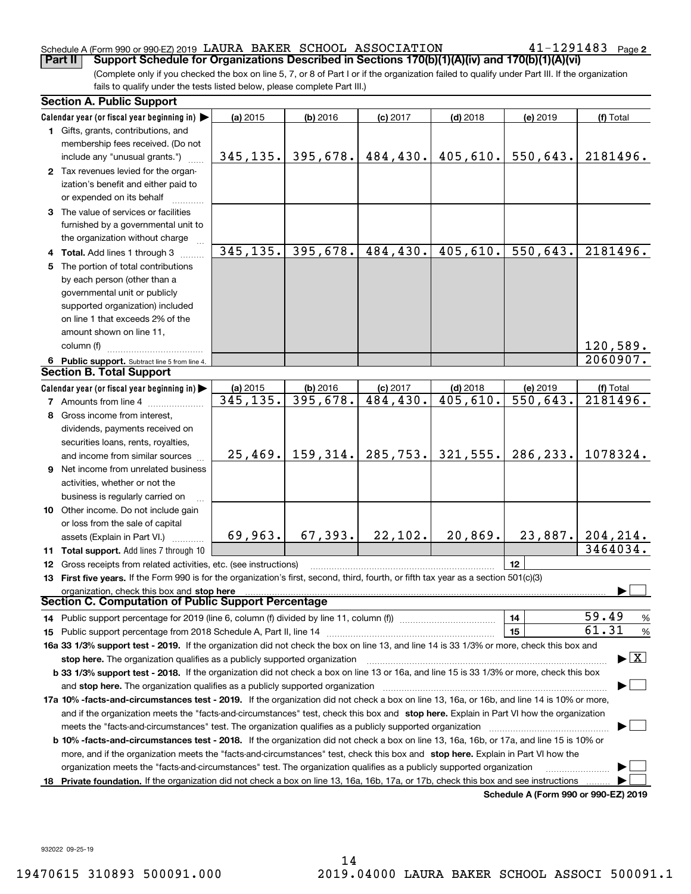Schedule A (Form 990 or 990-EZ) 2019 LAURA BAKER SCHOOL ASSOCIATION 41-1291483 Page 2

**Part II Support Schedule for Organizations Described in Sections 170(b)(1)(A)(iv) and 170(b)(1)(A)(vi)**

(Complete only if you checked the box on line 5, 7, or 8 of Part I or if the organization failed to qualify under Part III. If the organization fails to qualify under the tests listed below, please complete Part III.)

**Section A. Public Support**

| Calendar year (or fiscal year beginning in) ▶ | (a) 2015 | (b) 2016 | (c) 2017 | (d) 2018 | (e) 2019 | (f) Total |
|---|---|---|---|---|---|---|
| 1 Gifts, grants, contributions, and membership fees received. (Do not include any "unusual grants.") | 345,135. | 395,678. | 484,430. | 405,610. | 550,643. | 2181496. |
| 2 Tax revenues levied for the organization's benefit and either paid to or expended on its behalf | | | | | | |
| 3 The value of services or facilities furnished by a governmental unit to the organization without charge | | | | | | |
| 4 **Total.** Add lines 1 through 3 | 345,135. | 395,678. | 484,430. | 405,610. | 550,643. | 2181496. |
| 5 The portion of total contributions by each person (other than a governmental unit or publicly supported organization) included on line 1 that exceeds 2% of the amount shown on line 11, column (f) | | | | | | 120,589. |
| 6 **Public support.** Subtract line 5 from line 4. | | | | | | 2060907. |

**Section B. Total Support**

| Calendar year (or fiscal year beginning in) ▶ | (a) 2015 | (b) 2016 | (c) 2017 | (d) 2018 | (e) 2019 | (f) Total |
|---|---|---|---|---|---|---|
| 7 Amounts from line 4 | 345,135. | 395,678. | 484,430. | 405,610. | 550,643. | 2181496. |
| 8 Gross income from interest, dividends, payments received on securities loans, rents, royalties, and income from similar sources | 25,469. | 159,314. | 285,753. | 321,555. | 286,233. | 1078324. |
| 9 Net income from unrelated business activities, whether or not the business is regularly carried on | | | | | | |
| 10 Other income. Do not include gain or loss from the sale of capital assets (Explain in Part VI.) | 69,963. | 67,393. | 22,102. | 20,869. | 23,887. | 204,214. |
| 11 **Total support.** Add lines 7 through 10 | | | | | | 3464034. |

12 Gross receipts from related activities, etc. (see instructions) | 12 |

13 **First five years.** If the Form 990 is for the organization's first, second, third, fourth, or fifth tax year as a section 501(c)(3) organization, check this box and **stop here** ▶ ☐

**Section C. Computation of Public Support Percentage**

14 Public support percentage for 2019 (line 6, column (f) divided by line 11, column (f)) | 14 | 59.49 %

15 Public support percentage from 2018 Schedule A, Part II, line 14 | 15 | 61.31 %

**16a 33 1/3% support test - 2019.** If the organization did not check the box on line 13, and line 14 is 33 1/3% or more, check this box and **stop here.** The organization qualifies as a publicly supported organization ▶ ☒

**b 33 1/3% support test - 2018.** If the organization did not check a box on line 13 or 16a, and line 15 is 33 1/3% or more, check this box and **stop here.** The organization qualifies as a publicly supported organization ▶ ☐

**17a 10% -facts-and-circumstances test - 2019.** If the organization did not check a box on line 13, 16a, or 16b, and line 14 is 10% or more, and if the organization meets the "facts-and-circumstances" test, check this box and **stop here.** Explain in Part VI how the organization meets the "facts-and-circumstances" test. The organization qualifies as a publicly supported organization ▶ ☐

**b 10% -facts-and-circumstances test - 2018.** If the organization did not check a box on line 13, 16a, 16b, or 17a, and line 15 is 10% or more, and if the organization meets the "facts-and-circumstances" test, check this box and **stop here.** Explain in Part VI how the organization meets the "facts-and-circumstances" test. The organization qualifies as a publicly supported organization ▶ ☐

**18 Private foundation.** If the organization did not check a box on line 13, 16a, 16b, 17a, or 17b, check this box and see instructions ▶ ☐

**Schedule A (Form 990 or 990-EZ) 2019**

932022 09-25-19

19470615 310893 500091.000 2019.04000 LAURA BAKER SCHOOL ASSOCI 500091.1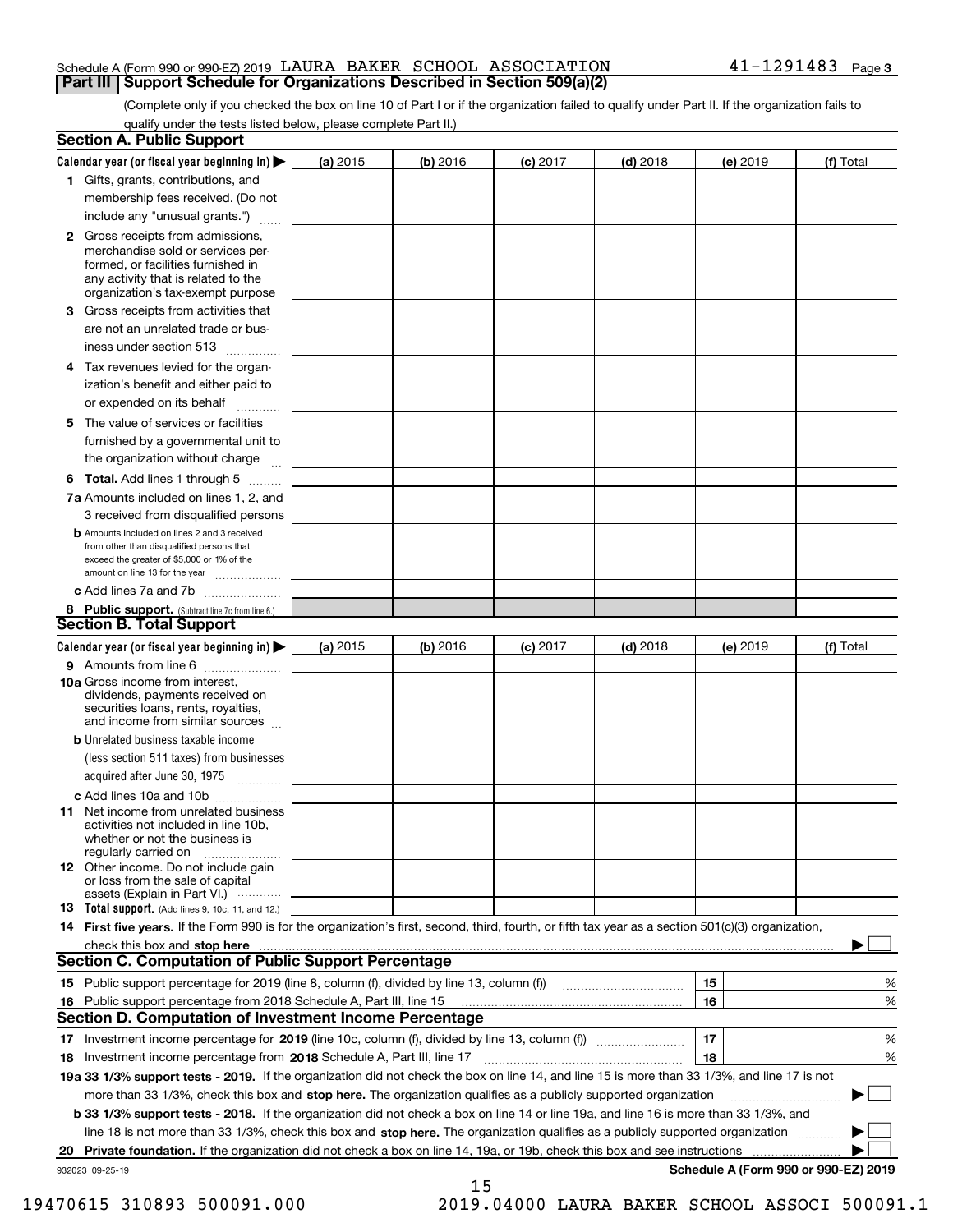Schedule A (Form 990 or 990-EZ) 2019 LAURA BAKER SCHOOL ASSOCIATION 41-1291483 Page 3

## Part III Support Schedule for Organizations Described in Section 509(a)(2)

(Complete only if you checked the box on line 10 of Part I or if the organization failed to qualify under Part II. If the organization fails to qualify under the tests listed below, please complete Part II.)

### Section A. Public Support

| Calendar year (or fiscal year beginning in) ▶ | (a) 2015 | (b) 2016 | (c) 2017 | (d) 2018 | (e) 2019 | (f) Total |
|---|---|---|---|---|---|---|
| 1 Gifts, grants, contributions, and membership fees received. (Do not include any "unusual grants.") | | | | | | |
| 2 Gross receipts from admissions, merchandise sold or services performed, or facilities furnished in any activity that is related to the organization's tax-exempt purpose | | | | | | |
| 3 Gross receipts from activities that are not an unrelated trade or business under section 513 | | | | | | |
| 4 Tax revenues levied for the organization's benefit and either paid to or expended on its behalf | | | | | | |
| 5 The value of services or facilities furnished by a governmental unit to the organization without charge | | | | | | |
| 6 **Total.** Add lines 1 through 5 | | | | | | |
| 7a Amounts included on lines 1, 2, and 3 received from disqualified persons | | | | | | |
| b Amounts included on lines 2 and 3 received from other than disqualified persons that exceed the greater of $5,000 or 1% of the amount on line 13 for the year | | | | | | |
| c Add lines 7a and 7b | | | | | | |
| 8 **Public support.** (Subtract line 7c from line 6.) | | | | | | |

### Section B. Total Support

| Calendar year (or fiscal year beginning in) ▶ | (a) 2015 | (b) 2016 | (c) 2017 | (d) 2018 | (e) 2019 | (f) Total |
|---|---|---|---|---|---|---|
| 9 Amounts from line 6 | | | | | | |
| 10a Gross income from interest, dividends, payments received on securities loans, rents, royalties, and income from similar sources | | | | | | |
| b Unrelated business taxable income (less section 511 taxes) from businesses acquired after June 30, 1975 | | | | | | |
| c Add lines 10a and 10b | | | | | | |
| 11 Net income from unrelated business activities not included in line 10b, whether or not the business is regularly carried on | | | | | | |
| 12 Other income. Do not include gain or loss from the sale of capital assets (Explain in Part VI.) | | | | | | |
| 13 **Total support.** (Add lines 9, 10c, 11, and 12.) | | | | | | |

14 **First five years.** If the Form 990 is for the organization's first, second, third, fourth, or fifth tax year as a section 501(c)(3) organization, check this box and **stop here** ▶ ☐

### Section C. Computation of Public Support Percentage

| | | | |
|---|---|---|---|
| 15 | Public support percentage for 2019 (line 8, column (f), divided by line 13, column (f)) | 15 | % |
| 16 | Public support percentage from 2018 Schedule A, Part III, line 15 | 16 | % |

### Section D. Computation of Investment Income Percentage

| | | | |
|---|---|---|---|
| 17 | Investment income percentage for **2019** (line 10c, column (f), divided by line 13, column (f)) | 17 | % |
| 18 | Investment income percentage from **2018** Schedule A, Part III, line 17 | 18 | % |

**19a 33 1/3% support tests - 2019.** If the organization did not check the box on line 14, and line 15 is more than 33 1/3%, and line 17 is not more than 33 1/3%, check this box and **stop here.** The organization qualifies as a publicly supported organization ▶ ☐

**b 33 1/3% support tests - 2018.** If the organization did not check a box on line 14 or line 19a, and line 16 is more than 33 1/3%, and line 18 is not more than 33 1/3%, check this box and **stop here.** The organization qualifies as a publicly supported organization ▶ ☐

**20 Private foundation.** If the organization did not check a box on line 14, 19a, or 19b, check this box and see instructions ▶ ☐

932023 09-25-19 **Schedule A (Form 990 or 990-EZ) 2019**

19470615 310893 500091.000 2019.04000 LAURA BAKER SCHOOL ASSOCI 500091.1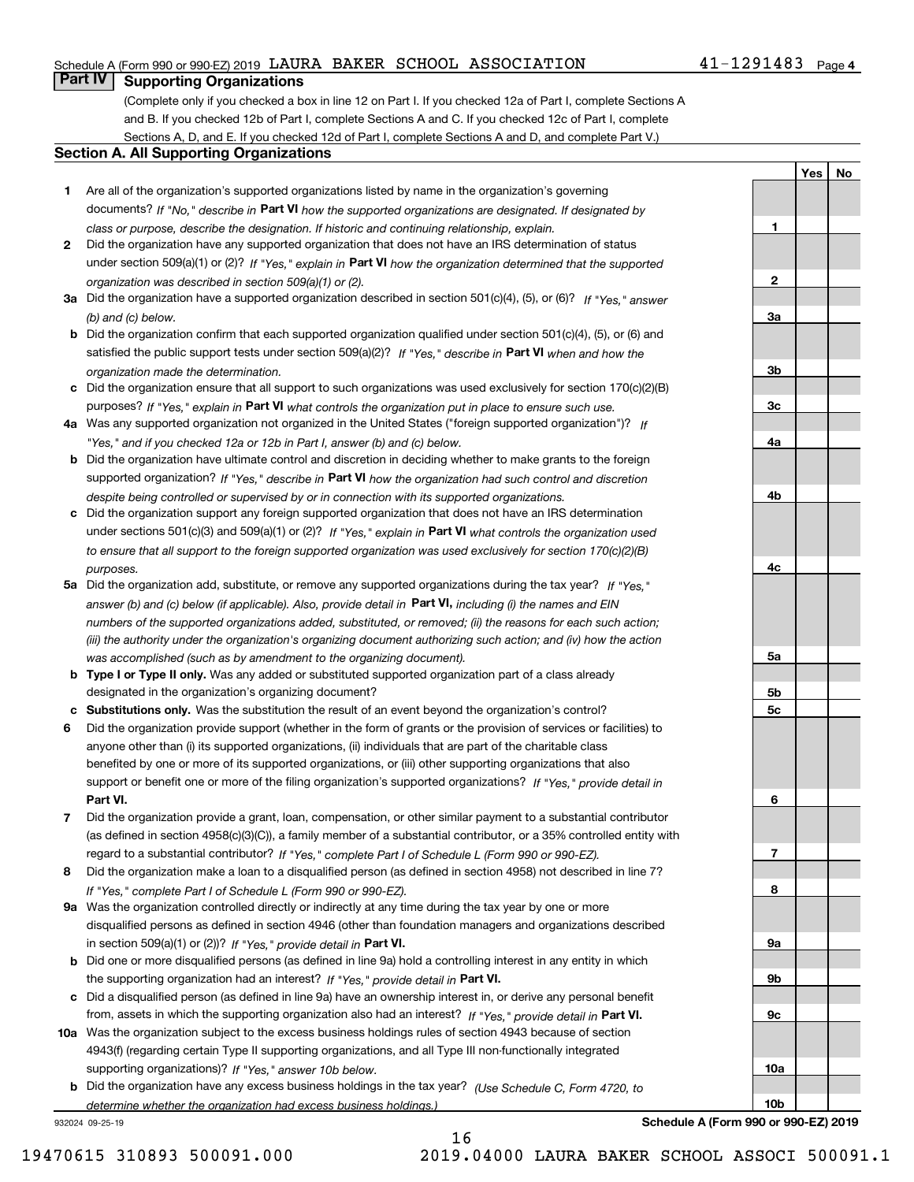Schedule A (Form 990 or 990-EZ) 2019 LAURA BAKER SCHOOL ASSOCIATION 41-1291483 Page 4

## Part IV Supporting Organizations

(Complete only if you checked a box in line 12 on Part I. If you checked 12a of Part I, complete Sections A and B. If you checked 12b of Part I, complete Sections A and C. If you checked 12c of Part I, complete Sections A, D, and E. If you checked 12d of Part I, complete Sections A and D, and complete Part V.)

### Section A. All Supporting Organizations

| | | | Yes | No |
|---|---|---|---|---|
| 1 | Are all of the organization's supported organizations listed by name in the organization's governing documents? *If "No," describe in* **Part VI** *how the supported organizations are designated. If designated by class or purpose, describe the designation. If historic and continuing relationship, explain.* | 1 | | |
| 2 | Did the organization have any supported organization that does not have an IRS determination of status under section 509(a)(1) or (2)? *If "Yes," explain in* **Part VI** *how the organization determined that the supported organization was described in section 509(a)(1) or (2).* | 2 | | |
| 3a | Did the organization have a supported organization described in section 501(c)(4), (5), or (6)? *If "Yes," answer (b) and (c) below.* | 3a | | |
| b | Did the organization confirm that each supported organization qualified under section 501(c)(4), (5), or (6) and satisfied the public support tests under section 509(a)(2)? *If "Yes," describe in* **Part VI** *when and how the organization made the determination.* | 3b | | |
| c | Did the organization ensure that all support to such organizations was used exclusively for section 170(c)(2)(B) purposes? *If "Yes," explain in* **Part VI** *what controls the organization put in place to ensure such use.* | 3c | | |
| 4a | Was any supported organization not organized in the United States ("foreign supported organization")? *If "Yes," and if you checked 12a or 12b in Part I, answer (b) and (c) below.* | 4a | | |
| b | Did the organization have ultimate control and discretion in deciding whether to make grants to the foreign supported organization? *If "Yes," describe in* **Part VI** *how the organization had such control and discretion despite being controlled or supervised by or in connection with its supported organizations.* | 4b | | |
| c | Did the organization support any foreign supported organization that does not have an IRS determination under sections 501(c)(3) and 509(a)(1) or (2)? *If "Yes," explain in* **Part VI** *what controls the organization used to ensure that all support to the foreign supported organization was used exclusively for section 170(c)(2)(B) purposes.* | 4c | | |
| 5a | Did the organization add, substitute, or remove any supported organizations during the tax year? *If "Yes," answer (b) and (c) below (if applicable). Also, provide detail in* **Part VI,** *including (i) the names and EIN numbers of the supported organizations added, substituted, or removed; (ii) the reasons for each such action; (iii) the authority under the organization's organizing document authorizing such action; and (iv) how the action was accomplished (such as by amendment to the organizing document).* | 5a | | |
| b | **Type I or Type II only.** Was any added or substituted supported organization part of a class already designated in the organization's organizing document? | 5b | | |
| c | **Substitutions only.** Was the substitution the result of an event beyond the organization's control? | 5c | | |
| 6 | Did the organization provide support (whether in the form of grants or the provision of services or facilities) to anyone other than (i) its supported organizations, (ii) individuals that are part of the charitable class benefited by one or more of its supported organizations, or (iii) other supporting organizations that also support or benefit one or more of the filing organization's supported organizations? *If "Yes," provide detail in* **Part VI.** | 6 | | |
| 7 | Did the organization provide a grant, loan, compensation, or other similar payment to a substantial contributor (as defined in section 4958(c)(3)(C)), a family member of a substantial contributor, or a 35% controlled entity with regard to a substantial contributor? *If "Yes," complete Part I of Schedule L (Form 990 or 990-EZ).* | 7 | | |
| 8 | Did the organization make a loan to a disqualified person (as defined in section 4958) not described in line 7? *If "Yes," complete Part I of Schedule L (Form 990 or 990-EZ).* | 8 | | |
| 9a | Was the organization controlled directly or indirectly at any time during the tax year by one or more disqualified persons as defined in section 4946 (other than foundation managers and organizations described in section 509(a)(1) or (2))? *If "Yes," provide detail in* **Part VI.** | 9a | | |
| b | Did one or more disqualified persons (as defined in line 9a) hold a controlling interest in any entity in which the supporting organization had an interest? *If "Yes," provide detail in* **Part VI.** | 9b | | |
| c | Did a disqualified person (as defined in line 9a) have an ownership interest in, or derive any personal benefit from, assets in which the supporting organization also had an interest? *If "Yes," provide detail in* **Part VI.** | 9c | | |
| 10a | Was the organization subject to the excess business holdings rules of section 4943 because of section 4943(f) (regarding certain Type II supporting organizations, and all Type III non-functionally integrated supporting organizations)? *If "Yes," answer 10b below.* | 10a | | |
| b | Did the organization have any excess business holdings in the tax year? *(Use Schedule C, Form 4720, to determine whether the organization had excess business holdings.)* | 10b | | |

932024 09-25-19 **Schedule A (Form 990 or 990-EZ) 2019**

19470615 310893 500091.000 2019.04000 LAURA BAKER SCHOOL ASSOCI 500091.1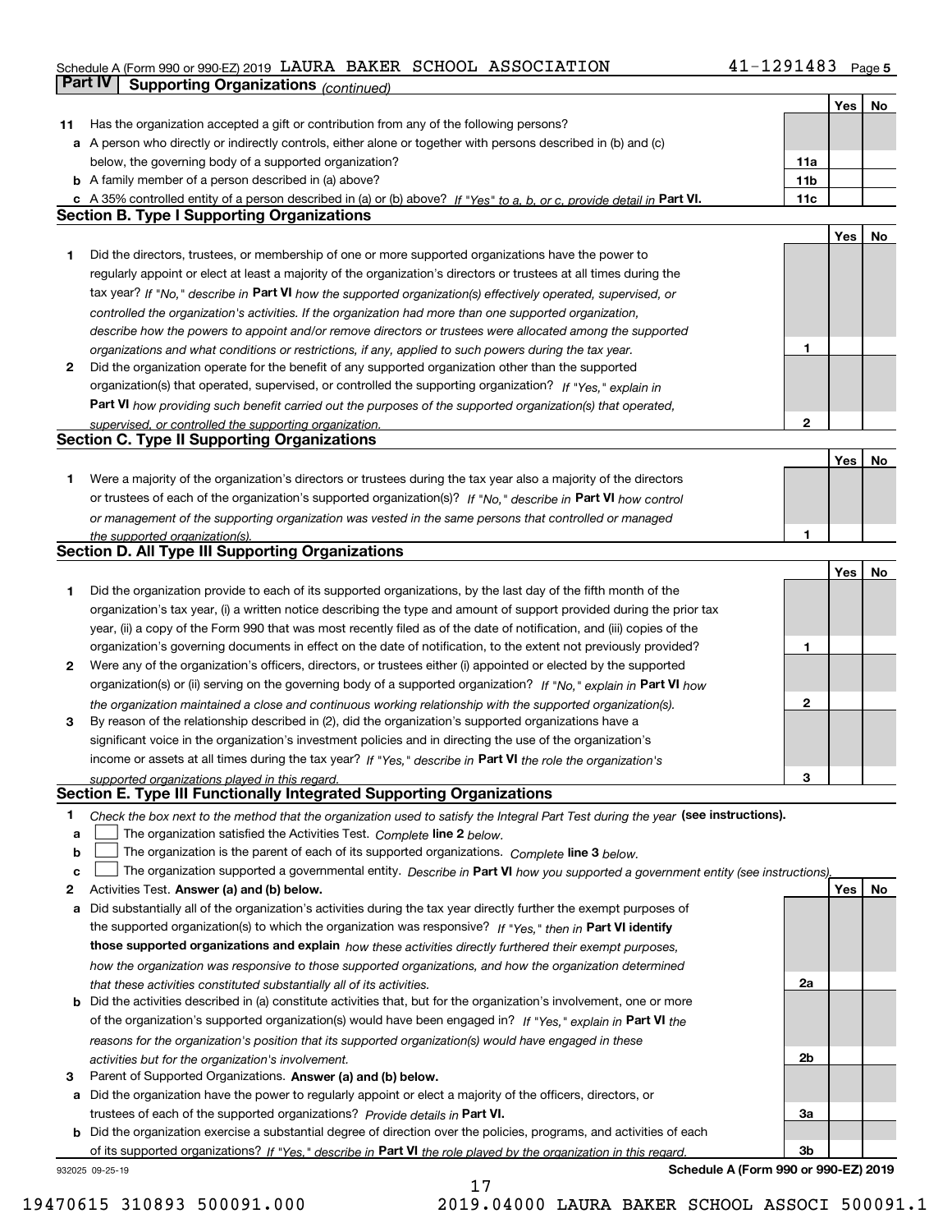Schedule A (Form 990 or 990-EZ) 2019 LAURA BAKER SCHOOL ASSOCIATION 41-1291483 Page 5

## Part IV Supporting Organizations *(continued)*

| | | | Yes | No |
|---|---|---|---|---|
| **11** | Has the organization accepted a gift or contribution from any of the following persons? | | | |
| **a** | A person who directly or indirectly controls, either alone or together with persons described in (b) and (c) below, the governing body of a supported organization? | 11a | | |
| **b** | A family member of a person described in (a) above? | 11b | | |
| **c** | A 35% controlled entity of a person described in (a) or (b) above? *If "Yes" to a, b, or c, provide detail in* **Part VI.** | 11c | | |

### Section B. Type I Supporting Organizations

| | | | Yes | No |
|---|---|---|---|---|
| **1** | Did the directors, trustees, or membership of one or more supported organizations have the power to regularly appoint or elect at least a majority of the organization's directors or trustees at all times during the tax year? *If "No," describe in* **Part VI** *how the supported organization(s) effectively operated, supervised, or controlled the organization's activities. If the organization had more than one supported organization, describe how the powers to appoint and/or remove directors or trustees were allocated among the supported organizations and what conditions or restrictions, if any, applied to such powers during the tax year.* | 1 | | |
| **2** | Did the organization operate for the benefit of any supported organization other than the supported organization(s) that operated, supervised, or controlled the supporting organization? *If "Yes," explain in* **Part VI** *how providing such benefit carried out the purposes of the supported organization(s) that operated, supervised, or controlled the supporting organization.* | 2 | | |

### Section C. Type II Supporting Organizations

| | | | Yes | No |
|---|---|---|---|---|
| **1** | Were a majority of the organization's directors or trustees during the tax year also a majority of the directors or trustees of each of the organization's supported organization(s)? *If "No," describe in* **Part VI** *how control or management of the supporting organization was vested in the same persons that controlled or managed the supported organization(s).* | 1 | | |

### Section D. All Type III Supporting Organizations

| | | | Yes | No |
|---|---|---|---|---|
| **1** | Did the organization provide to each of its supported organizations, by the last day of the fifth month of the organization's tax year, (i) a written notice describing the type and amount of support provided during the prior tax year, (ii) a copy of the Form 990 that was most recently filed as of the date of notification, and (iii) copies of the organization's governing documents in effect on the date of notification, to the extent not previously provided? | 1 | | |
| **2** | Were any of the organization's officers, directors, or trustees either (i) appointed or elected by the supported organization(s) or (ii) serving on the governing body of a supported organization? *If "No," explain in* **Part VI** *how the organization maintained a close and continuous working relationship with the supported organization(s).* | 2 | | |
| **3** | By reason of the relationship described in (2), did the organization's supported organizations have a significant voice in the organization's investment policies and in directing the use of the organization's income or assets at all times during the tax year? *If "Yes," describe in* **Part VI** *the role the organization's supported organizations played in this regard.* | 3 | | |

### Section E. Type III Functionally Integrated Supporting Organizations

**1** *Check the box next to the method that the organization used to satisfy the Integral Part Test during the year* **(see instructions).**

**a** ☐ The organization satisfied the Activities Test. *Complete* **line 2** *below.*

**b** ☐ The organization is the parent of each of its supported organizations. *Complete* **line 3** *below.*

**c** ☐ The organization supported a governmental entity. *Describe in* **Part VI** *how you supported a government entity (see instructions).*

| | | | Yes | No |
|---|---|---|---|---|
| **2** | Activities Test. **Answer (a) and (b) below.** | | | |
| **a** | Did substantially all of the organization's activities during the tax year directly further the exempt purposes of the supported organization(s) to which the organization was responsive? *If "Yes," then in* **Part VI identify those supported organizations and explain** *how these activities directly furthered their exempt purposes, how the organization was responsive to those supported organizations, and how the organization determined that these activities constituted substantially all of its activities.* | 2a | | |
| **b** | Did the activities described in (a) constitute activities that, but for the organization's involvement, one or more of the organization's supported organization(s) would have been engaged in? *If "Yes," explain in* **Part VI** *the reasons for the organization's position that its supported organization(s) would have engaged in these activities but for the organization's involvement.* | 2b | | |
| **3** | Parent of Supported Organizations. **Answer (a) and (b) below.** | | | |
| **a** | Did the organization have the power to regularly appoint or elect a majority of the officers, directors, or trustees of each of the supported organizations? *Provide details in* **Part VI.** | 3a | | |
| **b** | Did the organization exercise a substantial degree of direction over the policies, programs, and activities of each of its supported organizations? *If "Yes," describe in* **Part VI** *the role played by the organization in this regard.* | 3b | | |

932025 09-25-19 **Schedule A (Form 990 or 990-EZ) 2019**

19470615 310893 500091.000 2019.04000 LAURA BAKER SCHOOL ASSOCI 500091.1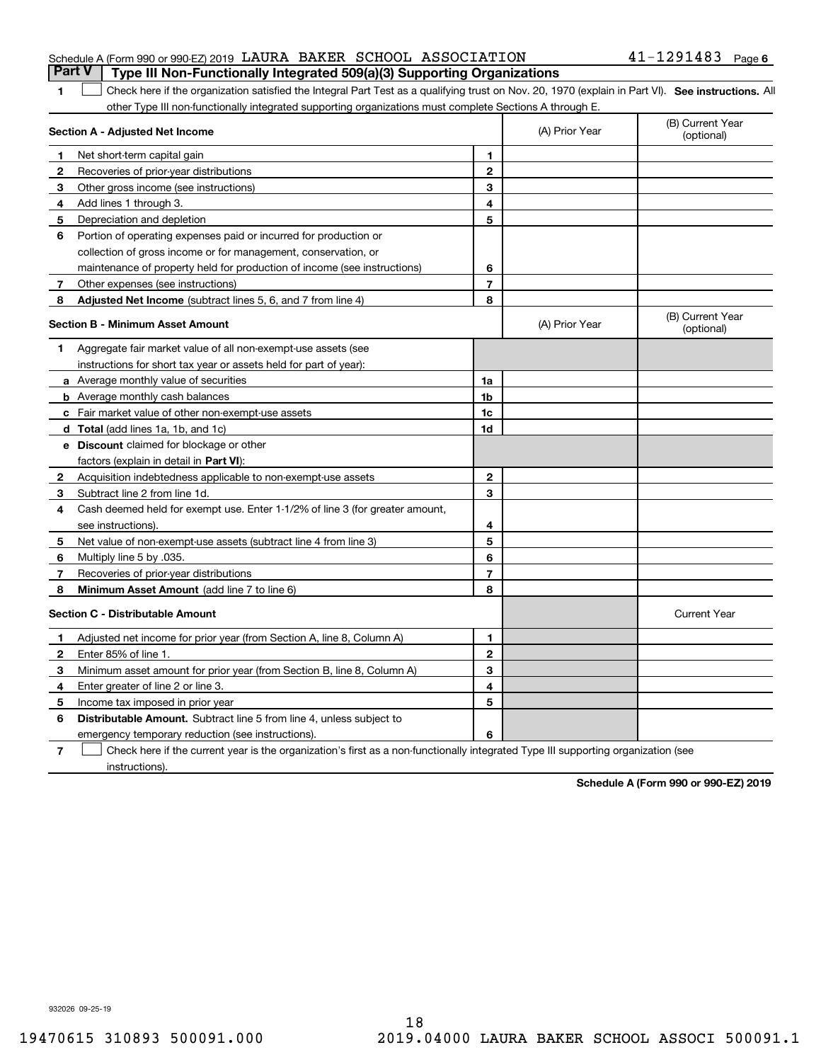Schedule A (Form 990 or 990-EZ) 2019 LAURA BAKER SCHOOL ASSOCIATION 41-1291483 Page 6

## Part V Type III Non-Functionally Integrated 509(a)(3) Supporting Organizations

1 ☐ Check here if the organization satisfied the Integral Part Test as a qualifying trust on Nov. 20, 1970 (explain in Part VI). **See instructions.** All other Type III non-functionally integrated supporting organizations must complete Sections A through E.

| **Section A - Adjusted Net Income** | | | (A) Prior Year | (B) Current Year (optional) |
|---|---|---|---|---|
| 1 | Net short-term capital gain | 1 | | |
| 2 | Recoveries of prior-year distributions | 2 | | |
| 3 | Other gross income (see instructions) | 3 | | |
| 4 | Add lines 1 through 3. | 4 | | |
| 5 | Depreciation and depletion | 5 | | |
| 6 | Portion of operating expenses paid or incurred for production or collection of gross income or for management, conservation, or maintenance of property held for production of income (see instructions) | 6 | | |
| 7 | Other expenses (see instructions) | 7 | | |
| 8 | **Adjusted Net Income** (subtract lines 5, 6, and 7 from line 4) | 8 | | |

| **Section B - Minimum Asset Amount** | | | (A) Prior Year | (B) Current Year (optional) |
|---|---|---|---|---|
| 1 | Aggregate fair market value of all non-exempt-use assets (see instructions for short tax year or assets held for part of year): | | | |
| a | Average monthly value of securities | 1a | | |
| b | Average monthly cash balances | 1b | | |
| c | Fair market value of other non-exempt-use assets | 1c | | |
| d | **Total** (add lines 1a, 1b, and 1c) | 1d | | |
| e | **Discount** claimed for blockage or other factors (explain in detail in **Part VI**): | | | |
| 2 | Acquisition indebtedness applicable to non-exempt-use assets | 2 | | |
| 3 | Subtract line 2 from line 1d. | 3 | | |
| 4 | Cash deemed held for exempt use. Enter 1-1/2% of line 3 (for greater amount, see instructions). | 4 | | |
| 5 | Net value of non-exempt-use assets (subtract line 4 from line 3) | 5 | | |
| 6 | Multiply line 5 by .035. | 6 | | |
| 7 | Recoveries of prior-year distributions | 7 | | |
| 8 | **Minimum Asset Amount** (add line 7 to line 6) | 8 | | |

| **Section C - Distributable Amount** | | | | Current Year |
|---|---|---|---|---|
| 1 | Adjusted net income for prior year (from Section A, line 8, Column A) | 1 | | |
| 2 | Enter 85% of line 1. | 2 | | |
| 3 | Minimum asset amount for prior year (from Section B, line 8, Column A) | 3 | | |
| 4 | Enter greater of line 2 or line 3. | 4 | | |
| 5 | Income tax imposed in prior year | 5 | | |
| 6 | **Distributable Amount.** Subtract line 5 from line 4, unless subject to emergency temporary reduction (see instructions). | 6 | | |

7 ☐ Check here if the current year is the organization's first as a non-functionally integrated Type III supporting organization (see instructions).

**Schedule A (Form 990 or 990-EZ) 2019**

932026 09-25-19

19470615 310893 500091.000 2019.04000 LAURA BAKER SCHOOL ASSOCI 500091.1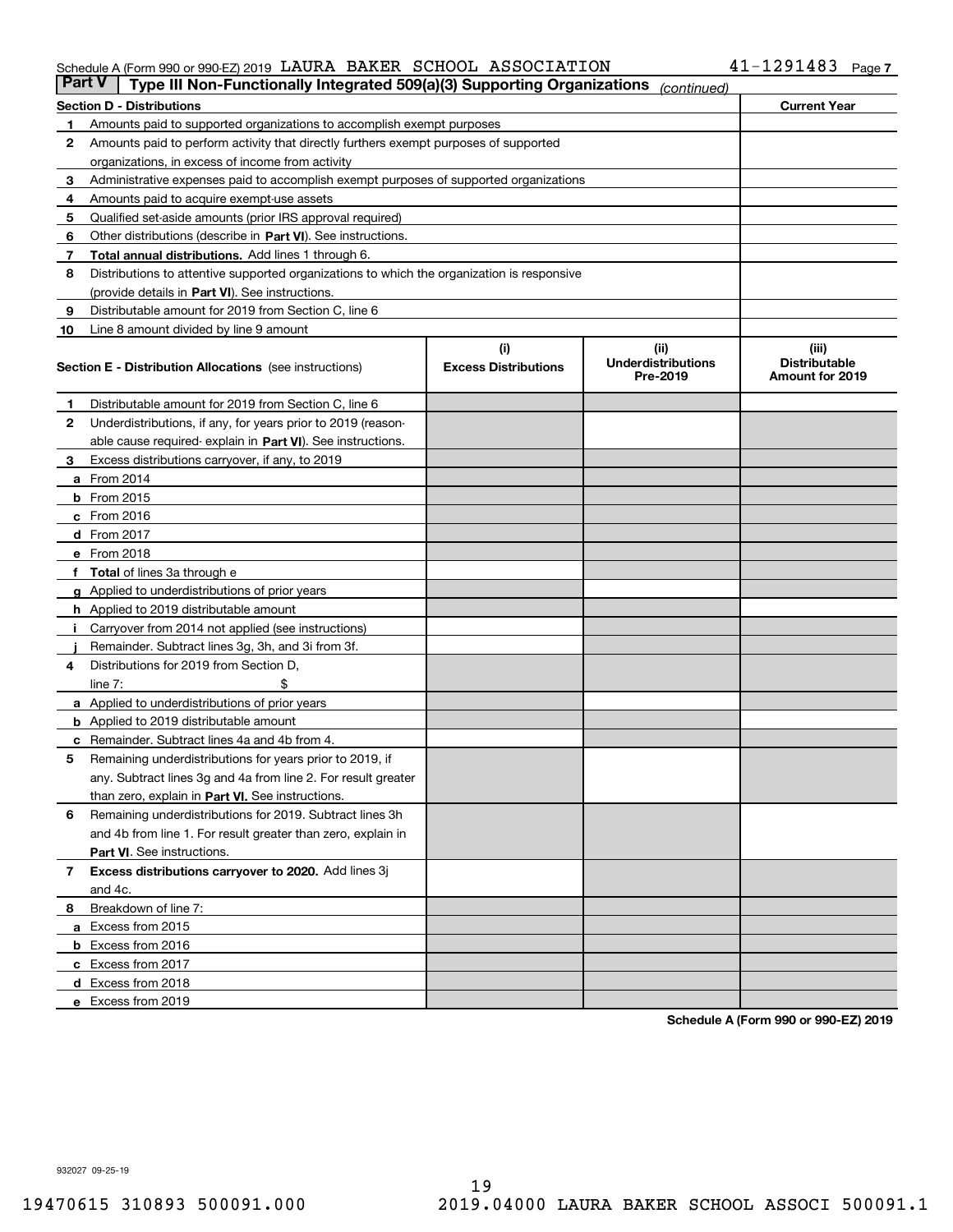Schedule A (Form 990 or 990-EZ) 2019 LAURA BAKER SCHOOL ASSOCIATION 41-1291483 Page 7

## Part V Type III Non-Functionally Integrated 509(a)(3) Supporting Organizations *(continued)*

| Section D - Distributions | | Current Year |
|---|---|---|
| 1 | Amounts paid to supported organizations to accomplish exempt purposes | |
| 2 | Amounts paid to perform activity that directly furthers exempt purposes of supported organizations, in excess of income from activity | |
| 3 | Administrative expenses paid to accomplish exempt purposes of supported organizations | |
| 4 | Amounts paid to acquire exempt-use assets | |
| 5 | Qualified set-aside amounts (prior IRS approval required) | |
| 6 | Other distributions (describe in **Part VI**). See instructions. | |
| 7 | **Total annual distributions.** Add lines 1 through 6. | |
| 8 | Distributions to attentive supported organizations to which the organization is responsive (provide details in **Part VI**). See instructions. | |
| 9 | Distributable amount for 2019 from Section C, line 6 | |
| 10 | Line 8 amount divided by line 9 amount | |

| | Section E - Distribution Allocations (see instructions) | (i) Excess Distributions | (ii) Underdistributions Pre-2019 | (iii) Distributable Amount for 2019 |
|---|---|---|---|---|
| 1 | Distributable amount for 2019 from Section C, line 6 | | | |
| 2 | Underdistributions, if any, for years prior to 2019 (reasonable cause required- explain in **Part VI**). See instructions. | | | |
| 3 | Excess distributions carryover, if any, to 2019 | | | |
| a | From 2014 | | | |
| b | From 2015 | | | |
| c | From 2016 | | | |
| d | From 2017 | | | |
| e | From 2018 | | | |
| f | **Total** of lines 3a through e | | | |
| g | Applied to underdistributions of prior years | | | |
| h | Applied to 2019 distributable amount | | | |
| i | Carryover from 2014 not applied (see instructions) | | | |
| j | Remainder. Subtract lines 3g, 3h, and 3i from 3f. | | | |
| 4 | Distributions for 2019 from Section D, line 7: $ | | | |
| a | Applied to underdistributions of prior years | | | |
| b | Applied to 2019 distributable amount | | | |
| c | Remainder. Subtract lines 4a and 4b from 4. | | | |
| 5 | Remaining underdistributions for years prior to 2019, if any. Subtract lines 3g and 4a from line 2. For result greater than zero, explain in **Part VI.** See instructions. | | | |
| 6 | Remaining underdistributions for 2019. Subtract lines 3h and 4b from line 1. For result greater than zero, explain in **Part VI**. See instructions. | | | |
| 7 | **Excess distributions carryover to 2020.** Add lines 3j and 4c. | | | |
| 8 | Breakdown of line 7: | | | |
| a | Excess from 2015 | | | |
| b | Excess from 2016 | | | |
| c | Excess from 2017 | | | |
| d | Excess from 2018 | | | |
| e | Excess from 2019 | | | |

**Schedule A (Form 990 or 990-EZ) 2019**

932027 09-25-19

19470615 310893 500091.000 2019.04000 LAURA BAKER SCHOOL ASSOCI 500091.1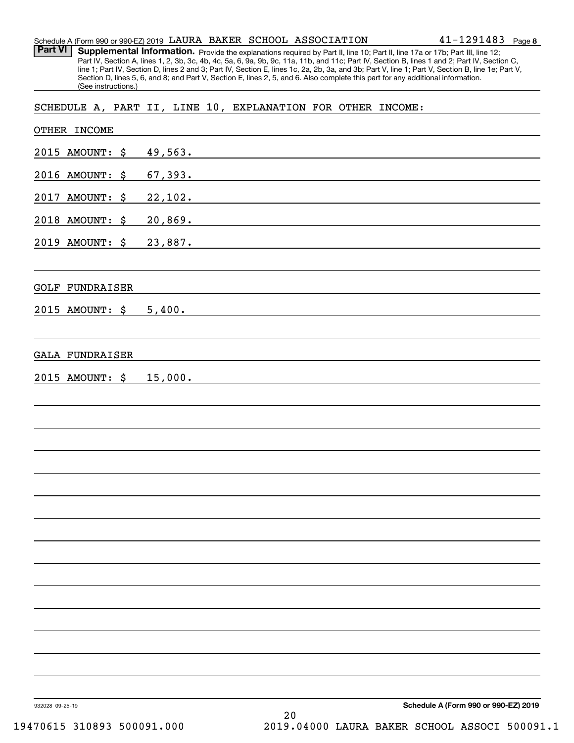Schedule A (Form 990 or 990-EZ) 2019 LAURA BAKER SCHOOL ASSOCIATION 41-1291483

**Part VI** **Supplemental Information.** Provide the explanations required by Part II, line 10; Part II, line 17a or 17b; Part III, line 12; Part IV, Section A, lines 1, 2, 3b, 3c, 4b, 4c, 5a, 6, 9a, 9b, 9c, 11a, 11b, and 11c; Part IV, Section B, lines 1 and 2; Part IV, Section C, line 1; Part IV, Section D, lines 2 and 3; Part IV, Section E, lines 1c, 2a, 2b, 3a, and 3b; Part V, line 1; Part V, Section B, line 1e; Part V, Section D, lines 5, 6, and 8; and Part V, Section E, lines 2, 5, and 6. Also complete this part for any additional information. (See instructions.)

SCHEDULE A, PART II, LINE 10, EXPLANATION FOR OTHER INCOME:

OTHER INCOME

2015 AMOUNT: $ 49,563.

2016 AMOUNT: $ 67,393.

2017 AMOUNT: $ 22,102.

2018 AMOUNT: $ 20,869.

2019 AMOUNT: $ 23,887.

GOLF FUNDRAISER

2015 AMOUNT: $ 5,400.

GALA FUNDRAISER

2015 AMOUNT: $ 15,000.

932028 09-25-19

19470615 310893 500091.000 2019.04000 LAURA BAKER SCHOOL ASSOCI 500091.1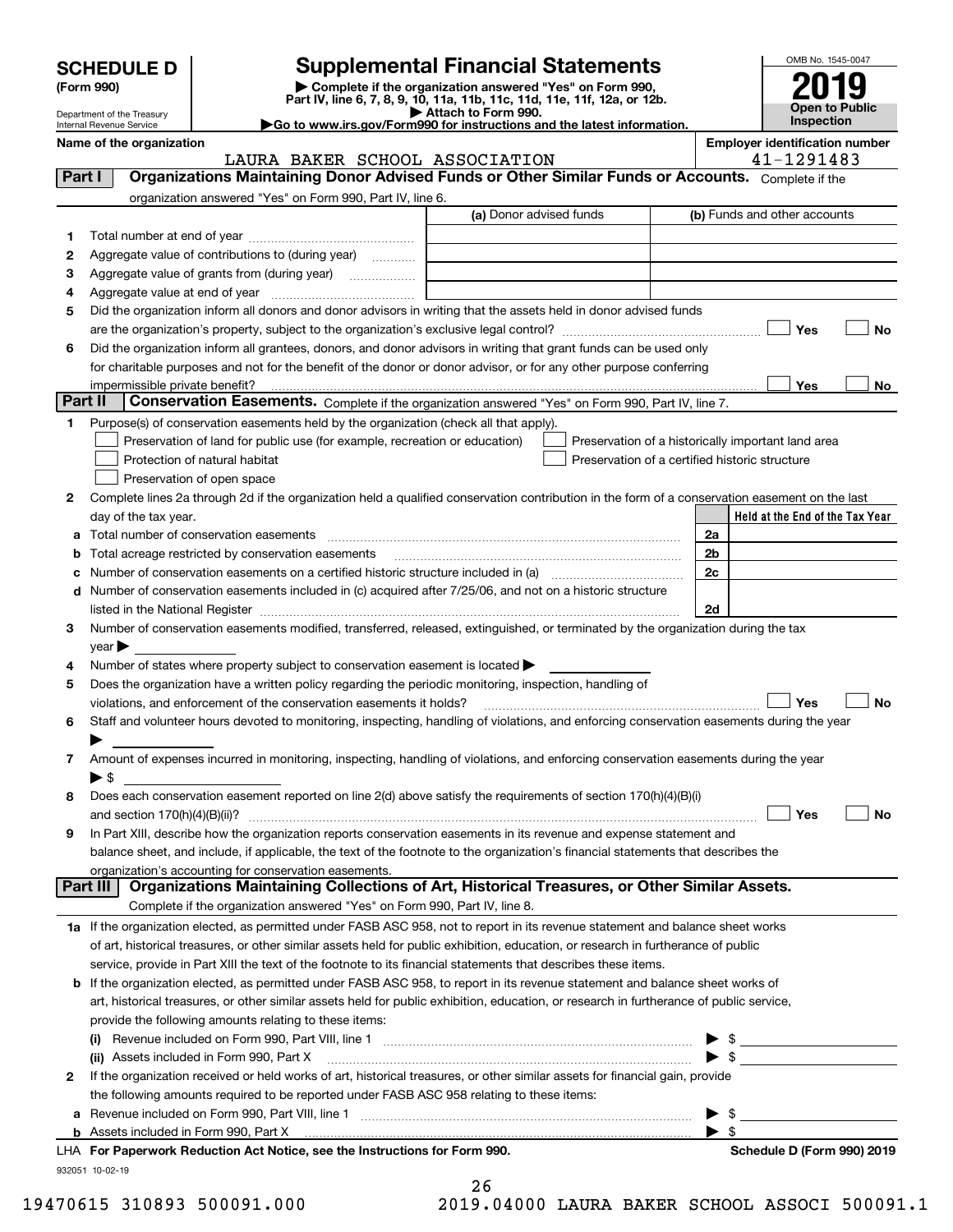# SCHEDULE D (Form 990)

Department of the Treasury
Internal Revenue Service

## Supplemental Financial Statements

▶ Complete if the organization answered "Yes" on Form 990, Part IV, line 6, 7, 8, 9, 10, 11a, 11b, 11c, 11d, 11e, 11f, 12a, or 12b.
▶ Attach to Form 990.
▶Go to www.irs.gov/Form990 for instructions and the latest information.

OMB No. 1545-0047

**2019**

**Open to Public Inspection**

**Name of the organization:** LAURA BAKER SCHOOL ASSOCIATION

**Employer identification number:** 41-1291483

### Part I — Organizations Maintaining Donor Advised Funds or Other Similar Funds or Accounts. Complete if the organization answered "Yes" on Form 990, Part IV, line 6.

| | | (a) Donor advised funds | (b) Funds and other accounts |
|---|---|---|---|
| 1 | Total number at end of year | | |
| 2 | Aggregate value of contributions to (during year) | | |
| 3 | Aggregate value of grants from (during year) | | |
| 4 | Aggregate value at end of year | | |

5 Did the organization inform all donors and donor advisors in writing that the assets held in donor advised funds are the organization's property, subject to the organization's exclusive legal control? ☐ Yes ☐ No

6 Did the organization inform all grantees, donors, and donor advisors in writing that grant funds can be used only for charitable purposes and not for the benefit of the donor or donor advisor, or for any other purpose conferring impermissible private benefit? ☐ Yes ☐ No

### Part II — Conservation Easements. Complete if the organization answered "Yes" on Form 990, Part IV, line 7.

1 Purpose(s) of conservation easements held by the organization (check all that apply).

- ☐ Preservation of land for public use (for example, recreation or education)
- ☐ Protection of natural habitat
- ☐ Preservation of open space
- ☐ Preservation of a historically important land area
- ☐ Preservation of a certified historic structure

2 Complete lines 2a through 2d if the organization held a qualified conservation contribution in the form of a conservation easement on the last day of the tax year.

| | | | Held at the End of the Tax Year |
|---|---|---|---|
| a | Total number of conservation easements | 2a | |
| b | Total acreage restricted by conservation easements | 2b | |
| c | Number of conservation easements on a certified historic structure included in (a) | 2c | |
| d | Number of conservation easements included in (c) acquired after 7/25/06, and not on a historic structure listed in the National Register | 2d | |

3 Number of conservation easements modified, transferred, released, extinguished, or terminated by the organization during the tax year ▶

4 Number of states where property subject to conservation easement is located ▶

5 Does the organization have a written policy regarding the periodic monitoring, inspection, handling of violations, and enforcement of the conservation easements it holds? ☐ Yes ☐ No

6 Staff and volunteer hours devoted to monitoring, inspecting, handling of violations, and enforcing conservation easements during the year ▶

7 Amount of expenses incurred in monitoring, inspecting, handling of violations, and enforcing conservation easements during the year ▶ $

8 Does each conservation easement reported on line 2(d) above satisfy the requirements of section 170(h)(4)(B)(i) and section 170(h)(4)(B)(ii)? ☐ Yes ☐ No

9 In Part XIII, describe how the organization reports conservation easements in its revenue and expense statement and balance sheet, and include, if applicable, the text of the footnote to the organization's financial statements that describes the organization's accounting for conservation easements.

### Part III — Organizations Maintaining Collections of Art, Historical Treasures, or Other Similar Assets. Complete if the organization answered "Yes" on Form 990, Part IV, line 8.

1a If the organization elected, as permitted under FASB ASC 958, not to report in its revenue statement and balance sheet works of art, historical treasures, or other similar assets held for public exhibition, education, or research in furtherance of public service, provide in Part XIII the text of the footnote to its financial statements that describes these items.

b If the organization elected, as permitted under FASB ASC 958, to report in its revenue statement and balance sheet works of art, historical treasures, or other similar assets held for public exhibition, education, or research in furtherance of public service, provide the following amounts relating to these items:

(i) Revenue included on Form 990, Part VIII, line 1 ▶ $

(ii) Assets included in Form 990, Part X ▶ $

2 If the organization received or held works of art, historical treasures, or other similar assets for financial gain, provide the following amounts required to be reported under FASB ASC 958 relating to these items:

a Revenue included on Form 990, Part VIII, line 1 ▶ $

b Assets included in Form 990, Part X ▶ $

LHA For Paperwork Reduction Act Notice, see the Instructions for Form 990. Schedule D (Form 990) 2019

932051 10-02-19

19470615 310893 500091.000 2019.04000 LAURA BAKER SCHOOL ASSOCI 500091.1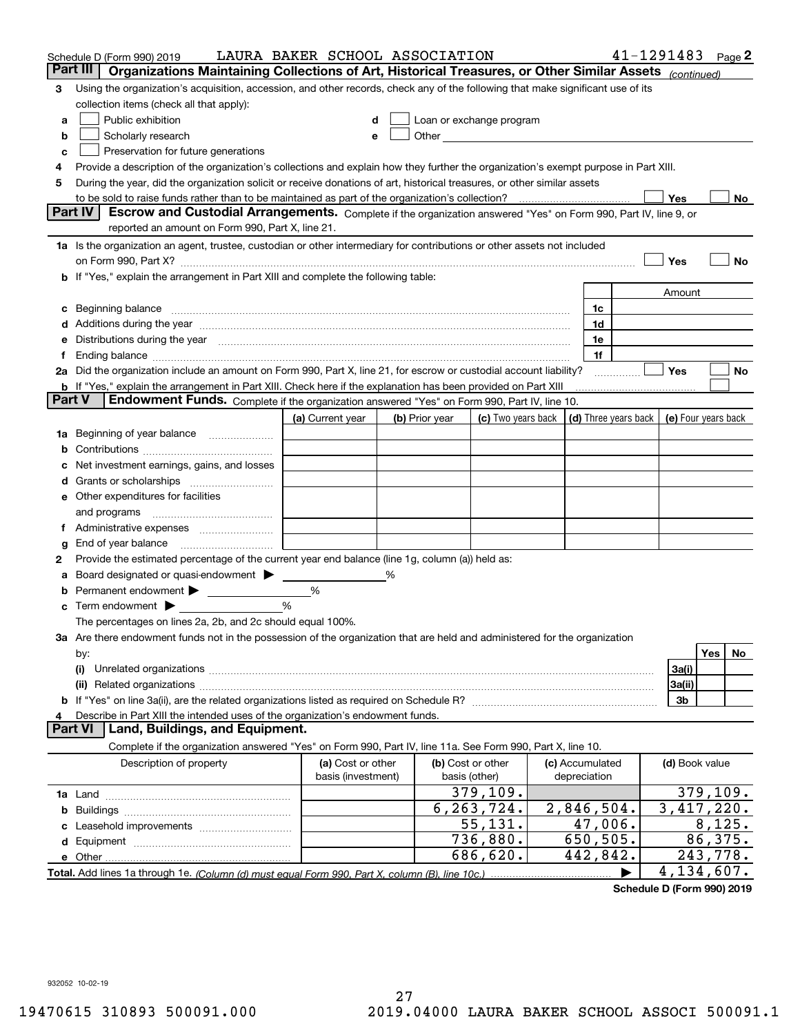Schedule D (Form 990) 2019 LAURA BAKER SCHOOL ASSOCIATION 41-1291483 Page 2

## Part III Organizations Maintaining Collections of Art, Historical Treasures, or Other Similar Assets *(continued)*

**3** Using the organization's acquisition, accession, and other records, check any of the following that make significant use of its collection items (check all that apply):

- **a** ☐ Public exhibition
- **b** ☐ Scholarly research
- **c** ☐ Preservation for future generations
- **d** ☐ Loan or exchange program
- **e** ☐ Other

**4** Provide a description of the organization's collections and explain how they further the organization's exempt purpose in Part XIII.

**5** During the year, did the organization solicit or receive donations of art, historical treasures, or other similar assets to be sold to raise funds rather than to be maintained as part of the organization's collection? ☐ Yes ☐ No

## Part IV Escrow and Custodial Arrangements.

Complete if the organization answered "Yes" on Form 990, Part IV, line 9, or reported an amount on Form 990, Part X, line 21.

**1a** Is the organization an agent, trustee, custodian or other intermediary for contributions or other assets not included on Form 990, Part X? ☐ Yes ☐ No

**b** If "Yes," explain the arrangement in Part XIII and complete the following table:

| | | Amount |
|---|---|---|
| **c** Beginning balance | 1c | |
| **d** Additions during the year | 1d | |
| **e** Distributions during the year | 1e | |
| **f** Ending balance | 1f | |

**2a** Did the organization include an amount on Form 990, Part X, line 21, for escrow or custodial account liability? ☐ Yes ☐ No

**b** If "Yes," explain the arrangement in Part XIII. Check here if the explanation has been provided on Part XIII ☐

## Part V Endowment Funds.

Complete if the organization answered "Yes" on Form 990, Part IV, line 10.

| | (a) Current year | (b) Prior year | (c) Two years back | (d) Three years back | (e) Four years back |
|---|---|---|---|---|---|
| **1a** Beginning of year balance | | | | | |
| **b** Contributions | | | | | |
| **c** Net investment earnings, gains, and losses | | | | | |
| **d** Grants or scholarships | | | | | |
| **e** Other expenditures for facilities and programs | | | | | |
| **f** Administrative expenses | | | | | |
| **g** End of year balance | | | | | |

**2** Provide the estimated percentage of the current year end balance (line 1g, column (a)) held as:

- **a** Board designated or quasi-endowment ▶ ______ %
- **b** Permanent endowment ▶ ______ %
- **c** Term endowment ▶ ______ %

The percentages on lines 2a, 2b, and 2c should equal 100%.

**3a** Are there endowment funds not in the possession of the organization that are held and administered for the organization by:

| | | Yes | No |
|---|---|---|---|
| **(i)** Unrelated organizations | 3a(i) | | |
| **(ii)** Related organizations | 3a(ii) | | |
| **b** If "Yes" on line 3a(ii), are the related organizations listed as required on Schedule R? | 3b | | |

**4** Describe in Part XIII the intended uses of the organization's endowment funds.

## Part VI Land, Buildings, and Equipment.

Complete if the organization answered "Yes" on Form 990, Part IV, line 11a. See Form 990, Part X, line 10.

| Description of property | (a) Cost or other basis (investment) | (b) Cost or other basis (other) | (c) Accumulated depreciation | (d) Book value |
|---|---|---|---|---|
| **1a** Land | | 379,109. | | 379,109. |
| **b** Buildings | | 6,263,724. | 2,846,504. | 3,417,220. |
| **c** Leasehold improvements | | 55,131. | 47,006. | 8,125. |
| **d** Equipment | | 736,880. | 650,505. | 86,375. |
| **e** Other | | 686,620. | 442,842. | 243,778. |
| **Total.** Add lines 1a through 1e. *(Column (d) must equal Form 990, Part X, column (B), line 10c.)* ▶ | | | | 4,134,607. |

**Schedule D (Form 990) 2019**

932052 10-02-19

19470615 310893 500091.000 2019.04000 LAURA BAKER SCHOOL ASSOCI 500091.1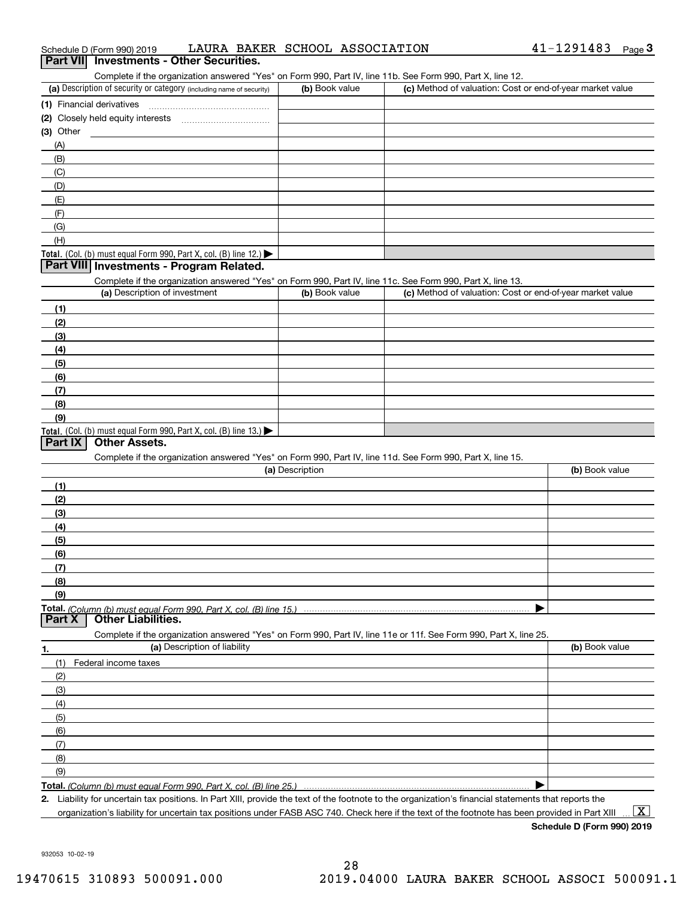Schedule D (Form 990) 2019 LAURA BAKER SCHOOL ASSOCIATION 41-1291483

## Part VII Investments - Other Securities.

Complete if the organization answered "Yes" on Form 990, Part IV, line 11b. See Form 990, Part X, line 12.

| (a) Description of security or category (including name of security) | (b) Book value | (c) Method of valuation: Cost or end-of-year market value |
|---|---|---|
| (1) Financial derivatives | | |
| (2) Closely held equity interests | | |
| (3) Other | | |
| (A) | | |
| (B) | | |
| (C) | | |
| (D) | | |
| (E) | | |
| (F) | | |
| (G) | | |
| (H) | | |
| **Total.** (Col. (b) must equal Form 990, Part X, col. (B) line 12.) ▶ | | |

## Part VIII Investments - Program Related.

Complete if the organization answered "Yes" on Form 990, Part IV, line 11c. See Form 990, Part X, line 13.

| (a) Description of investment | (b) Book value | (c) Method of valuation: Cost or end-of-year market value |
|---|---|---|
| (1) | | |
| (2) | | |
| (3) | | |
| (4) | | |
| (5) | | |
| (6) | | |
| (7) | | |
| (8) | | |
| (9) | | |
| **Total.** (Col. (b) must equal Form 990, Part X, col. (B) line 13.) ▶ | | |

## Part IX Other Assets.

Complete if the organization answered "Yes" on Form 990, Part IV, line 11d. See Form 990, Part X, line 15.

| (a) Description | (b) Book value |
|---|---|
| (1) | |
| (2) | |
| (3) | |
| (4) | |
| (5) | |
| (6) | |
| (7) | |
| (8) | |
| (9) | |
| **Total.** *(Column (b) must equal Form 990, Part X, col. (B) line 15.)* ▶ | |

## Part X Other Liabilities.

Complete if the organization answered "Yes" on Form 990, Part IV, line 11e or 11f. See Form 990, Part X, line 25.

| 1. (a) Description of liability | (b) Book value |
|---|---|
| (1) Federal income taxes | |
| (2) | |
| (3) | |
| (4) | |
| (5) | |
| (6) | |
| (7) | |
| (8) | |
| (9) | |
| **Total.** *(Column (b) must equal Form 990, Part X, col. (B) line 25.)* ▶ | |

**2.** Liability for uncertain tax positions. In Part XIII, provide the text of the footnote to the organization's financial statements that reports the organization's liability for uncertain tax positions under FASB ASC 740. Check here if the text of the footnote has been provided in Part XIII ... [X]

**Schedule D (Form 990) 2019**

932053 10-02-19

19470615 310893 500091.000 2019.04000 LAURA BAKER SCHOOL ASSOCI 500091.1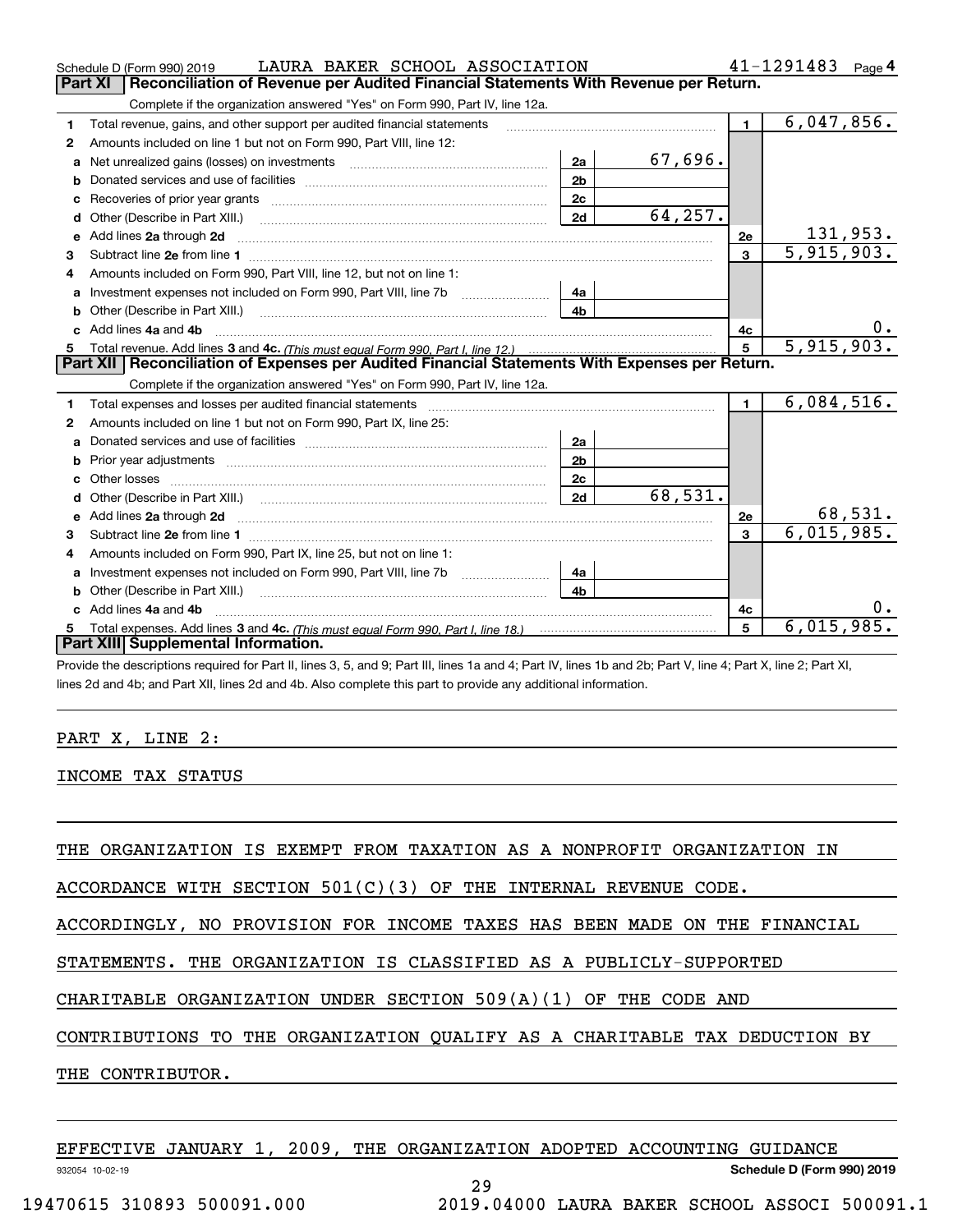Schedule D (Form 990) 2019 LAURA BAKER SCHOOL ASSOCIATION 41-1291483 Page 4

## Part XI Reconciliation of Revenue per Audited Financial Statements With Revenue per Return.

Complete if the organization answered "Yes" on Form 990, Part IV, line 12a.

| | | | | | |
|---|---|---|---|---|---|
| 1 | Total revenue, gains, and other support per audited financial statements | | | 1 | 6,047,856. |
| 2 | Amounts included on line 1 but not on Form 990, Part VIII, line 12: | | | | |
| a | Net unrealized gains (losses) on investments | 2a | 67,696. | | |
| b | Donated services and use of facilities | 2b | | | |
| c | Recoveries of prior year grants | 2c | | | |
| d | Other (Describe in Part XIII.) | 2d | 64,257. | | |
| e | Add lines 2a through 2d | | | 2e | 131,953. |
| 3 | Subtract line 2e from line 1 | | | 3 | 5,915,903. |
| 4 | Amounts included on Form 990, Part VIII, line 12, but not on line 1: | | | | |
| a | Investment expenses not included on Form 990, Part VIII, line 7b | 4a | | | |
| b | Other (Describe in Part XIII.) | 4b | | | |
| c | Add lines 4a and 4b | | | 4c | 0. |
| 5 | Total revenue. Add lines 3 and 4c. *(This must equal Form 990, Part I, line 12.)* | | | 5 | 5,915,903. |

## Part XII Reconciliation of Expenses per Audited Financial Statements With Expenses per Return.

Complete if the organization answered "Yes" on Form 990, Part IV, line 12a.

| | | | | | |
|---|---|---|---|---|---|
| 1 | Total expenses and losses per audited financial statements | | | 1 | 6,084,516. |
| 2 | Amounts included on line 1 but not on Form 990, Part IX, line 25: | | | | |
| a | Donated services and use of facilities | 2a | | | |
| b | Prior year adjustments | 2b | | | |
| c | Other losses | 2c | | | |
| d | Other (Describe in Part XIII.) | 2d | 68,531. | | |
| e | Add lines 2a through 2d | | | 2e | 68,531. |
| 3 | Subtract line 2e from line 1 | | | 3 | 6,015,985. |
| 4 | Amounts included on Form 990, Part IX, line 25, but not on line 1: | | | | |
| a | Investment expenses not included on Form 990, Part VIII, line 7b | 4a | | | |
| b | Other (Describe in Part XIII.) | 4b | | | |
| c | Add lines 4a and 4b | | | 4c | 0. |
| 5 | Total expenses. Add lines 3 and 4c. *(This must equal Form 990, Part I, line 18.)* | | | 5 | 6,015,985. |

## Part XIII Supplemental Information.

Provide the descriptions required for Part II, lines 3, 5, and 9; Part III, lines 1a and 4; Part IV, lines 1b and 2b; Part V, line 4; Part X, line 2; Part XI, lines 2d and 4b; and Part XII, lines 2d and 4b. Also complete this part to provide any additional information.

PART X, LINE 2:

INCOME TAX STATUS

THE ORGANIZATION IS EXEMPT FROM TAXATION AS A NONPROFIT ORGANIZATION IN ACCORDANCE WITH SECTION 501(C)(3) OF THE INTERNAL REVENUE CODE. ACCORDINGLY, NO PROVISION FOR INCOME TAXES HAS BEEN MADE ON THE FINANCIAL STATEMENTS. THE ORGANIZATION IS CLASSIFIED AS A PUBLICLY-SUPPORTED CHARITABLE ORGANIZATION UNDER SECTION 509(A)(1) OF THE CODE AND CONTRIBUTIONS TO THE ORGANIZATION QUALIFY AS A CHARITABLE TAX DEDUCTION BY THE CONTRIBUTOR.

EFFECTIVE JANUARY 1, 2009, THE ORGANIZATION ADOPTED ACCOUNTING GUIDANCE

932054 10-02-19 Schedule D (Form 990) 2019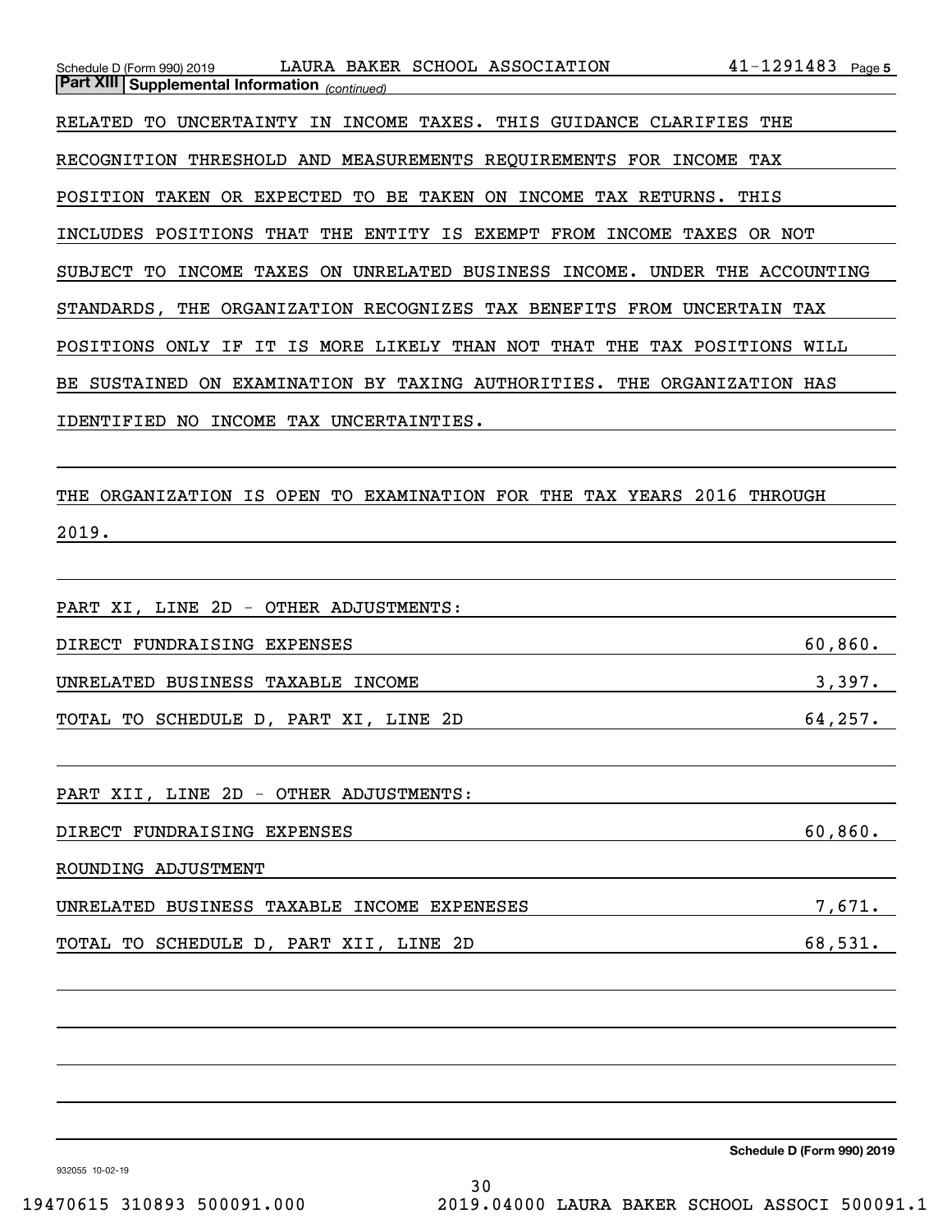**Part XIII Supplemental Information** *(continued)*

RELATED TO UNCERTAINTY IN INCOME TAXES. THIS GUIDANCE CLARIFIES THE RECOGNITION THRESHOLD AND MEASUREMENTS REQUIREMENTS FOR INCOME TAX POSITION TAKEN OR EXPECTED TO BE TAKEN ON INCOME TAX RETURNS. THIS INCLUDES POSITIONS THAT THE ENTITY IS EXEMPT FROM INCOME TAXES OR NOT SUBJECT TO INCOME TAXES ON UNRELATED BUSINESS INCOME. UNDER THE ACCOUNTING STANDARDS, THE ORGANIZATION RECOGNIZES TAX BENEFITS FROM UNCERTAIN TAX POSITIONS ONLY IF IT IS MORE LIKELY THAN NOT THAT THE TAX POSITIONS WILL BE SUSTAINED ON EXAMINATION BY TAXING AUTHORITIES. THE ORGANIZATION HAS IDENTIFIED NO INCOME TAX UNCERTAINTIES.

THE ORGANIZATION IS OPEN TO EXAMINATION FOR THE TAX YEARS 2016 THROUGH 2019.

PART XI, LINE 2D - OTHER ADJUSTMENTS:

| | |
|---|---|
| DIRECT FUNDRAISING EXPENSES | 60,860. |
| UNRELATED BUSINESS TAXABLE INCOME | 3,397. |
| TOTAL TO SCHEDULE D, PART XI, LINE 2D | 64,257. |

PART XII, LINE 2D - OTHER ADJUSTMENTS:

| | |
|---|---|
| DIRECT FUNDRAISING EXPENSES | 60,860. |
| ROUNDING ADJUSTMENT | |
| UNRELATED BUSINESS TAXABLE INCOME EXPENESES | 7,671. |
| TOTAL TO SCHEDULE D, PART XII, LINE 2D | 68,531. |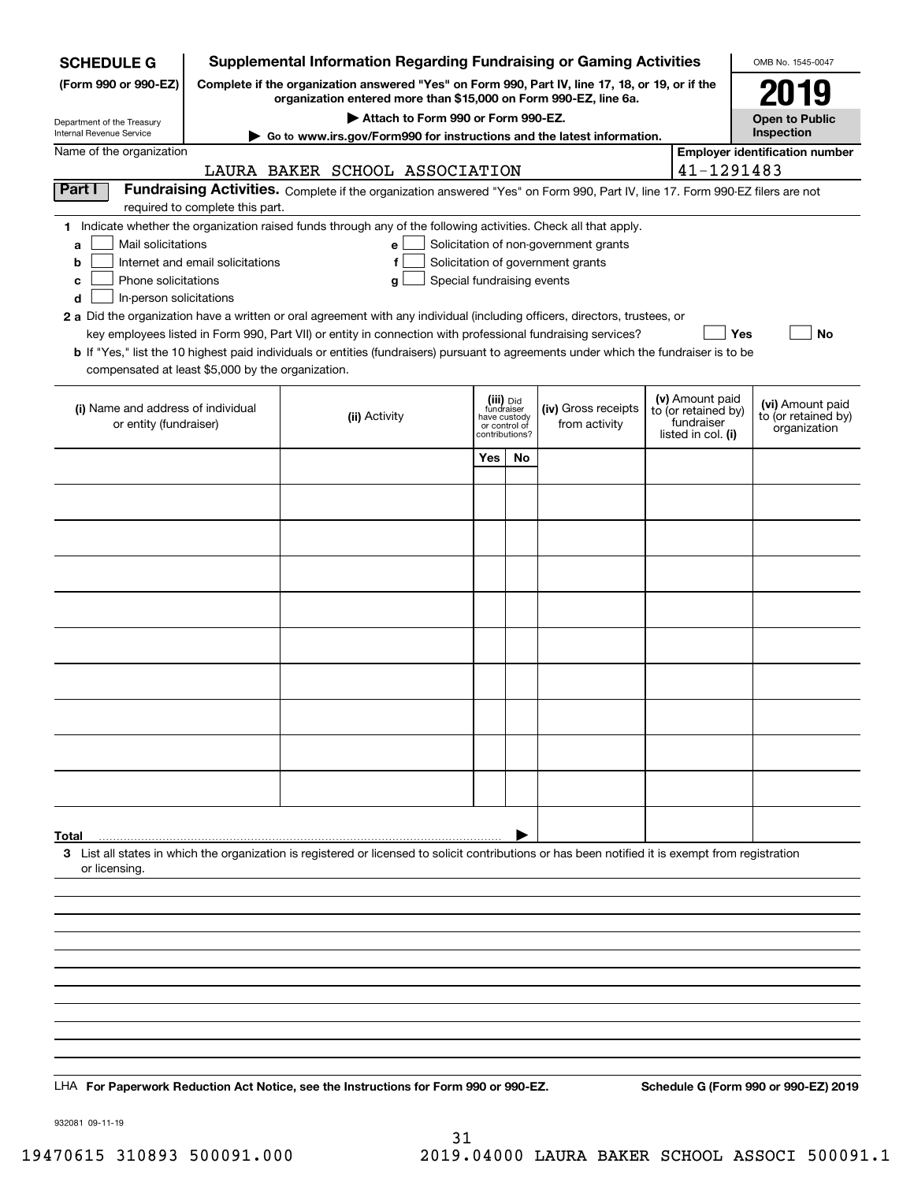**SCHEDULE G**
**(Form 990 or 990-EZ)**

Department of the Treasury
Internal Revenue Service

# Supplemental Information Regarding Fundraising or Gaming Activities

**Complete if the organization answered "Yes" on Form 990, Part IV, line 17, 18, or 19, or if the organization entered more than $15,000 on Form 990-EZ, line 6a.**

▶ **Attach to Form 990 or Form 990-EZ.**

▶ **Go to www.irs.gov/Form990 for instructions and the latest information.**

OMB No. 1545-0047

**2019**

**Open to Public Inspection**

Name of the organization: LAURA BAKER SCHOOL ASSOCIATION

**Employer identification number:** 41-1291483

**Part I** **Fundraising Activities.** Complete if the organization answered "Yes" on Form 990, Part IV, line 17. Form 990-EZ filers are not required to complete this part.

**1** Indicate whether the organization raised funds through any of the following activities. Check all that apply.

- **a** ☐ Mail solicitations
- **b** ☐ Internet and email solicitations
- **c** ☐ Phone solicitations
- **d** ☐ In-person solicitations
- **e** ☐ Solicitation of non-government grants
- **f** ☐ Solicitation of government grants
- **g** ☐ Special fundraising events

**2 a** Did the organization have a written or oral agreement with any individual (including officers, directors, trustees, or key employees listed in Form 990, Part VII) or entity in connection with professional fundraising services? ☐ **Yes** ☐ **No**

**b** If "Yes," list the 10 highest paid individuals or entities (fundraisers) pursuant to agreements under which the fundraiser is to be compensated at least $5,000 by the organization.

| (i) Name and address of individual or entity (fundraiser) | (ii) Activity | (iii) Did fundraiser have custody or control of contributions? | | (iv) Gross receipts from activity | (v) Amount paid to (or retained by) fundraiser listed in col. (i) | (vi) Amount paid to (or retained by) organization |
|---|---|---|---|---|---|---|
| | | Yes | No | | | |
| | | | | | | |
| | | | | | | |
| | | | | | | |
| | | | | | | |
| | | | | | | |
| | | | | | | |
| | | | | | | |
| | | | | | | |
| | | | | | | |
| | | | | | | |
| **Total** | | | ▶ | | | |

**3** List all states in which the organization is registered or licensed to solicit contributions or has been notified it is exempt from registration or licensing.

LHA **For Paperwork Reduction Act Notice, see the Instructions for Form 990 or 990-EZ.** **Schedule G (Form 990 or 990-EZ) 2019**

932081 09-11-19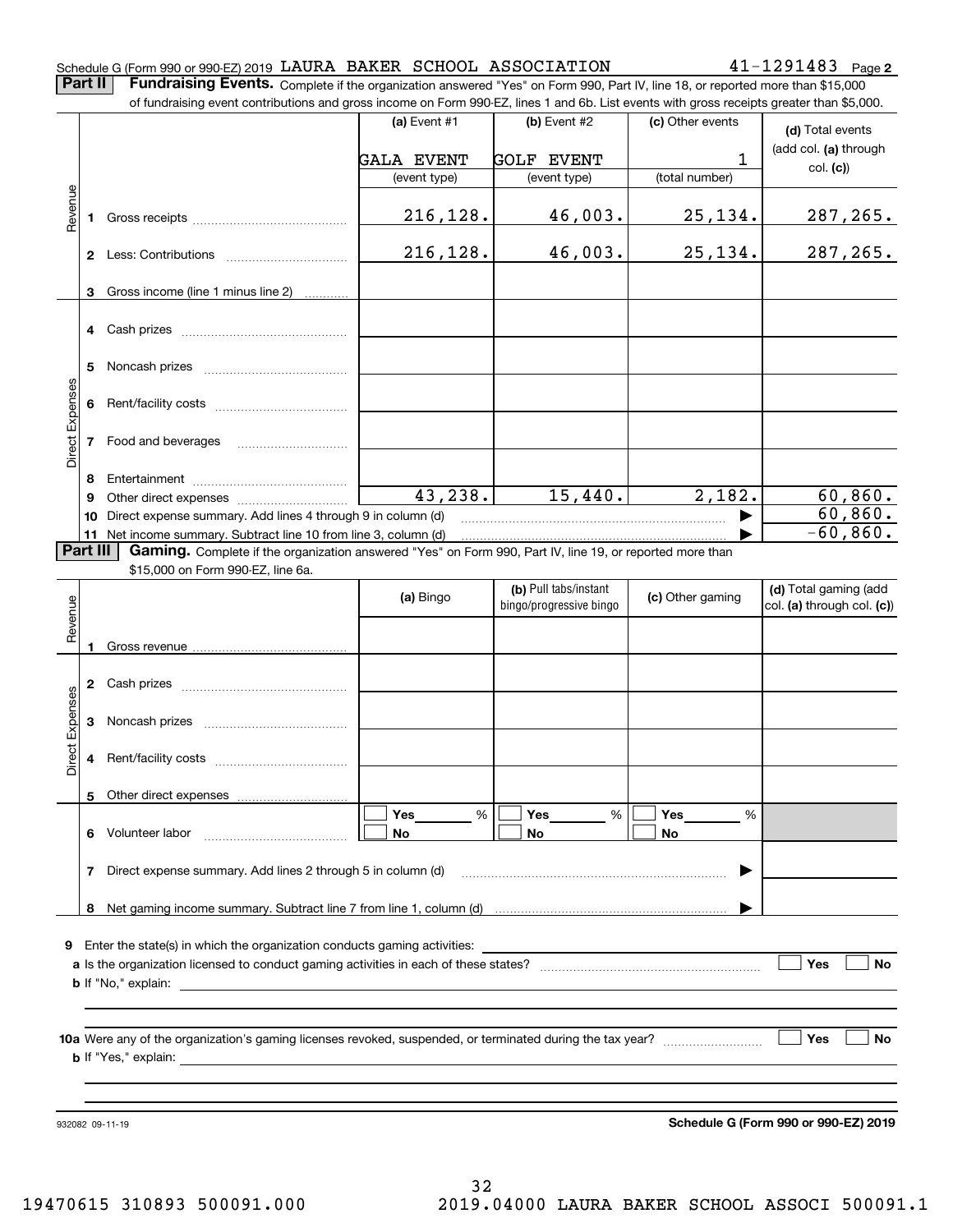Schedule G (Form 990 or 990-EZ) 2019 LAURA BAKER SCHOOL ASSOCIATION 41-1291483 Page **2**

**Part II** **Fundraising Events.** Complete if the organization answered "Yes" on Form 990, Part IV, line 18, or reported more than $15,000 of fundraising event contributions and gross income on Form 990-EZ, lines 1 and 6b. List events with gross receipts greater than $5,000.

| | | (a) Event #1 | (b) Event #2 | (c) Other events | (d) Total events (add col. (a) through col. (c)) |
|---|---|---|---|---|---|
| | | GALA EVENT | GOLF EVENT | 1 | |
| | | (event type) | (event type) | (total number) | |
| Revenue | 1 Gross receipts | 216,128. | 46,003. | 25,134. | 287,265. |
| | 2 Less: Contributions | 216,128. | 46,003. | 25,134. | 287,265. |
| | 3 Gross income (line 1 minus line 2) | | | | |
| Direct Expenses | 4 Cash prizes | | | | |
| | 5 Noncash prizes | | | | |
| | 6 Rent/facility costs | | | | |
| | 7 Food and beverages | | | | |
| | 8 Entertainment | | | | |
| | 9 Other direct expenses | 43,238. | 15,440. | 2,182. | 60,860. |
| | 10 Direct expense summary. Add lines 4 through 9 in column (d) | | | ▶ | 60,860. |
| | 11 Net income summary. Subtract line 10 from line 3, column (d) | | | ▶ | -60,860. |

**Part III** **Gaming.** Complete if the organization answered "Yes" on Form 990, Part IV, line 19, or reported more than $15,000 on Form 990-EZ, line 6a.

| | | (a) Bingo | (b) Pull tabs/instant bingo/progressive bingo | (c) Other gaming | (d) Total gaming (add col. (a) through col. (c)) |
|---|---|---|---|---|---|
| Revenue | 1 Gross revenue | | | | |
| Direct Expenses | 2 Cash prizes | | | | |
| | 3 Noncash prizes | | | | |
| | 4 Rent/facility costs | | | | |
| | 5 Other direct expenses | | | | |
| | 6 Volunteer labor | ☐ Yes ___ % ☐ No | ☐ Yes ___ % ☐ No | ☐ Yes ___ % ☐ No | |
| | 7 Direct expense summary. Add lines 2 through 5 in column (d) | | | ▶ | |
| | 8 Net gaming income summary. Subtract line 7 from line 1, column (d) | | | ▶ | |

**9** Enter the state(s) in which the organization conducts gaming activities: ______

**a** Is the organization licensed to conduct gaming activities in each of these states? ☐ Yes ☐ No

**b** If "No," explain: ______

**10a** Were any of the organization's gaming licenses revoked, suspended, or terminated during the tax year? ☐ Yes ☐ No

**b** If "Yes," explain: ______

932082 09-11-19 **Schedule G (Form 990 or 990-EZ) 2019**

19470615 310893 500091.000 2019.04000 LAURA BAKER SCHOOL ASSOCI 500091.1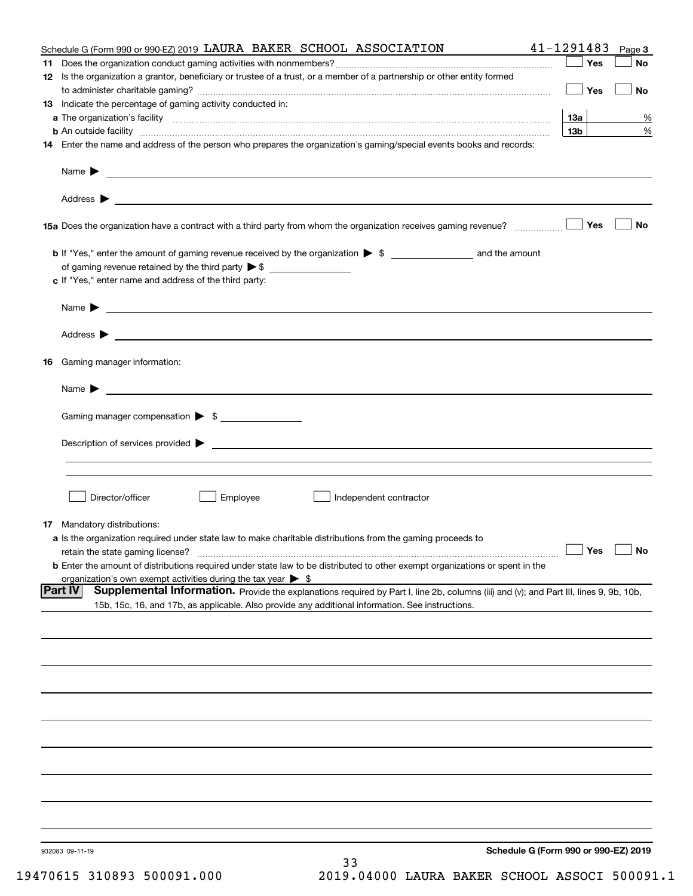Schedule G (Form 990 or 990-EZ) 2019 LAURA BAKER SCHOOL ASSOCIATION 41-1291483 Page 3

**11** Does the organization conduct gaming activities with nonmembers? ☐ Yes ☐ No

**12** Is the organization a grantor, beneficiary or trustee of a trust, or a member of a partnership or other entity formed to administer charitable gaming? ☐ Yes ☐ No

**13** Indicate the percentage of gaming activity conducted in:

**a** The organization's facility **13a** %

**b** An outside facility **13b** %

**14** Enter the name and address of the person who prepares the organization's gaming/special events books and records:

Name ▶

Address ▶

**15a** Does the organization have a contract with a third party from whom the organization receives gaming revenue? ☐ Yes ☐ No

**b** If "Yes," enter the amount of gaming revenue received by the organization ▶ $ and the amount of gaming revenue retained by the third party ▶ $

**c** If "Yes," enter name and address of the third party:

Name ▶

Address ▶

**16** Gaming manager information:

Name ▶

Gaming manager compensation ▶ $

Description of services provided ▶

☐ Director/officer ☐ Employee ☐ Independent contractor

**17** Mandatory distributions:

**a** Is the organization required under state law to make charitable distributions from the gaming proceeds to retain the state gaming license? ☐ Yes ☐ No

**b** Enter the amount of distributions required under state law to be distributed to other exempt organizations or spent in the organization's own exempt activities during the tax year ▶ $

**Part IV** **Supplemental Information.** Provide the explanations required by Part I, line 2b, columns (iii) and (v); and Part III, lines 9, 9b, 10b, 15b, 15c, 16, and 17b, as applicable. Also provide any additional information. See instructions.

932083 09-11-19 **Schedule G (Form 990 or 990-EZ) 2019**

19470615 310893 500091.000 2019.04000 LAURA BAKER SCHOOL ASSOCI 500091.1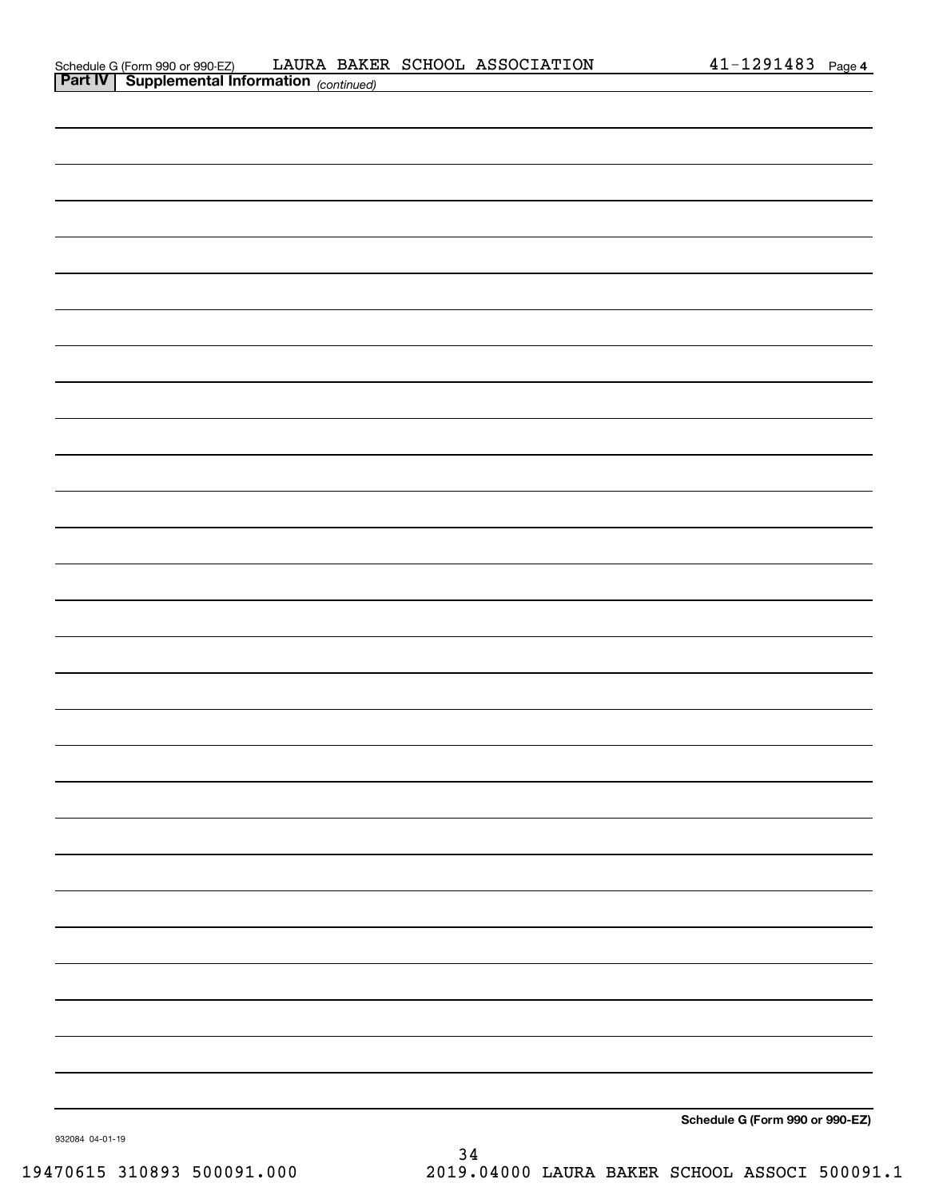Schedule G (Form 990 or 990-EZ) LAURA BAKER SCHOOL ASSOCIATION 41-1291483 Page 4

**Part IV | Supplemental Information** *(continued)*

**Schedule G (Form 990 or 990-EZ)**

932084 04-01-19

19470615 310893 500091.000 2019.04000 LAURA BAKER SCHOOL ASSOCI 500091.1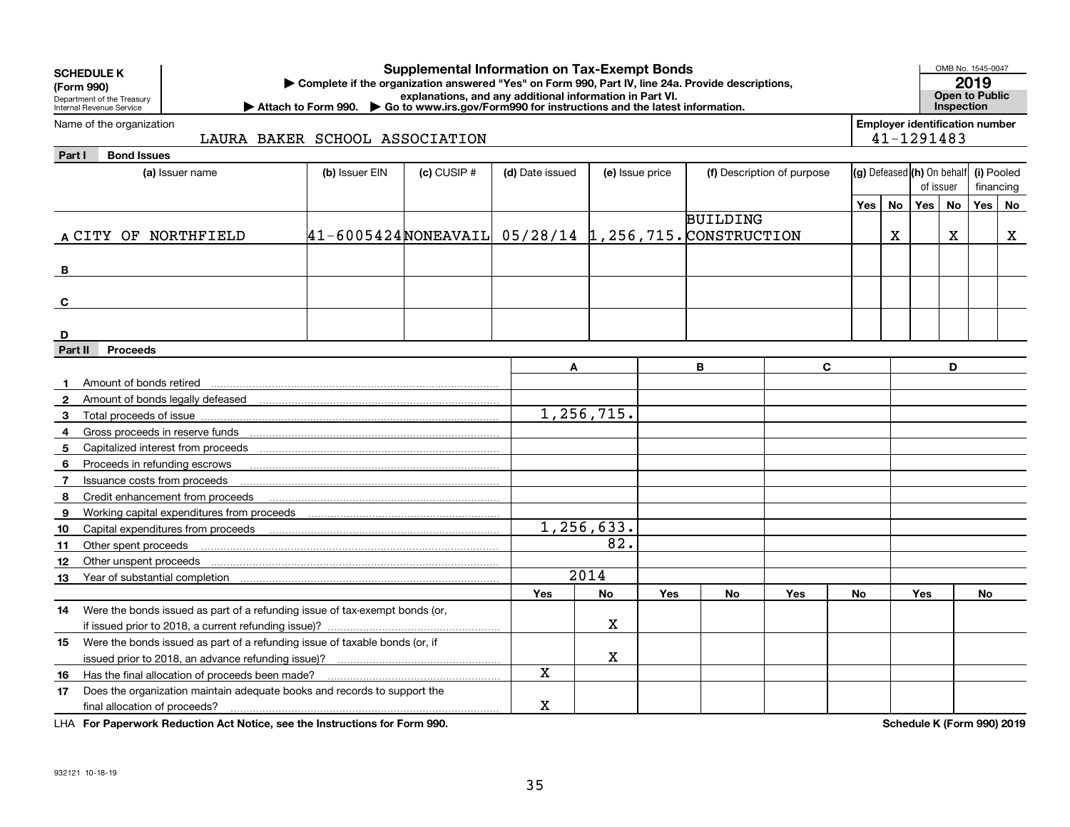**SCHEDULE K (Form 990)**
Department of the Treasury
Internal Revenue Service

# Supplemental Information on Tax-Exempt Bonds

▶ Complete if the organization answered "Yes" on Form 990, Part IV, line 24a. Provide descriptions, explanations, and any additional information in Part VI.
▶ Attach to Form 990. ▶ Go to www.irs.gov/Form990 for instructions and the latest information.

OMB No. 1545-0047
**2019**
**Open to Public Inspection**

Name of the organization: LAURA BAKER SCHOOL ASSOCIATION
Employer identification number: 41-1291483

## Part I Bond Issues

| | (a) Issuer name | (b) Issuer EIN | (c) CUSIP # | (d) Date issued | (e) Issue price | (f) Description of purpose | (g) Defeased Yes | (g) Defeased No | (h) On behalf of issuer Yes | (h) On behalf of issuer No | (i) Pooled financing Yes | (i) Pooled financing No |
|---|---|---|---|---|---|---|---|---|---|---|---|---|
| A | CITY OF NORTHFIELD | 41-6005424 | NONEAVAIL | 05/28/14 | 1,256,715. | BUILDING CONSTRUCTION | | X | | X | | X |
| B | | | | | | | | | | | | |
| C | | | | | | | | | | | | |
| D | | | | | | | | | | | | |

## Part II Proceeds

| | | A | | B | | C | | D | |
|---|---|---|---|---|---|---|---|---|---|
| 1 | Amount of bonds retired | | | | | | | | |
| 2 | Amount of bonds legally defeased | | | | | | | | |
| 3 | Total proceeds of issue | 1,256,715. | | | | | | | |
| 4 | Gross proceeds in reserve funds | | | | | | | | |
| 5 | Capitalized interest from proceeds | | | | | | | | |
| 6 | Proceeds in refunding escrows | | | | | | | | |
| 7 | Issuance costs from proceeds | | | | | | | | |
| 8 | Credit enhancement from proceeds | | | | | | | | |
| 9 | Working capital expenditures from proceeds | | | | | | | | |
| 10 | Capital expenditures from proceeds | 1,256,633. | | | | | | | |
| 11 | Other spent proceeds | 82. | | | | | | | |
| 12 | Other unspent proceeds | | | | | | | | |
| 13 | Year of substantial completion | 2014 | | | | | | | |
| | | Yes | No | Yes | No | Yes | No | Yes | No |
| 14 | Were the bonds issued as part of a refunding issue of tax-exempt bonds (or, if issued prior to 2018, a current refunding issue)? | | X | | | | | | |
| 15 | Were the bonds issued as part of a refunding issue of taxable bonds (or, if issued prior to 2018, an advance refunding issue)? | | X | | | | | | |
| 16 | Has the final allocation of proceeds been made? | X | | | | | | | |
| 17 | Does the organization maintain adequate books and records to support the final allocation of proceeds? | X | | | | | | | |

LHA **For Paperwork Reduction Act Notice, see the Instructions for Form 990.** **Schedule K (Form 990) 2019**

932121 10-18-19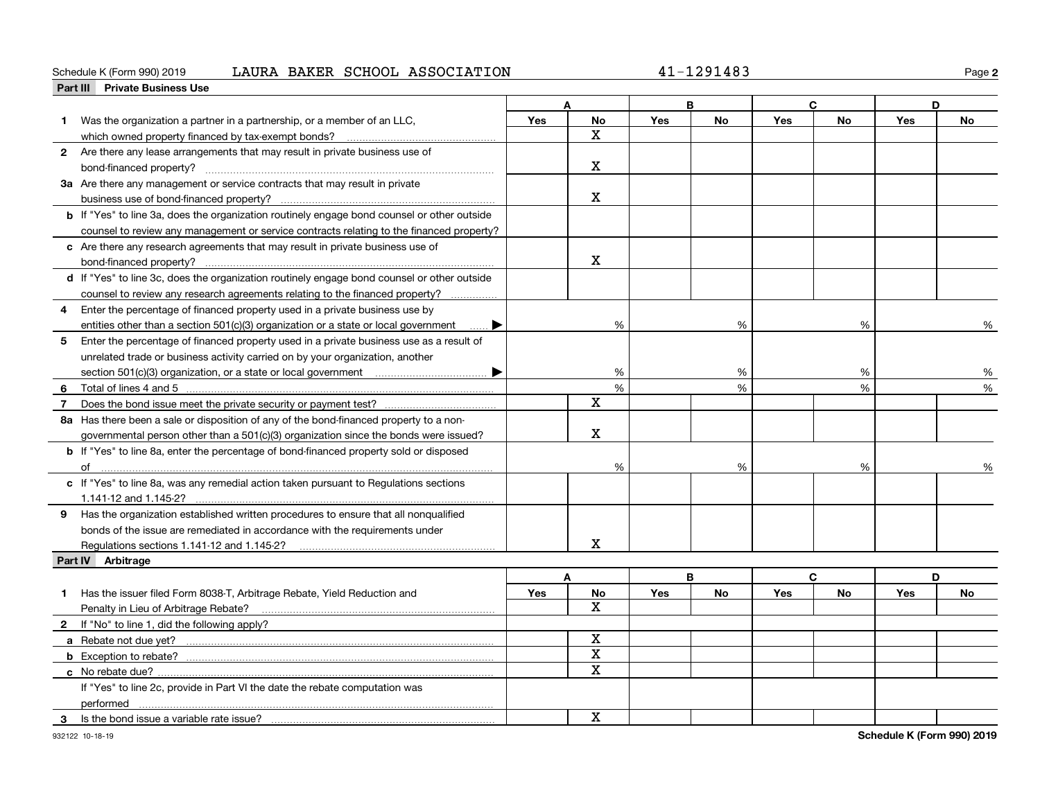Schedule K (Form 990) 2019 LAURA BAKER SCHOOL ASSOCIATION 41-1291483

**Part III Private Business Use**

| | A | | B | | C | | D | |
|---|---|---|---|---|---|---|---|---|
| | Yes | No | Yes | No | Yes | No | Yes | No |
| **1** Was the organization a partner in a partnership, or a member of an LLC, which owned property financed by tax-exempt bonds? | | X | | | | | | |
| **2** Are there any lease arrangements that may result in private business use of bond-financed property? | | X | | | | | | |
| **3a** Are there any management or service contracts that may result in private business use of bond-financed property? | | X | | | | | | |
| **b** If "Yes" to line 3a, does the organization routinely engage bond counsel or other outside counsel to review any management or service contracts relating to the financed property? | | | | | | | | |
| **c** Are there any research agreements that may result in private business use of bond-financed property? | | X | | | | | | |
| **d** If "Yes" to line 3c, does the organization routinely engage bond counsel or other outside counsel to review any research agreements relating to the financed property? | | | | | | | | |
| **4** Enter the percentage of financed property used in a private business use by entities other than a section 501(c)(3) organization or a state or local government ▶ | | % | | % | | % | | % |
| **5** Enter the percentage of financed property used in a private business use as a result of unrelated trade or business activity carried on by your organization, another section 501(c)(3) organization, or a state or local government ▶ | | % | | % | | % | | % |
| **6** Total of lines 4 and 5 | | % | | % | | % | | % |
| **7** Does the bond issue meet the private security or payment test? | | X | | | | | | |
| **8a** Has there been a sale or disposition of any of the bond-financed property to a nongovernmental person other than a 501(c)(3) organization since the bonds were issued? | | X | | | | | | |
| **b** If "Yes" to line 8a, enter the percentage of bond-financed property sold or disposed of | | % | | % | | % | | % |
| **c** If "Yes" to line 8a, was any remedial action taken pursuant to Regulations sections 1.141-12 and 1.145-2? | | | | | | | | |
| **9** Has the organization established written procedures to ensure that all nonqualified bonds of the issue are remediated in accordance with the requirements under Regulations sections 1.141-12 and 1.145-2? | | X | | | | | | |

**Part IV Arbitrage**

| | A | | B | | C | | D | |
|---|---|---|---|---|---|---|---|---|
| | Yes | No | Yes | No | Yes | No | Yes | No |
| **1** Has the issuer filed Form 8038-T, Arbitrage Rebate, Yield Reduction and Penalty in Lieu of Arbitrage Rebate? | | X | | | | | | |
| **2** If "No" to line 1, did the following apply? | | | | | | | | |
| **a** Rebate not due yet? | | X | | | | | | |
| **b** Exception to rebate? | | X | | | | | | |
| **c** No rebate due? | | X | | | | | | |
| If "Yes" to line 2c, provide in Part VI the date the rebate computation was performed | | | | | | | | |
| **3** Is the bond issue a variable rate issue? | | X | | | | | | |

932122 10-18-19

Schedule K (Form 990) 2019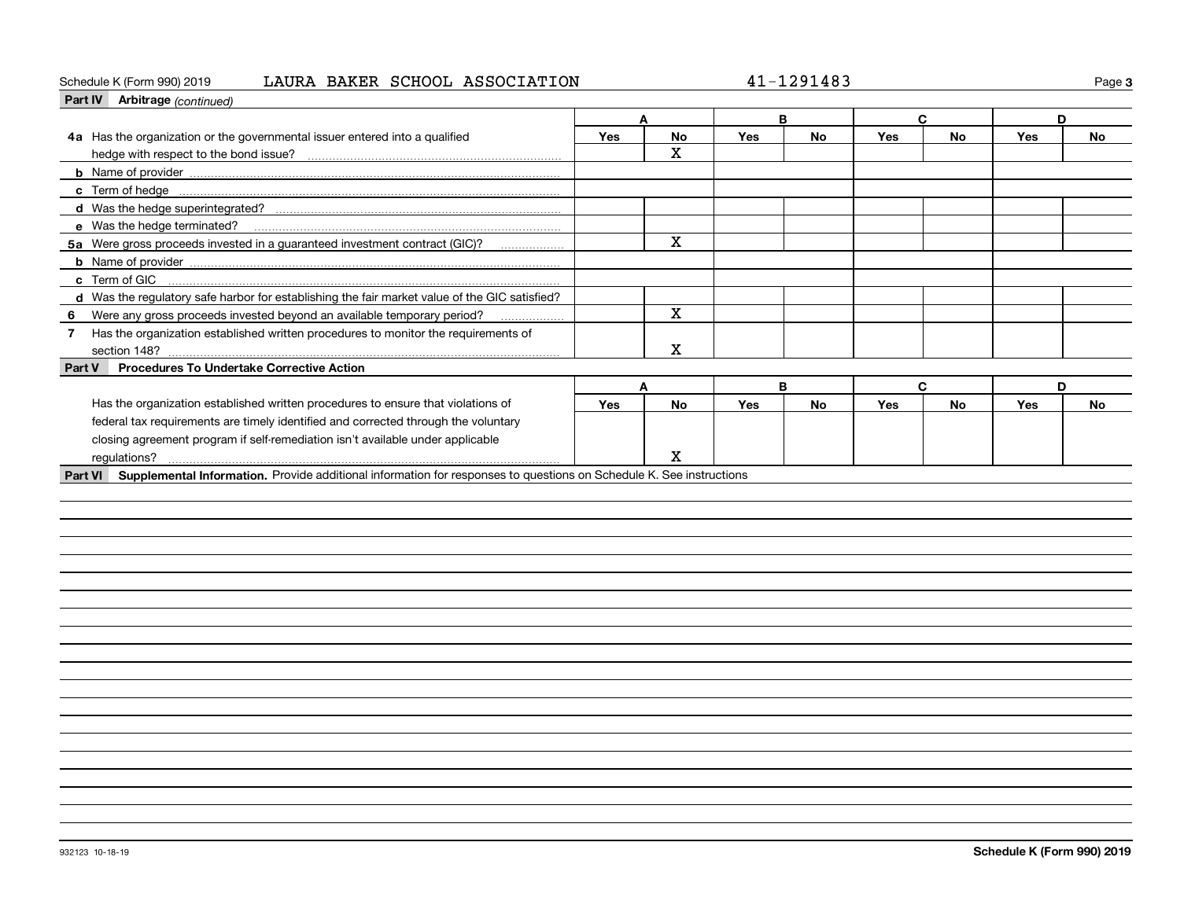Schedule K (Form 990) 2019 LAURA BAKER SCHOOL ASSOCIATION 41-1291483

**Part IV Arbitrage** *(continued)*

| | A | | B | | C | | D | |
|---|---|---|---|---|---|---|---|---|
| | Yes | No | Yes | No | Yes | No | Yes | No |
| **4a** Has the organization or the governmental issuer entered into a qualified hedge with respect to the bond issue? | | X | | | | | | |
| **b** Name of provider | | | | | | | | |
| **c** Term of hedge | | | | | | | | |
| **d** Was the hedge superintegrated? | | | | | | | | |
| **e** Was the hedge terminated? | | | | | | | | |
| **5a** Were gross proceeds invested in a guaranteed investment contract (GIC)? | | X | | | | | | |
| **b** Name of provider | | | | | | | | |
| **c** Term of GIC | | | | | | | | |
| **d** Was the regulatory safe harbor for establishing the fair market value of the GIC satisfied? | | | | | | | | |
| **6** Were any gross proceeds invested beyond an available temporary period? | | X | | | | | | |
| **7** Has the organization established written procedures to monitor the requirements of section 148? | | X | | | | | | |

**Part V Procedures To Undertake Corrective Action**

| | A | | B | | C | | D | |
|---|---|---|---|---|---|---|---|---|
| | Yes | No | Yes | No | Yes | No | Yes | No |
| Has the organization established written procedures to ensure that violations of federal tax requirements are timely identified and corrected through the voluntary closing agreement program if self-remediation isn't available under applicable regulations? | | X | | | | | | |

**Part VI Supplemental Information.** Provide additional information for responses to questions on Schedule K. See instructions

932123 10-18-19 **Schedule K (Form 990) 2019**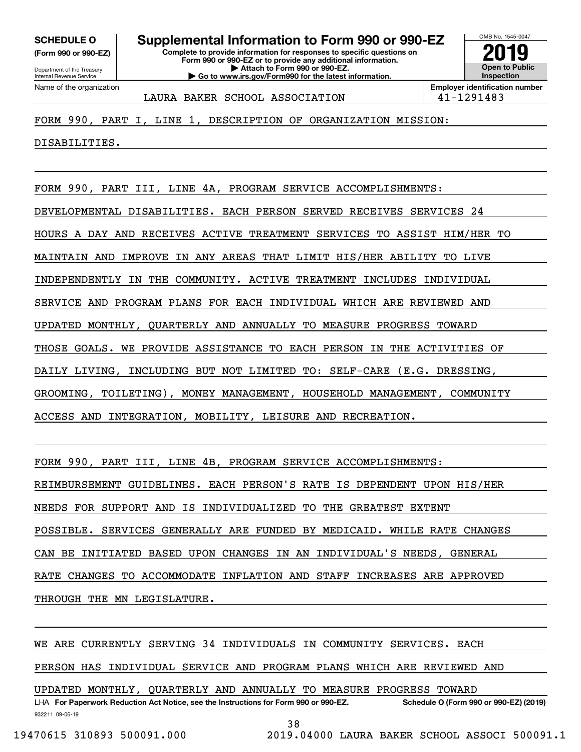**SCHEDULE O (Form 990 or 990-EZ)**

Department of the Treasury
Internal Revenue Service

# Supplemental Information to Form 990 or 990-EZ

**Complete to provide information for responses to specific questions on Form 990 or 990-EZ or to provide any additional information.**
**▶ Attach to Form 990 or 990-EZ.**
**▶ Go to www.irs.gov/Form990 for the latest information.**

OMB No. 1545-0047

**2019**

**Open to Public Inspection**

Name of the organization: LAURA BAKER SCHOOL ASSOCIATION

**Employer identification number:** 41-1291483

FORM 990, PART I, LINE 1, DESCRIPTION OF ORGANIZATION MISSION:

DISABILITIES.

FORM 990, PART III, LINE 4A, PROGRAM SERVICE ACCOMPLISHMENTS:

DEVELOPMENTAL DISABILITIES. EACH PERSON SERVED RECEIVES SERVICES 24 HOURS A DAY AND RECEIVES ACTIVE TREATMENT SERVICES TO ASSIST HIM/HER TO MAINTAIN AND IMPROVE IN ANY AREAS THAT LIMIT HIS/HER ABILITY TO LIVE INDEPENDENTLY IN THE COMMUNITY. ACTIVE TREATMENT INCLUDES INDIVIDUAL SERVICE AND PROGRAM PLANS FOR EACH INDIVIDUAL WHICH ARE REVIEWED AND UPDATED MONTHLY, QUARTERLY AND ANNUALLY TO MEASURE PROGRESS TOWARD THOSE GOALS. WE PROVIDE ASSISTANCE TO EACH PERSON IN THE ACTIVITIES OF DAILY LIVING, INCLUDING BUT NOT LIMITED TO: SELF-CARE (E.G. DRESSING, GROOMING, TOILETING), MONEY MANAGEMENT, HOUSEHOLD MANAGEMENT, COMMUNITY ACCESS AND INTEGRATION, MOBILITY, LEISURE AND RECREATION.

FORM 990, PART III, LINE 4B, PROGRAM SERVICE ACCOMPLISHMENTS:

REIMBURSEMENT GUIDELINES. EACH PERSON'S RATE IS DEPENDENT UPON HIS/HER NEEDS FOR SUPPORT AND IS INDIVIDUALIZED TO THE GREATEST EXTENT POSSIBLE. SERVICES GENERALLY ARE FUNDED BY MEDICAID. WHILE RATE CHANGES CAN BE INITIATED BASED UPON CHANGES IN AN INDIVIDUAL'S NEEDS, GENERAL RATE CHANGES TO ACCOMMODATE INFLATION AND STAFF INCREASES ARE APPROVED THROUGH THE MN LEGISLATURE.

WE ARE CURRENTLY SERVING 34 INDIVIDUALS IN COMMUNITY SERVICES. EACH PERSON HAS INDIVIDUAL SERVICE AND PROGRAM PLANS WHICH ARE REVIEWED AND UPDATED MONTHLY, QUARTERLY AND ANNUALLY TO MEASURE PROGRESS TOWARD

LHA **For Paperwork Reduction Act Notice, see the Instructions for Form 990 or 990-EZ.** **Schedule O (Form 990 or 990-EZ) (2019)**

932211 09-06-19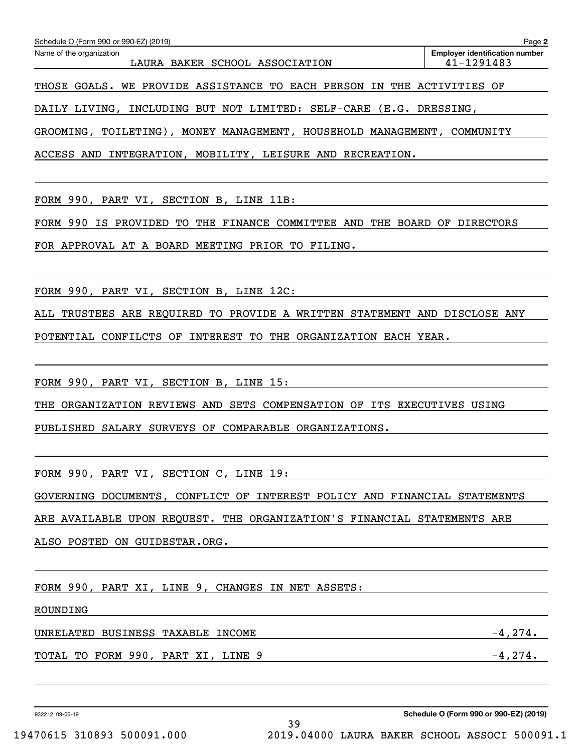Schedule O (Form 990 or 990-EZ) (2019) Page **2**

Name of the organization: LAURA BAKER SCHOOL ASSOCIATION

**Employer identification number**: 41-1291483

THOSE GOALS. WE PROVIDE ASSISTANCE TO EACH PERSON IN THE ACTIVITIES OF DAILY LIVING, INCLUDING BUT NOT LIMITED: SELF-CARE (E.G. DRESSING, GROOMING, TOILETING), MONEY MANAGEMENT, HOUSEHOLD MANAGEMENT, COMMUNITY ACCESS AND INTEGRATION, MOBILITY, LEISURE AND RECREATION.

FORM 990, PART VI, SECTION B, LINE 11B:

FORM 990 IS PROVIDED TO THE FINANCE COMMITTEE AND THE BOARD OF DIRECTORS FOR APPROVAL AT A BOARD MEETING PRIOR TO FILING.

FORM 990, PART VI, SECTION B, LINE 12C:

ALL TRUSTEES ARE REQUIRED TO PROVIDE A WRITTEN STATEMENT AND DISCLOSE ANY POTENTIAL CONFILCTS OF INTEREST TO THE ORGANIZATION EACH YEAR.

FORM 990, PART VI, SECTION B, LINE 15:

THE ORGANIZATION REVIEWS AND SETS COMPENSATION OF ITS EXECUTIVES USING PUBLISHED SALARY SURVEYS OF COMPARABLE ORGANIZATIONS.

FORM 990, PART VI, SECTION C, LINE 19:

GOVERNING DOCUMENTS, CONFLICT OF INTEREST POLICY AND FINANCIAL STATEMENTS ARE AVAILABLE UPON REQUEST. THE ORGANIZATION'S FINANCIAL STATEMENTS ARE ALSO POSTED ON GUIDESTAR.ORG.

FORM 990, PART XI, LINE 9, CHANGES IN NET ASSETS:

| | |
|---|---|
| ROUNDING | |
| UNRELATED BUSINESS TAXABLE INCOME | -4,274. |
| TOTAL TO FORM 990, PART XI, LINE 9 | -4,274. |

932212 09-06-19 **Schedule O (Form 990 or 990-EZ) (2019)**

19470615 310893 500091.000 2019.04000 LAURA BAKER SCHOOL ASSOCI 500091.1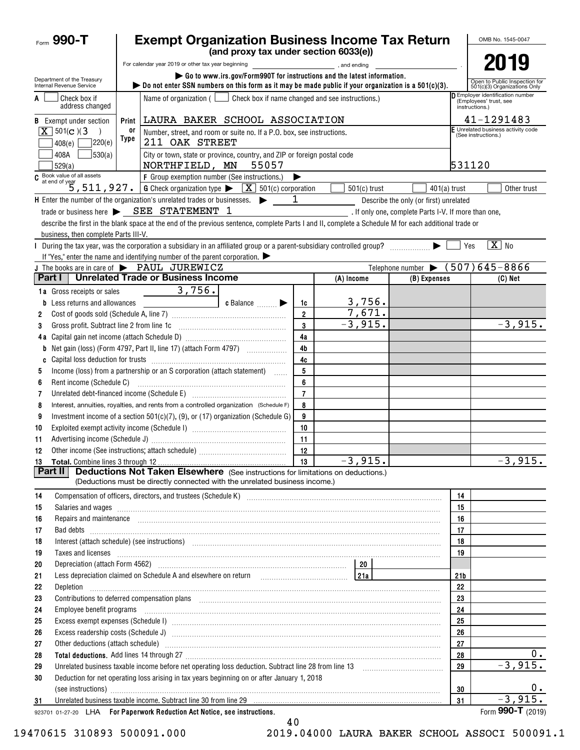Form **990-T**

# Exempt Organization Business Income Tax Return

**(and proxy tax under section 6033(e))**

For calendar year 2019 or other tax year beginning , and ending .

▶ Go to www.irs.gov/Form990T for instructions and the latest information.

▶ Do not enter SSN numbers on this form as it may be made public if your organization is a 501(c)(3).

Department of the Treasury Internal Revenue Service

OMB No. 1545-0047

**2019**

Open to Public Inspection for 501(c)(3) Organizations Only

A [ ] Check box if address changed

B Exempt under section [X] 501(C)(3) [ ] 408(e) [ ] 220(e) [ ] 408A [ ] 530(a) [ ] 529(a)

Print or Type

Name of organization ( [ ] Check box if name changed and see instructions.)
LAURA BAKER SCHOOL ASSOCIATION

Number, street, and room or suite no. If a P.O. box, see instructions.
211 OAK STREET

City or town, state or province, country, and ZIP or foreign postal code
NORTHFIELD, MN 55057

D Employer identification number (Employees' trust, see instructions.)
41-1291483

E Unrelated business activity code (See instructions.)
531120

C Book value of all assets at end of year 5,511,927.

F Group exemption number (See instructions.) ▶

G Check organization type ▶ [X] 501(c) corporation [ ] 501(c) trust [ ] 401(a) trust [ ] Other trust

H Enter the number of the organization's unrelated trades or businesses. ▶ 1 Describe the only (or first) unrelated trade or business here ▶ SEE STATEMENT 1 . If only one, complete Parts I-V. If more than one, describe the first in the blank space at the end of the previous sentence, complete Parts I and II, complete a Schedule M for each additional trade or business, then complete Parts III-V.

I During the tax year, was the corporation a subsidiary in an affiliated group or a parent-subsidiary controlled group? ▶ [ ] Yes [X] No

If "Yes," enter the name and identifying number of the parent corporation. ▶

J The books are in care of ▶ PAUL JUREWICZ Telephone number ▶ (507)645-8866

## Part I Unrelated Trade or Business Income

| | | | (A) Income | (B) Expenses | (C) Net |
|---|---|---|---|---|---|
| 1a | Gross receipts or sales 3,756. b Less returns and allowances c Balance ▶ | 1c | 3,756. | | |
| 2 | Cost of goods sold (Schedule A, line 7) | 2 | 7,671. | | |
| 3 | Gross profit. Subtract line 2 from line 1c | 3 | -3,915. | | -3,915. |
| 4a | Capital gain net income (attach Schedule D) | 4a | | | |
| b | Net gain (loss) (Form 4797, Part II, line 17) (attach Form 4797) | 4b | | | |
| c | Capital loss deduction for trusts | 4c | | | |
| 5 | Income (loss) from a partnership or an S corporation (attach statement) | 5 | | | |
| 6 | Rent income (Schedule C) | 6 | | | |
| 7 | Unrelated debt-financed income (Schedule E) | 7 | | | |
| 8 | Interest, annuities, royalties, and rents from a controlled organization (Schedule F) | 8 | | | |
| 9 | Investment income of a section 501(c)(7), (9), or (17) organization (Schedule G) | 9 | | | |
| 10 | Exploited exempt activity income (Schedule I) | 10 | | | |
| 11 | Advertising income (Schedule J) | 11 | | | |
| 12 | Other income (See instructions; attach schedule) | 12 | | | |
| 13 | **Total.** Combine lines 3 through 12 | 13 | -3,915. | | -3,915. |

## Part II Deductions Not Taken Elsewhere (See instructions for limitations on deductions.)

(Deductions must be directly connected with the unrelated business income.)

| | | | |
|---|---|---|---|
| 14 | Compensation of officers, directors, and trustees (Schedule K) | 14 | |
| 15 | Salaries and wages | 15 | |
| 16 | Repairs and maintenance | 16 | |
| 17 | Bad debts | 17 | |
| 18 | Interest (attach schedule) (see instructions) | 18 | |
| 19 | Taxes and licenses | 19 | |
| 20 | Depreciation (attach Form 4562) — 20 | | |
| 21 | Less depreciation claimed on Schedule A and elsewhere on return — 21a | 21b | |
| 22 | Depletion | 22 | |
| 23 | Contributions to deferred compensation plans | 23 | |
| 24 | Employee benefit programs | 24 | |
| 25 | Excess exempt expenses (Schedule I) | 25 | |
| 26 | Excess readership costs (Schedule J) | 26 | |
| 27 | Other deductions (attach schedule) | 27 | |
| 28 | **Total deductions.** Add lines 14 through 27 | 28 | 0. |
| 29 | Unrelated business taxable income before net operating loss deduction. Subtract line 28 from line 13 | 29 | -3,915. |
| 30 | Deduction for net operating loss arising in tax years beginning on or after January 1, 2018 (see instructions) | 30 | 0. |
| 31 | Unrelated business taxable income. Subtract line 30 from line 29 | 31 | -3,915. |

923701 01-27-20 LHA For Paperwork Reduction Act Notice, see instructions. Form **990-T** (2019)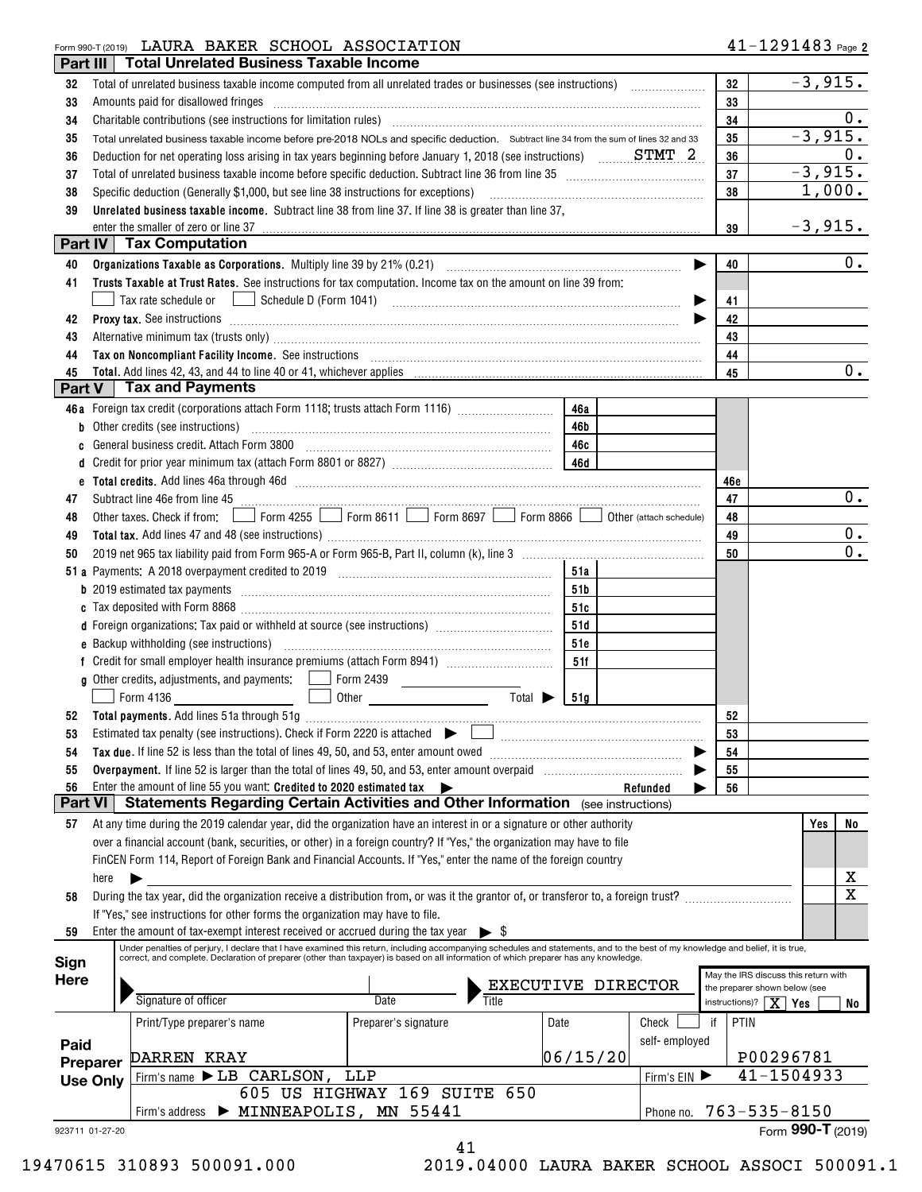Form 990-T (2019) LAURA BAKER SCHOOL ASSOCIATION 41-1291483 Page **2**

## Part III Total Unrelated Business Taxable Income

| Line | Description | | Amount |
|---|---|---|---|
| 32 | Total of unrelated business taxable income computed from all unrelated trades or businesses (see instructions) | 32 | -3,915. |
| 33 | Amounts paid for disallowed fringes | 33 | |
| 34 | Charitable contributions (see instructions for limitation rules) | 34 | 0. |
| 35 | Total unrelated business taxable income before pre-2018 NOLs and specific deduction. Subtract line 34 from the sum of lines 32 and 33 | 35 | -3,915. |
| 36 | Deduction for net operating loss arising in tax years beginning before January 1, 2018 (see instructions) STMT 2 | 36 | 0. |
| 37 | Total of unrelated business taxable income before specific deduction. Subtract line 36 from line 35 | 37 | -3,915. |
| 38 | Specific deduction (Generally $1,000, but see line 38 instructions for exceptions) | 38 | 1,000. |
| 39 | **Unrelated business taxable income.** Subtract line 38 from line 37. If line 38 is greater than line 37, enter the smaller of zero or line 37 | 39 | -3,915. |

## Part IV Tax Computation

| Line | Description | | Amount |
|---|---|---|---|
| 40 | **Organizations Taxable as Corporations.** Multiply line 39 by 21% (0.21) | 40 | 0. |
| 41 | **Trusts Taxable at Trust Rates.** See instructions for tax computation. Income tax on the amount on line 39 from: ☐ Tax rate schedule or ☐ Schedule D (Form 1041) | 41 | |
| 42 | **Proxy tax.** See instructions | 42 | |
| 43 | Alternative minimum tax (trusts only) | 43 | |
| 44 | **Tax on Noncompliant Facility Income.** See instructions | 44 | |
| 45 | **Total.** Add lines 42, 43, and 44 to line 40 or 41, whichever applies | 45 | 0. |

## Part V Tax and Payments

| Line | Description | | | | Amount |
|---|---|---|---|---|---|
| 46a | Foreign tax credit (corporations attach Form 1118; trusts attach Form 1116) | 46a | | | |
| b | Other credits (see instructions) | 46b | | | |
| c | General business credit. Attach Form 3800 | 46c | | | |
| d | Credit for prior year minimum tax (attach Form 8801 or 8827) | 46d | | | |
| e | **Total credits.** Add lines 46a through 46d | | | 46e | |
| 47 | Subtract line 46e from line 45 | | | 47 | 0. |
| 48 | Other taxes. Check if from: ☐ Form 4255 ☐ Form 8611 ☐ Form 8697 ☐ Form 8866 ☐ Other (attach schedule) | | | 48 | |
| 49 | **Total tax.** Add lines 47 and 48 (see instructions) | | | 49 | 0. |
| 50 | 2019 net 965 tax liability paid from Form 965-A or Form 965-B, Part II, column (k), line 3 | | | 50 | 0. |
| 51a | Payments: A 2018 overpayment credited to 2019 | 51a | | | |
| b | 2019 estimated tax payments | 51b | | | |
| c | Tax deposited with Form 8868 | 51c | | | |
| d | Foreign organizations: Tax paid or withheld at source (see instructions) | 51d | | | |
| e | Backup withholding (see instructions) | 51e | | | |
| f | Credit for small employer health insurance premiums (attach Form 8941) | 51f | | | |
| g | Other credits, adjustments, and payments: ☐ Form 2439 ☐ Form 4136 ☐ Other Total ▶ | 51g | | | |
| 52 | **Total payments.** Add lines 51a through 51g | | | 52 | |
| 53 | Estimated tax penalty (see instructions). Check if Form 2220 is attached ▶ ☐ | | | 53 | |
| 54 | **Tax due.** If line 52 is less than the total of lines 49, 50, and 53, enter amount owed | | | 54 | |
| 55 | **Overpayment.** If line 52 is larger than the total of lines 49, 50, and 53, enter amount overpaid | | | 55 | |
| 56 | Enter the amount of line 55 you want: **Credited to 2020 estimated tax** ▶ Refunded ▶ | | | 56 | |

## Part VI Statements Regarding Certain Activities and Other Information (see instructions)

| Line | Question | Yes | No |
|---|---|---|---|
| 57 | At any time during the 2019 calendar year, did the organization have an interest in or a signature or other authority over a financial account (bank, securities, or other) in a foreign country? If "Yes," the organization may have to file FinCEN Form 114, Report of Foreign Bank and Financial Accounts. If "Yes," enter the name of the foreign country here ▶ | | X |
| 58 | During the tax year, did the organization receive a distribution from, or was it the grantor of, or transferor to, a foreign trust? If "Yes," see instructions for other forms the organization may have to file. | | X |
| 59 | Enter the amount of tax-exempt interest received or accrued during the tax year ▶ $ | | |

**Sign Here**

Under penalties of perjury, I declare that I have examined this return, including accompanying schedules and statements, and to the best of my knowledge and belief, it is true, correct, and complete. Declaration of preparer (other than taxpayer) is based on all information of which preparer has any knowledge.

| Signature of officer | Date | Title |
|---|---|---|
| | | EXECUTIVE DIRECTOR |

May the IRS discuss this return with the preparer shown below (see instructions)? ☒ Yes ☐ No

**Paid Preparer Use Only**

| Print/Type preparer's name | Preparer's signature | Date | Check ☐ if self-employed | PTIN |
|---|---|---|---|---|
| DARREN KRAY | | 06/15/20 | | P00296781 |

Firm's name ▶ LB CARLSON, LLP — Firm's EIN ▶ 41-1504933

Firm's address ▶ 605 US HIGHWAY 169 SUITE 650, MINNEAPOLIS, MN 55441 — Phone no. 763-535-8150

Form **990-T** (2019)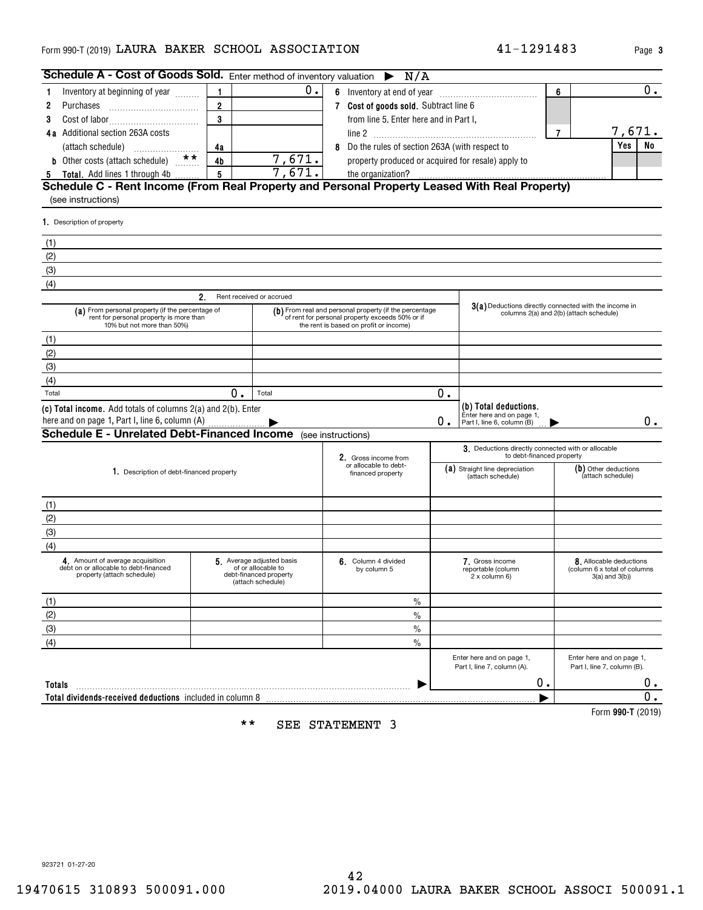Form 990-T (2019) LAURA BAKER SCHOOL ASSOCIATION 41-1291483

## Schedule A - Cost of Goods Sold. Enter method of inventory valuation ▶ N/A

| | | | | | | |
|---|---|---|---|---|---|---|
| 1 | Inventory at beginning of year | 1 | 0. | 6 Inventory at end of year | 6 | 0. |
| 2 | Purchases | 2 | | 7 **Cost of goods sold.** Subtract line 6 from line 5. Enter here and in Part I, line 2 | 7 | 7,671. |
| 3 | Cost of labor | 3 | | | | |
| 4a | Additional section 263A costs (attach schedule) | 4a | | 8 Do the rules of section 263A (with respect to property produced or acquired for resale) apply to the organization? | | Yes / No |
| b | Other costs (attach schedule) ** | 4b | 7,671. | | | |
| 5 | **Total.** Add lines 1 through 4b | 5 | 7,671. | | | |

## Schedule C - Rent Income (From Real Property and Personal Property Leased With Real Property)

(see instructions)

1. Description of property

(1)
(2)
(3)
(4)

| | 2. Rent received or accrued (a) From personal property (if the percentage of rent for personal property is more than 10% but not more than 50%) | (b) From real and personal property (if the percentage of rent for personal property exceeds 50% or if the rent is based on profit or income) | 3(a) Deductions directly connected with the income in columns 2(a) and 2(b) (attach schedule) |
|---|---|---|---|
| (1) | | | |
| (2) | | | |
| (3) | | | |
| (4) | | | |
| Total | 0. | 0. | |
| **(c) Total income.** Add totals of columns 2(a) and 2(b). Enter here and on page 1, Part I, line 6, column (A) ▶ | | 0. | **(b) Total deductions.** Enter here and on page 1, Part I, line 6, column (B) ▶ 0. |

## Schedule E - Unrelated Debt-Financed Income (see instructions)

| 1. Description of debt-financed property | 2. Gross income from or allocable to debt-financed property | 3. Deductions directly connected with or allocable to debt-financed property (a) Straight line depreciation (attach schedule) | (b) Other deductions (attach schedule) |
|---|---|---|---|
| (1) | | | |
| (2) | | | |
| (3) | | | |
| (4) | | | |

| | 4. Amount of average acquisition debt on or allocable to debt-financed property (attach schedule) | 5. Average adjusted basis of or allocable to debt-financed property (attach schedule) | 6. Column 4 divided by column 5 | 7. Gross income reportable (column 2 x column 6) | 8. Allocable deductions (column 6 x total of columns 3(a) and 3(b)) |
|---|---|---|---|---|---|
| (1) | | | % | | |
| (2) | | | % | | |
| (3) | | | % | | |
| (4) | | | % | | |
| | | | | Enter here and on page 1, Part I, line 7, column (A). | Enter here and on page 1, Part I, line 7, column (B). |
| **Totals** ▶ | | | | 0. | 0. |
| **Total dividends-received deductions** included in column 8 ▶ | | | | | 0. |

Form **990-T** (2019)

** SEE STATEMENT 3

923721 01-27-20

19470615 310893 500091.000 2019.04000 LAURA BAKER SCHOOL ASSOCI 500091.1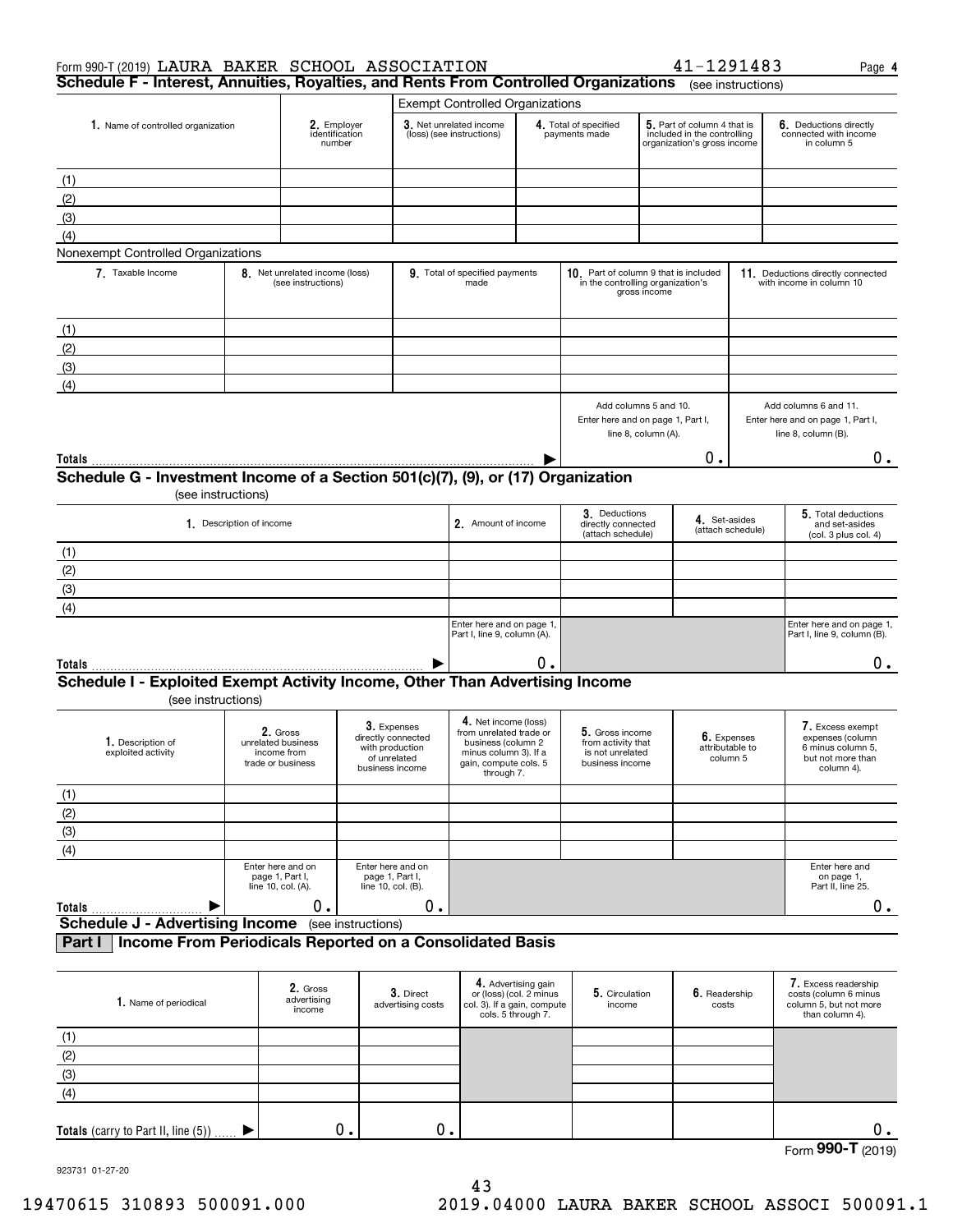Form 990-T (2019) LAURA BAKER SCHOOL ASSOCIATION 41-1291483 Page **4**

## Schedule F - Interest, Annuities, Royalties, and Rents From Controlled Organizations (see instructions)

| | | Exempt Controlled Organizations | | | |
|---|---|---|---|---|---|
| **1.** Name of controlled organization | **2.** Employer identification number | **3.** Net unrelated income (loss) (see instructions) | **4.** Total of specified payments made | **5.** Part of column 4 that is included in the controlling organization's gross income | **6.** Deductions directly connected with income in column 5 |
| (1) | | | | | |
| (2) | | | | | |
| (3) | | | | | |
| (4) | | | | | |

Nonexempt Controlled Organizations

| **7.** Taxable Income | **8.** Net unrelated income (loss) (see instructions) | **9.** Total of specified payments made | **10.** Part of column 9 that is included in the controlling organization's gross income | **11.** Deductions directly connected with income in column 10 |
|---|---|---|---|---|
| (1) | | | | |
| (2) | | | | |
| (3) | | | | |
| (4) | | | | |
| | | | Add columns 5 and 10. Enter here and on page 1, Part I, line 8, column (A). | Add columns 6 and 11. Enter here and on page 1, Part I, line 8, column (B). |
| **Totals** ▶ | | | 0. | 0. |

## Schedule G - Investment Income of a Section 501(c)(7), (9), or (17) Organization

(see instructions)

| **1.** Description of income | **2.** Amount of income | **3.** Deductions directly connected (attach schedule) | **4.** Set-asides (attach schedule) | **5.** Total deductions and set-asides (col. 3 plus col. 4) |
|---|---|---|---|---|
| (1) | | | | |
| (2) | | | | |
| (3) | | | | |
| (4) | | | | |
| | Enter here and on page 1, Part I, line 9, column (A). | | | Enter here and on page 1, Part I, line 9, column (B). |
| **Totals** ▶ | 0. | | | 0. |

## Schedule I - Exploited Exempt Activity Income, Other Than Advertising Income

(see instructions)

| **1.** Description of exploited activity | **2.** Gross unrelated business income from trade or business | **3.** Expenses directly connected with production of unrelated business income | **4.** Net income (loss) from unrelated trade or business (column 2 minus column 3). If a gain, compute cols. 5 through 7. | **5.** Gross income from activity that is not unrelated business income | **6.** Expenses attributable to column 5 | **7.** Excess exempt expenses (column 6 minus column 5, but not more than column 4). |
|---|---|---|---|---|---|---|
| (1) | | | | | | |
| (2) | | | | | | |
| (3) | | | | | | |
| (4) | | | | | | |
| | Enter here and on page 1, Part I, line 10, col. (A). | Enter here and on page 1, Part I, line 10, col. (B). | | | | Enter here and on page 1, Part II, line 25. |
| **Totals** ▶ | 0. | 0. | | | | 0. |

## Schedule J - Advertising Income (see instructions)

### Part I | Income From Periodicals Reported on a Consolidated Basis

| **1.** Name of periodical | **2.** Gross advertising income | **3.** Direct advertising costs | **4.** Advertising gain or (loss) (col. 2 minus col. 3). If a gain, compute cols. 5 through 7. | **5.** Circulation income | **6.** Readership costs | **7.** Excess readership costs (column 6 minus column 5, but not more than column 4). |
|---|---|---|---|---|---|---|
| (1) | | | | | | |
| (2) | | | | | | |
| (3) | | | | | | |
| (4) | | | | | | |
| **Totals** (carry to Part II, line (5)) ▶ | 0. | 0. | | | | 0. |

Form **990-T** (2019)

923731 01-27-20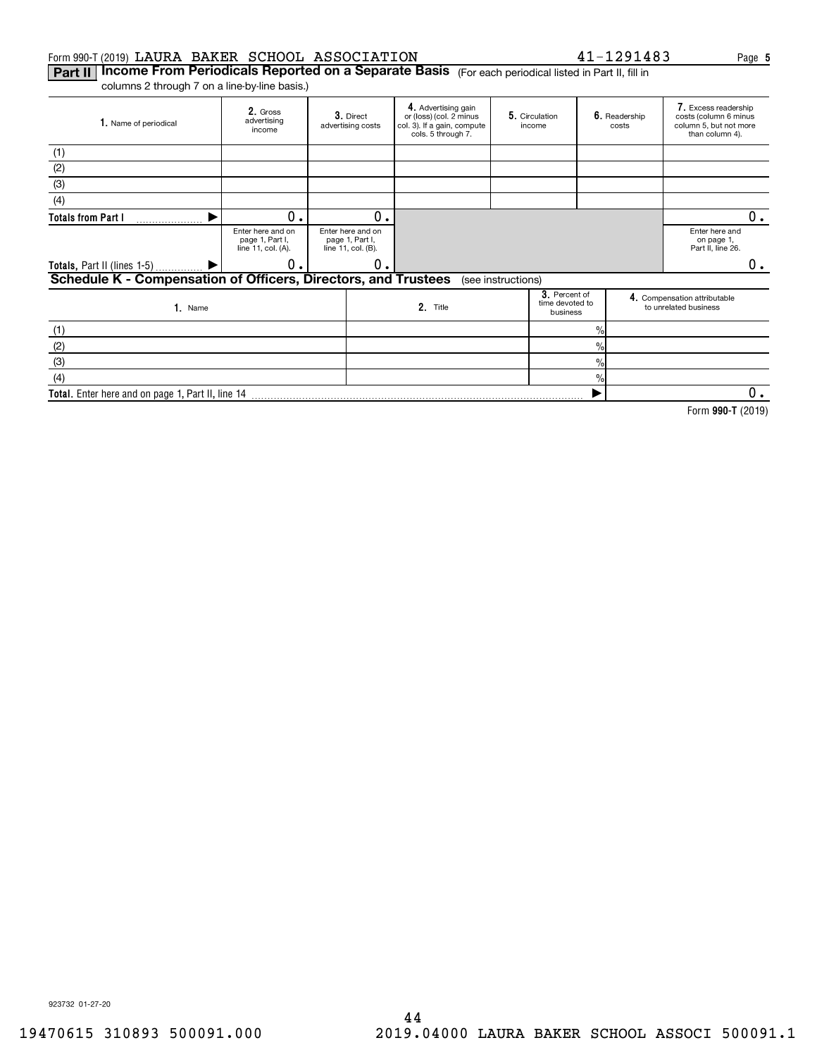Form 990-T (2019) LAURA BAKER SCHOOL ASSOCIATION 41-1291483 Page 5

**Part II** **Income From Periodicals Reported on a Separate Basis** (For each periodical listed in Part II, fill in columns 2 through 7 on a line-by-line basis.)

| 1. Name of periodical | 2. Gross advertising income | 3. Direct advertising costs | 4. Advertising gain or (loss) (col. 2 minus col. 3). If a gain, compute cols. 5 through 7. | 5. Circulation income | 6. Readership costs | 7. Excess readership costs (column 6 minus column 5, but not more than column 4). |
|---|---|---|---|---|---|---|
| (1) | | | | | | |
| (2) | | | | | | |
| (3) | | | | | | |
| (4) | | | | | | |
| **Totals from Part I** ▶ | 0. | 0. | | | | 0. |
| | Enter here and on page 1, Part I, line 11, col. (A). | Enter here and on page 1, Part I, line 11, col. (B). | | | | Enter here and on page 1, Part II, line 26. |
| **Totals**, Part II (lines 1-5) ▶ | 0. | 0. | | | | 0. |

**Schedule K - Compensation of Officers, Directors, and Trustees** (see instructions)

| 1. Name | 2. Title | 3. Percent of time devoted to business | 4. Compensation attributable to unrelated business |
|---|---|---|---|
| (1) | | % | |
| (2) | | % | |
| (3) | | % | |
| (4) | | % | |
| **Total.** Enter here and on page 1, Part II, line 14 | | ▶ | 0. |

Form **990-T** (2019)

923732 01-27-20

19470615 310893 500091.000 2019.04000 LAURA BAKER SCHOOL ASSOCI 500091.1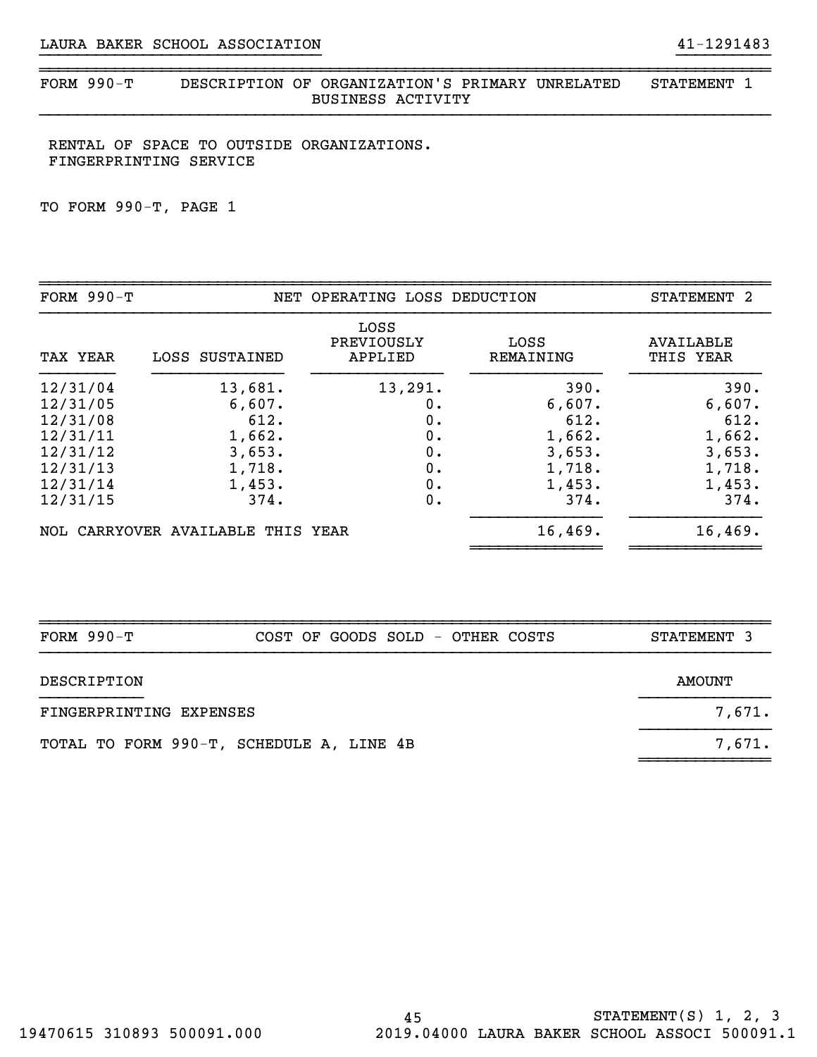LAURA BAKER SCHOOL ASSOCIATION 41-1291483

## FORM 990-T — DESCRIPTION OF ORGANIZATION'S PRIMARY UNRELATED BUSINESS ACTIVITY — STATEMENT 1

RENTAL OF SPACE TO OUTSIDE ORGANIZATIONS.
FINGERPRINTING SERVICE

TO FORM 990-T, PAGE 1

## FORM 990-T — NET OPERATING LOSS DEDUCTION — STATEMENT 2

| TAX YEAR | LOSS SUSTAINED | LOSS PREVIOUSLY APPLIED | LOSS REMAINING | AVAILABLE THIS YEAR |
|---|---|---|---|---|
| 12/31/04 | 13,681. | 13,291. | 390. | 390. |
| 12/31/05 | 6,607. | 0. | 6,607. | 6,607. |
| 12/31/08 | 612. | 0. | 612. | 612. |
| 12/31/11 | 1,662. | 0. | 1,662. | 1,662. |
| 12/31/12 | 3,653. | 0. | 3,653. | 3,653. |
| 12/31/13 | 1,718. | 0. | 1,718. | 1,718. |
| 12/31/14 | 1,453. | 0. | 1,453. | 1,453. |
| 12/31/15 | 374. | 0. | 374. | 374. |
| NOL CARRYOVER AVAILABLE THIS YEAR | | | 16,469. | 16,469. |

## FORM 990-T — COST OF GOODS SOLD - OTHER COSTS — STATEMENT 3

| DESCRIPTION | AMOUNT |
|---|---|
| FINGERPRINTING EXPENSES | 7,671. |
| TOTAL TO FORM 990-T, SCHEDULE A, LINE 4B | 7,671. |

STATEMENT(S) 1, 2, 3

19470615 310893 500091.000 2019.04000 LAURA BAKER SCHOOL ASSOCI 500091.1